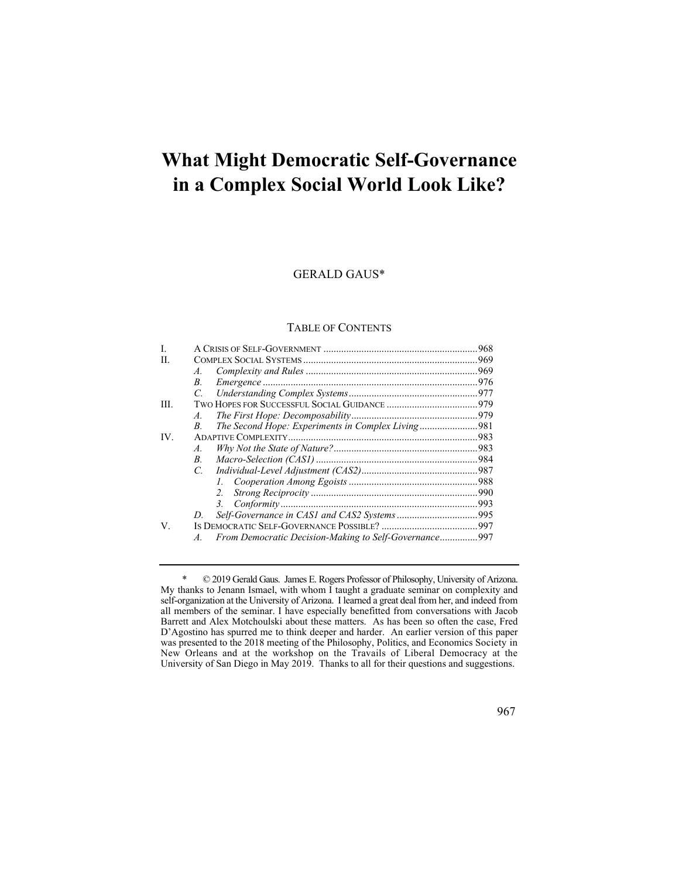# What Might Democratic Self-Governance in a Complex Social World Look Like?

GERALD GAUS*

TABLE OF CONTENTS

I. A CRISIS OF SELF-GOVERNMENT ....................................................968
II. COMPLEX SOCIAL SYSTEMS ....................................................969
  A. *Complexity and Rules* ....................................................969
  B. *Emergence* ....................................................976
  C. *Understanding Complex Systems* ....................................................977
III. TWO HOPES FOR SUCCESSFUL SOCIAL GUIDANCE ....................................................979
  A. *The First Hope: Decomposability* ....................................................979
  B. *The Second Hope: Experiments in Complex Living* ....................................................981
IV. ADAPTIVE COMPLEXITY ....................................................983
  A. *Why Not the State of Nature?* ....................................................983
  B. *Macro-Selection (CAS1)* ....................................................984
  C. *Individual-Level Adjustment (CAS2)* ....................................................987
    1. *Cooperation Among Egoists* ....................................................988
    2. *Strong Reciprocity* ....................................................990
    3. *Conformity* ....................................................993
  D. *Self-Governance in CAS1 and CAS2 Systems* ....................................................995
V. IS DEMOCRATIC SELF-GOVERNANCE POSSIBLE? ....................................................997
  A. *From Democratic Decision-Making to Self-Governance* ....................................................997

---

\* © 2019 Gerald Gaus. James E. Rogers Professor of Philosophy, University of Arizona. My thanks to Jenann Ismael, with whom I taught a graduate seminar on complexity and self-organization at the University of Arizona. I learned a great deal from her, and indeed from all members of the seminar. I have especially benefitted from conversations with Jacob Barrett and Alex Motchoulski about these matters. As has been so often the case, Fred D'Agostino has spurred me to think deeper and harder. An earlier version of this paper was presented to the 2018 meeting of the Philosophy, Politics, and Economics Society in New Orleans and at the workshop on the Travails of Liberal Democracy at the University of San Diego in May 2019. Thanks to all for their questions and suggestions.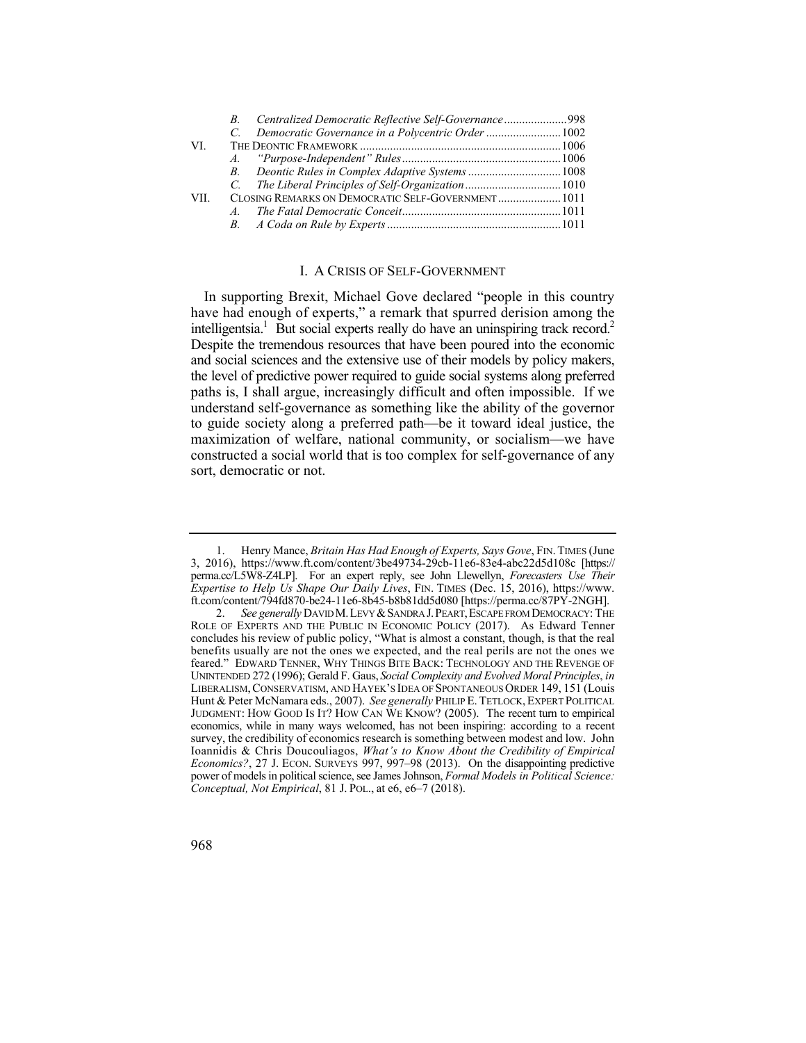| | | |
|---|---|---|
| | *B. Centralized Democratic Reflective Self-Governance* | 998 |
| | *C. Democratic Governance in a Polycentric Order* | 1002 |
| VI. | THE DEONTIC FRAMEWORK | 1006 |
| | *A. "Purpose-Independent" Rules* | 1006 |
| | *B. Deontic Rules in Complex Adaptive Systems* | 1008 |
| | *C. The Liberal Principles of Self-Organization* | 1010 |
| VII. | CLOSING REMARKS ON DEMOCRATIC SELF-GOVERNMENT | 1011 |
| | *A. The Fatal Democratic Conceit* | 1011 |
| | *B. A Coda on Rule by Experts* | 1011 |

## I. A CRISIS OF SELF-GOVERNMENT

In supporting Brexit, Michael Gove declared "people in this country have had enough of experts," a remark that spurred derision among the intelligentsia.[1] But social experts really do have an uninspiring track record.[2] Despite the tremendous resources that have been poured into the economic and social sciences and the extensive use of their models by policy makers, the level of predictive power required to guide social systems along preferred paths is, I shall argue, increasingly difficult and often impossible. If we understand self-governance as something like the ability of the governor to guide society along a preferred path—be it toward ideal justice, the maximization of welfare, national community, or socialism—we have constructed a social world that is too complex for self-governance of any sort, democratic or not.

---

1. Henry Mance, *Britain Has Had Enough of Experts, Says Gove*, FIN. TIMES (June 3, 2016), https://www.ft.com/content/3be49734-29cb-11e6-83e4-abc22d5d108c [https://perma.cc/L5W8-Z4LP]. For an expert reply, see John Llewellyn, *Forecasters Use Their Expertise to Help Us Shape Our Daily Lives*, FIN. TIMES (Dec. 15, 2016), https://www.ft.com/content/794fd870-be24-11e6-8b45-b8b81dd5d080 [https://perma.cc/87PY-2NGH].

2. *See generally* DAVID M. LEVY & SANDRA J. PEART, ESCAPE FROM DEMOCRACY: THE ROLE OF EXPERTS AND THE PUBLIC IN ECONOMIC POLICY (2017). As Edward Tenner concludes his review of public policy, "What is almost a constant, though, is that the real benefits usually are not the ones we expected, and the real perils are not the ones we feared." EDWARD TENNER, WHY THINGS BITE BACK: TECHNOLOGY AND THE REVENGE OF UNINTENDED 272 (1996); Gerald F. Gaus, *Social Complexity and Evolved Moral Principles*, *in* LIBERALISM, CONSERVATISM, AND HAYEK'S IDEA OF SPONTANEOUS ORDER 149, 151 (Louis Hunt & Peter McNamara eds., 2007). *See generally* PHILIP E. TETLOCK, EXPERT POLITICAL JUDGMENT: HOW GOOD IS IT? HOW CAN WE KNOW? (2005). The recent turn to empirical economics, while in many ways welcomed, has not been inspiring: according to a recent survey, the credibility of economics research is something between modest and low. John Ioannidis & Chris Doucouliagos, *What's to Know About the Credibility of Empirical Economics?*, 27 J. ECON. SURVEYS 997, 997–98 (2013). On the disappointing predictive power of models in political science, see James Johnson, *Formal Models in Political Science: Conceptual, Not Empirical*, 81 J. POL., at e6, e6–7 (2018).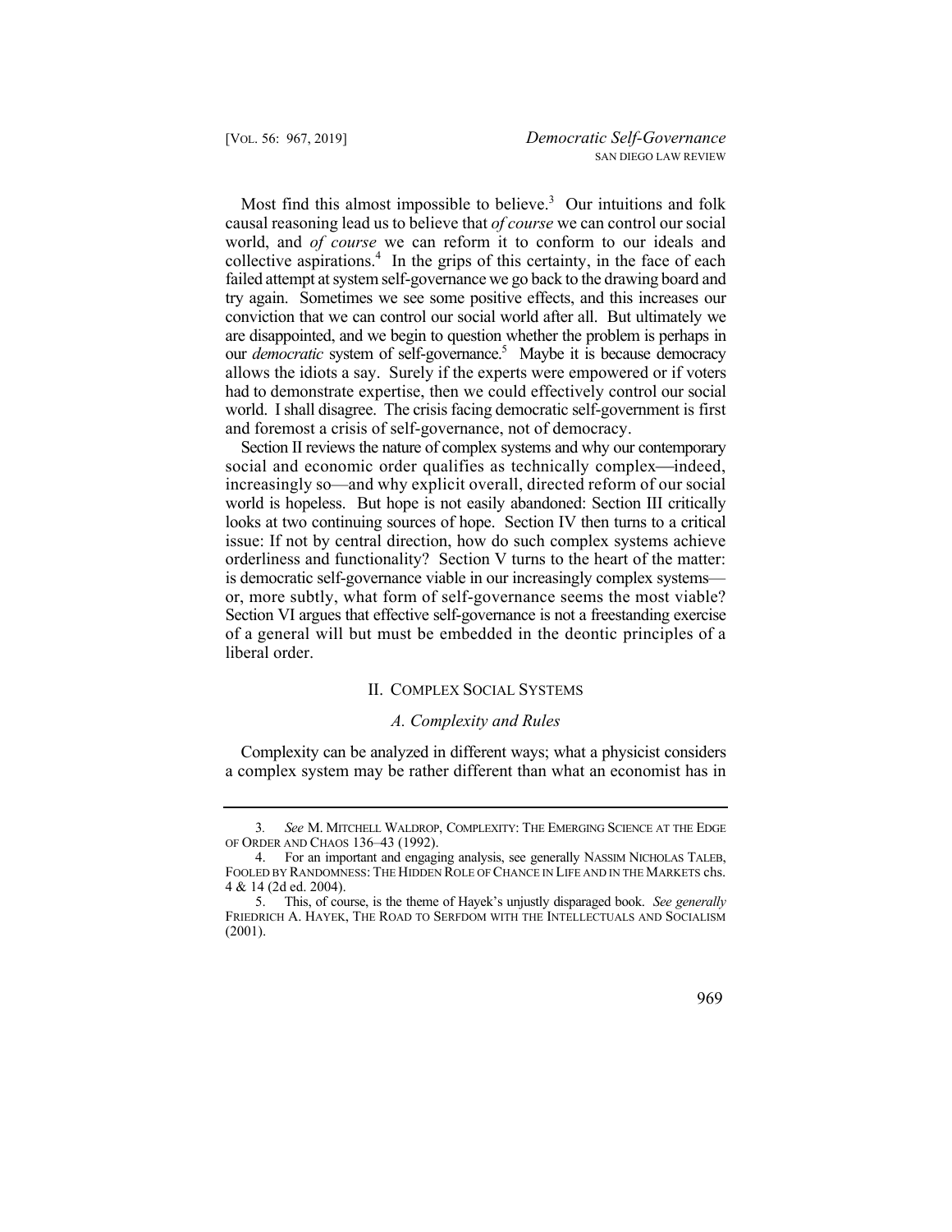Most find this almost impossible to believe.[3] Our intuitions and folk causal reasoning lead us to believe that *of course* we can control our social world, and *of course* we can reform it to conform to our ideals and collective aspirations.[4] In the grips of this certainty, in the face of each failed attempt at system self-governance we go back to the drawing board and try again. Sometimes we see some positive effects, and this increases our conviction that we can control our social world after all. But ultimately we are disappointed, and we begin to question whether the problem is perhaps in our *democratic* system of self-governance.[5] Maybe it is because democracy allows the idiots a say. Surely if the experts were empowered or if voters had to demonstrate expertise, then we could effectively control our social world. I shall disagree. The crisis facing democratic self-government is first and foremost a crisis of self-governance, not of democracy.

Section II reviews the nature of complex systems and why our contemporary social and economic order qualifies as technically complex—indeed, increasingly so—and why explicit overall, directed reform of our social world is hopeless. But hope is not easily abandoned: Section III critically looks at two continuing sources of hope. Section IV then turns to a critical issue: If not by central direction, how do such complex systems achieve orderliness and functionality? Section V turns to the heart of the matter: is democratic self-governance viable in our increasingly complex systems—or, more subtly, what form of self-governance seems the most viable? Section VI argues that effective self-governance is not a freestanding exercise of a general will but must be embedded in the deontic principles of a liberal order.

## II. Complex Social Systems

### *A. Complexity and Rules*

Complexity can be analyzed in different ways; what a physicist considers a complex system may be rather different than what an economist has in

---

3. *See* M. Mitchell Waldrop, Complexity: The Emerging Science at the Edge of Order and Chaos 136–43 (1992).

4. For an important and engaging analysis, see generally Nassim Nicholas Taleb, Fooled by Randomness: The Hidden Role of Chance in Life and in the Markets chs. 4 & 14 (2d ed. 2004).

5. This, of course, is the theme of Hayek's unjustly disparaged book. *See generally* Friedrich A. Hayek, The Road to Serfdom with the Intellectuals and Socialism (2001).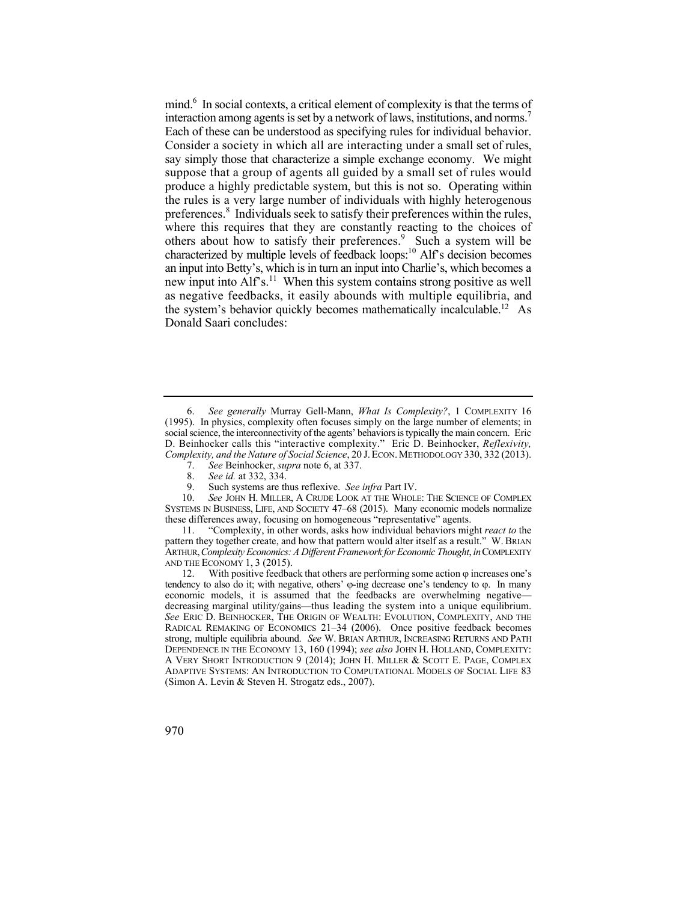mind.[6] In social contexts, a critical element of complexity is that the terms of interaction among agents is set by a network of laws, institutions, and norms.[7] Each of these can be understood as specifying rules for individual behavior. Consider a society in which all are interacting under a small set of rules, say simply those that characterize a simple exchange economy. We might suppose that a group of agents all guided by a small set of rules would produce a highly predictable system, but this is not so. Operating within the rules is a very large number of individuals with highly heterogenous preferences.[8] Individuals seek to satisfy their preferences within the rules, where this requires that they are constantly reacting to the choices of others about how to satisfy their preferences.[9] Such a system will be characterized by multiple levels of feedback loops:[10] Alf's decision becomes an input into Betty's, which is in turn an input into Charlie's, which becomes a new input into Alf's.[11] When this system contains strong positive as well as negative feedbacks, it easily abounds with multiple equilibria, and the system's behavior quickly becomes mathematically incalculable.[12] As Donald Saari concludes:

---

6. *See generally* Murray Gell-Mann, *What Is Complexity?*, 1 COMPLEXITY 16 (1995). In physics, complexity often focuses simply on the large number of elements; in social science, the interconnectivity of the agents' behaviors is typically the main concern. Eric D. Beinhocker calls this "interactive complexity." Eric D. Beinhocker, *Reflexivity, Complexity, and the Nature of Social Science*, 20 J. ECON. METHODOLOGY 330, 332 (2013).

7. *See* Beinhocker, *supra* note 6, at 337.

8. *See id.* at 332, 334.

9. Such systems are thus reflexive. *See infra* Part IV.

10. *See* JOHN H. MILLER, A CRUDE LOOK AT THE WHOLE: THE SCIENCE OF COMPLEX SYSTEMS IN BUSINESS, LIFE, AND SOCIETY 47–68 (2015). Many economic models normalize these differences away, focusing on homogeneous "representative" agents.

11. "Complexity, in other words, asks how individual behaviors might *react to* the pattern they together create, and how that pattern would alter itself as a result." W. BRIAN ARTHUR, *Complexity Economics: A Different Framework for Economic Thought*, *in* COMPLEXITY AND THE ECONOMY 1, 3 (2015).

12. With positive feedback that others are performing some action φ increases one's tendency to also do it; with negative, others' φ-ing decrease one's tendency to φ. In many economic models, it is assumed that the feedbacks are overwhelming negative—decreasing marginal utility/gains—thus leading the system into a unique equilibrium. *See* ERIC D. BEINHOCKER, THE ORIGIN OF WEALTH: EVOLUTION, COMPLEXITY, AND THE RADICAL REMAKING OF ECONOMICS 21–34 (2006). Once positive feedback becomes strong, multiple equilibria abound. *See* W. BRIAN ARTHUR, INCREASING RETURNS AND PATH DEPENDENCE IN THE ECONOMY 13, 160 (1994); *see also* JOHN H. HOLLAND, COMPLEXITY: A VERY SHORT INTRODUCTION 9 (2014); JOHN H. MILLER & SCOTT E. PAGE, COMPLEX ADAPTIVE SYSTEMS: AN INTRODUCTION TO COMPUTATIONAL MODELS OF SOCIAL LIFE 83 (Simon A. Levin & Steven H. Strogatz eds., 2007).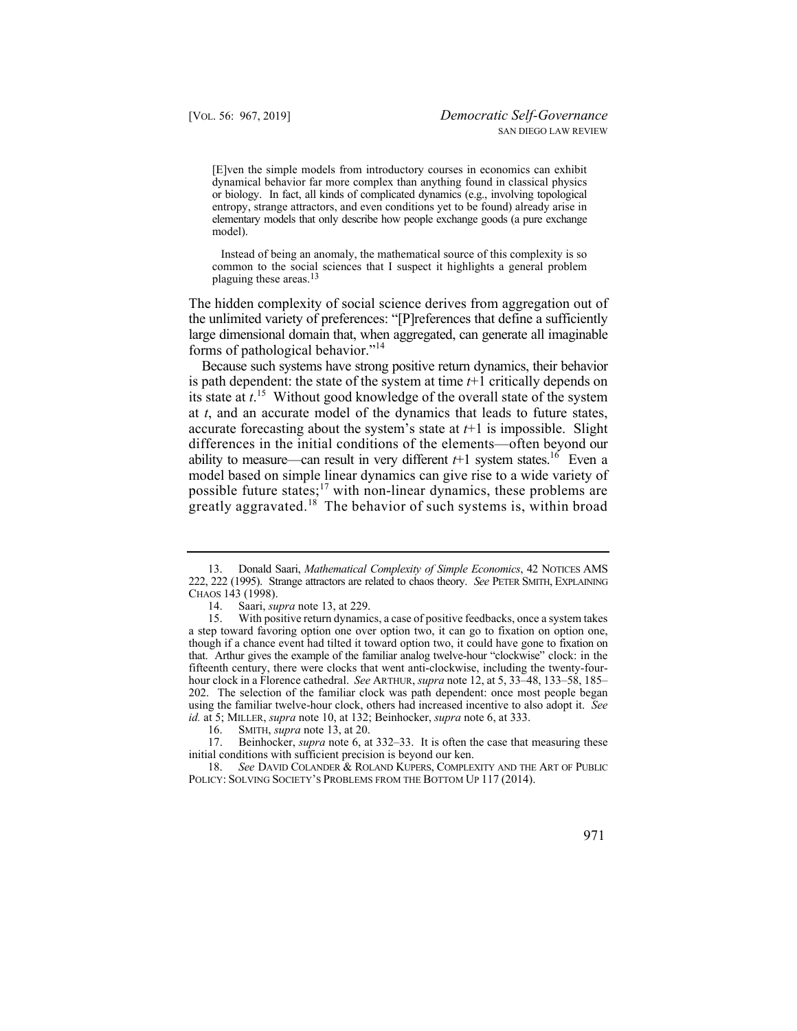> [E]ven the simple models from introductory courses in economics can exhibit dynamical behavior far more complex than anything found in classical physics or biology. In fact, all kinds of complicated dynamics (e.g., involving topological entropy, strange attractors, and even conditions yet to be found) already arise in elementary models that only describe how people exchange goods (a pure exchange model).
>
> Instead of being an anomaly, the mathematical source of this complexity is so common to the social sciences that I suspect it highlights a general problem plaguing these areas.[13]

The hidden complexity of social science derives from aggregation out of the unlimited variety of preferences: "[P]references that define a sufficiently large dimensional domain that, when aggregated, can generate all imaginable forms of pathological behavior."[14]

Because such systems have strong positive return dynamics, their behavior is path dependent: the state of the system at time $t+1$ critically depends on its state at $t$.[15] Without good knowledge of the overall state of the system at $t$, and an accurate model of the dynamics that leads to future states, accurate forecasting about the system's state at $t+1$ is impossible. Slight differences in the initial conditions of the elements—often beyond our ability to measure—can result in very different $t+1$ system states.[16] Even a model based on simple linear dynamics can give rise to a wide variety of possible future states;[17] with non-linear dynamics, these problems are greatly aggravated.[18] The behavior of such systems is, within broad

---

13. Donald Saari, *Mathematical Complexity of Simple Economics*, 42 NOTICES AMS 222, 222 (1995). Strange attractors are related to chaos theory. *See* PETER SMITH, EXPLAINING CHAOS 143 (1998).

14. Saari, *supra* note 13, at 229.

15. With positive return dynamics, a case of positive feedbacks, once a system takes a step toward favoring option one over option two, it can go to fixation on option one, though if a chance event had tilted it toward option two, it could have gone to fixation on that. Arthur gives the example of the familiar analog twelve-hour "clockwise" clock: in the fifteenth century, there were clocks that went anti-clockwise, including the twenty-four-hour clock in a Florence cathedral. *See* ARTHUR, *supra* note 12, at 5, 33–48, 133–58, 185–202. The selection of the familiar clock was path dependent: once most people began using the familiar twelve-hour clock, others had increased incentive to also adopt it. *See id.* at 5; MILLER, *supra* note 10, at 132; Beinhocker, *supra* note 6, at 333.

16. SMITH, *supra* note 13, at 20.

17. Beinhocker, *supra* note 6, at 332–33. It is often the case that measuring these initial conditions with sufficient precision is beyond our ken.

18. *See* DAVID COLANDER & ROLAND KUPERS, COMPLEXITY AND THE ART OF PUBLIC POLICY: SOLVING SOCIETY'S PROBLEMS FROM THE BOTTOM UP 117 (2014).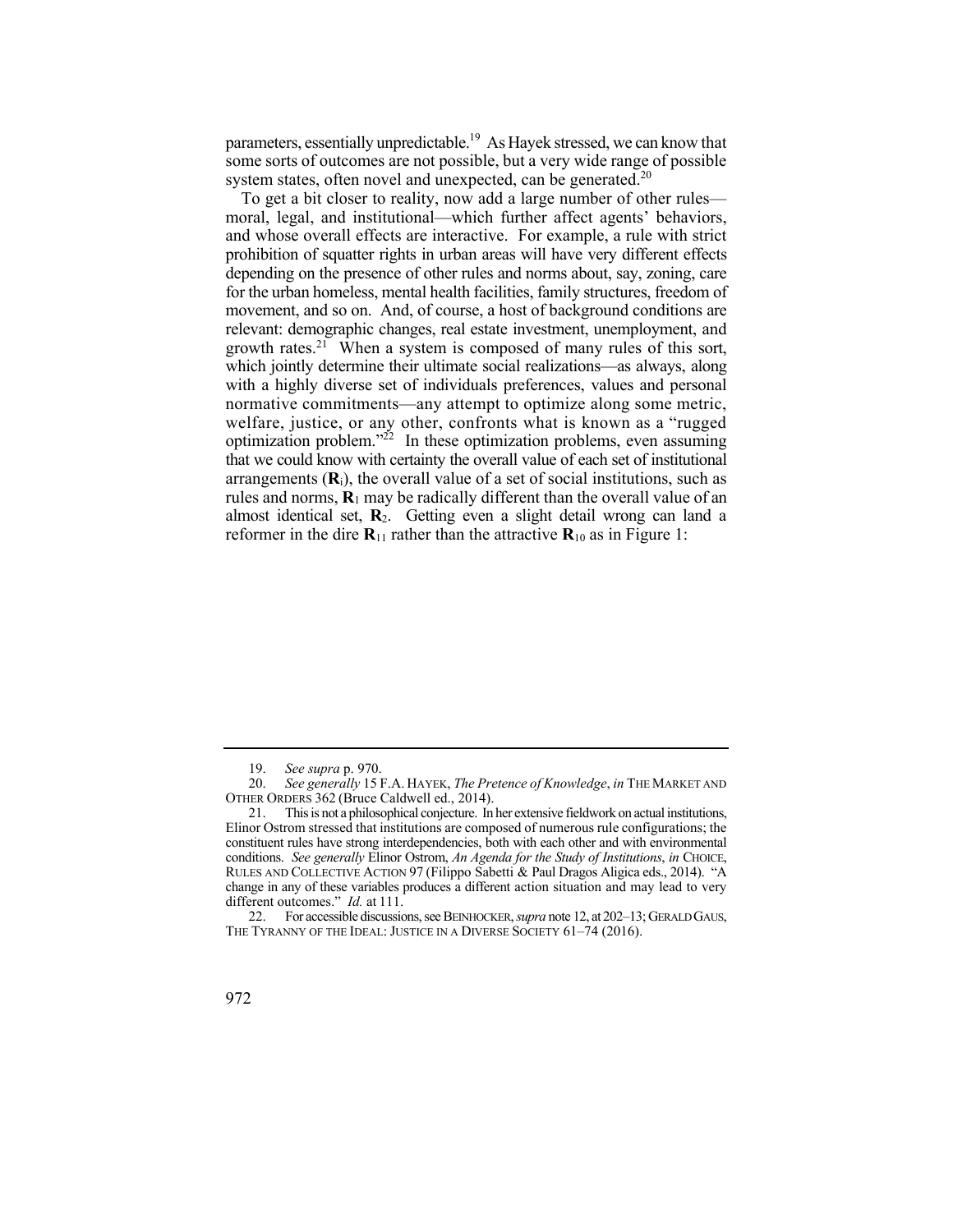parameters, essentially unpredictable.[19] As Hayek stressed, we can know that some sorts of outcomes are not possible, but a very wide range of possible system states, often novel and unexpected, can be generated.[20]

To get a bit closer to reality, now add a large number of other rules—moral, legal, and institutional—which further affect agents' behaviors, and whose overall effects are interactive. For example, a rule with strict prohibition of squatter rights in urban areas will have very different effects depending on the presence of other rules and norms about, say, zoning, care for the urban homeless, mental health facilities, family structures, freedom of movement, and so on. And, of course, a host of background conditions are relevant: demographic changes, real estate investment, unemployment, and growth rates.[21] When a system is composed of many rules of this sort, which jointly determine their ultimate social realizations—as always, along with a highly diverse set of individuals preferences, values and personal normative commitments—any attempt to optimize along some metric, welfare, justice, or any other, confronts what is known as a "rugged optimization problem."[22] In these optimization problems, even assuming that we could know with certainty the overall value of each set of institutional arrangements ($\mathbf{R}_i$), the overall value of a set of social institutions, such as rules and norms, $\mathbf{R}_1$ may be radically different than the overall value of an almost identical set, $\mathbf{R}_2$. Getting even a slight detail wrong can land a reformer in the dire $\mathbf{R}_{11}$ rather than the attractive $\mathbf{R}_{10}$ as in Figure 1:

---

19. *See supra* p. 970.

20. *See generally* 15 F.A. HAYEK, *The Pretence of Knowledge*, *in* THE MARKET AND OTHER ORDERS 362 (Bruce Caldwell ed., 2014).

21. This is not a philosophical conjecture. In her extensive fieldwork on actual institutions, Elinor Ostrom stressed that institutions are composed of numerous rule configurations; the constituent rules have strong interdependencies, both with each other and with environmental conditions. *See generally* Elinor Ostrom, *An Agenda for the Study of Institutions*, *in* CHOICE, RULES AND COLLECTIVE ACTION 97 (Filippo Sabetti & Paul Dragos Aligica eds., 2014). "A change in any of these variables produces a different action situation and may lead to very different outcomes." *Id.* at 111.

22. For accessible discussions, see BEINHOCKER, *supra* note 12, at 202–13; GERALD GAUS, THE TYRANNY OF THE IDEAL: JUSTICE IN A DIVERSE SOCIETY 61–74 (2016).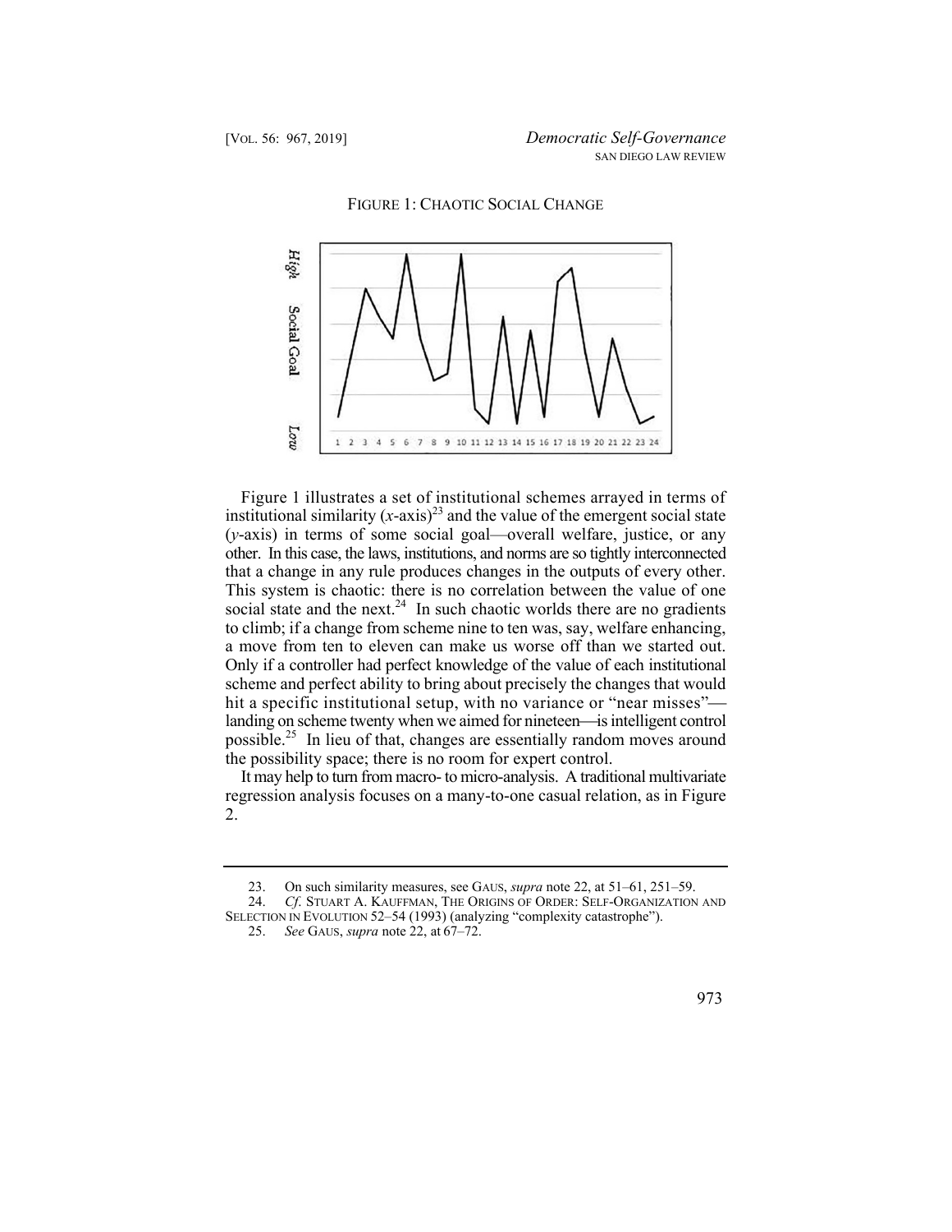FIGURE 1: CHAOTIC SOCIAL CHANGE

Figure 1 illustrates a set of institutional schemes arrayed in terms of institutional similarity (*x*-axis)[23] and the value of the emergent social state (*y*-axis) in terms of some social goal—overall welfare, justice, or any other. In this case, the laws, institutions, and norms are so tightly interconnected that a change in any rule produces changes in the outputs of every other. This system is chaotic: there is no correlation between the value of one social state and the next.[24] In such chaotic worlds there are no gradients to climb; if a change from scheme nine to ten was, say, welfare enhancing, a move from ten to eleven can make us worse off than we started out. Only if a controller had perfect knowledge of the value of each institutional scheme and perfect ability to bring about precisely the changes that would hit a specific institutional setup, with no variance or "near misses"—landing on scheme twenty when we aimed for nineteen—is intelligent control possible.[25] In lieu of that, changes are essentially random moves around the possibility space; there is no room for expert control.

It may help to turn from macro- to micro-analysis. A traditional multivariate regression analysis focuses on a many-to-one casual relation, as in Figure 2.

---

23. On such similarity measures, see GAUS, *supra* note 22, at 51–61, 251–59.

24. *Cf.* STUART A. KAUFFMAN, THE ORIGINS OF ORDER: SELF-ORGANIZATION AND SELECTION IN EVOLUTION 52–54 (1993) (analyzing "complexity catastrophe").

25. *See* GAUS, *supra* note 22, at 67–72.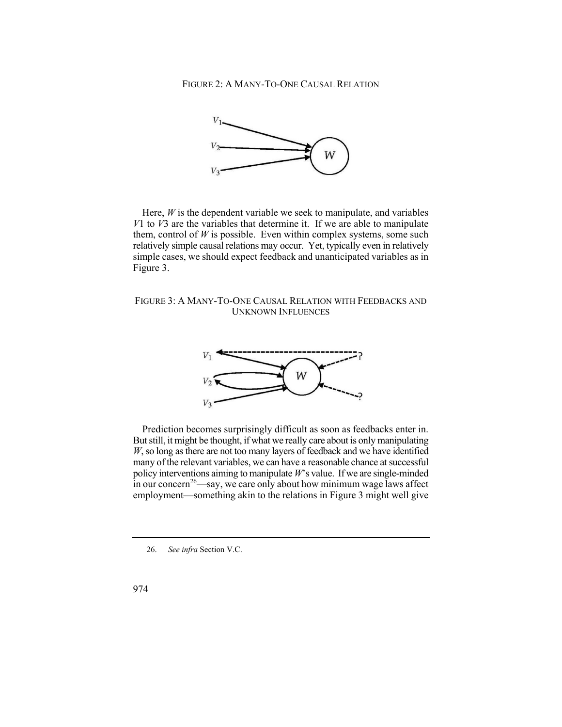FIGURE 2: A MANY-TO-ONE CAUSAL RELATION

Here, *W* is the dependent variable we seek to manipulate, and variables *V*1 to *V*3 are the variables that determine it. If we are able to manipulate them, control of *W* is possible. Even within complex systems, some such relatively simple causal relations may occur. Yet, typically even in relatively simple cases, we should expect feedback and unanticipated variables as in Figure 3.

FIGURE 3: A MANY-TO-ONE CAUSAL RELATION WITH FEEDBACKS AND UNKNOWN INFLUENCES

Prediction becomes surprisingly difficult as soon as feedbacks enter in. But still, it might be thought, if what we really care about is only manipulating *W*, so long as there are not too many layers of feedback and we have identified many of the relevant variables, we can have a reasonable chance at successful policy interventions aiming to manipulate *W*'s value. If we are single-minded in our concern[26]—say, we care only about how minimum wage laws affect employment—something akin to the relations in Figure 3 might well give

26. *See infra* Section V.C.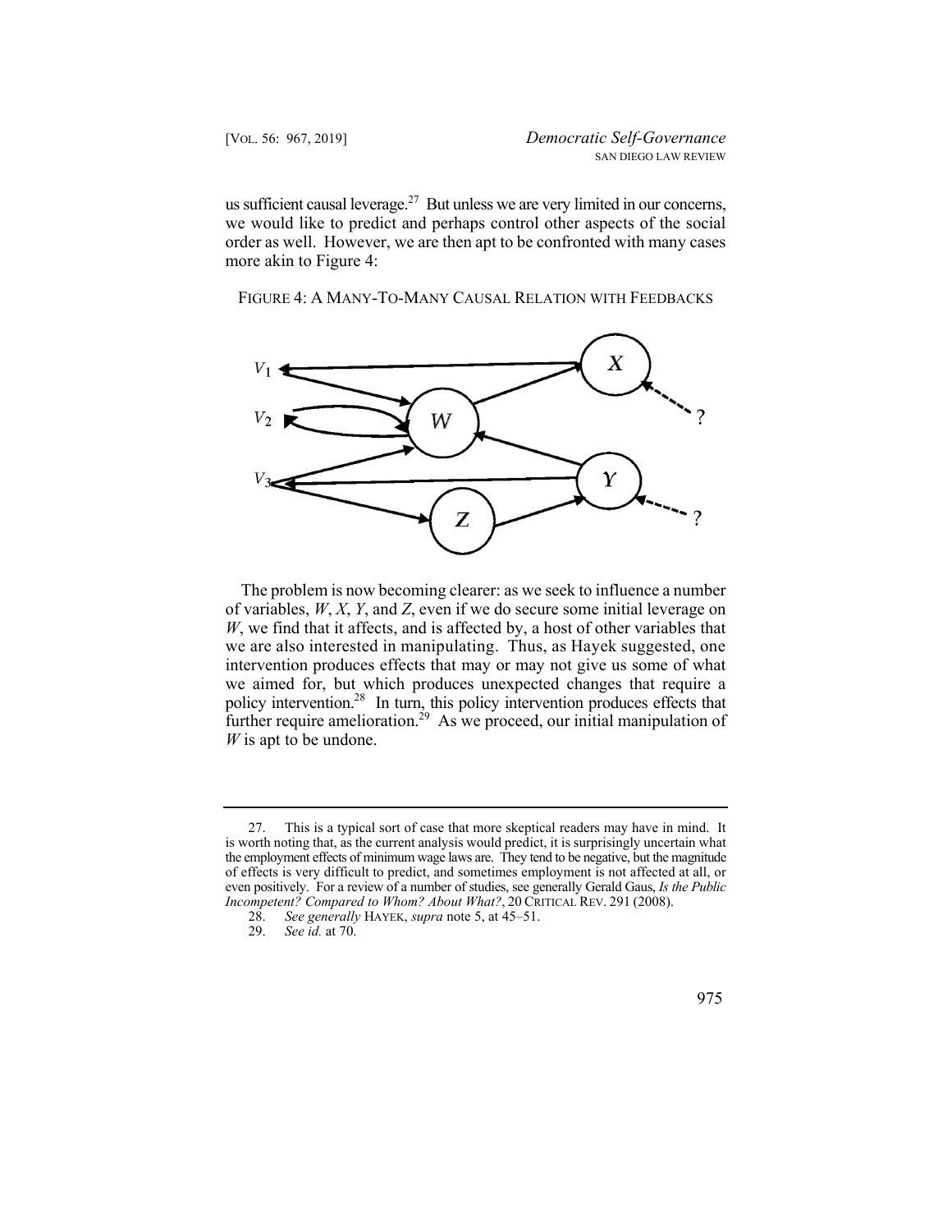us sufficient causal leverage.[27] But unless we are very limited in our concerns, we would like to predict and perhaps control other aspects of the social order as well. However, we are then apt to be confronted with many cases more akin to Figure 4:

FIGURE 4: A MANY-TO-MANY CAUSAL RELATION WITH FEEDBACKS

The problem is now becoming clearer: as we seek to influence a number of variables, *W*, *X*, *Y*, and *Z*, even if we do secure some initial leverage on *W*, we find that it affects, and is affected by, a host of other variables that we are also interested in manipulating. Thus, as Hayek suggested, one intervention produces effects that may or may not give us some of what we aimed for, but which produces unexpected changes that require a policy intervention.[28] In turn, this policy intervention produces effects that further require amelioration.[29] As we proceed, our initial manipulation of *W* is apt to be undone.

---

27. This is a typical sort of case that more skeptical readers may have in mind. It is worth noting that, as the current analysis would predict, it is surprisingly uncertain what the employment effects of minimum wage laws are. They tend to be negative, but the magnitude of effects is very difficult to predict, and sometimes employment is not affected at all, or even positively. For a review of a number of studies, see generally Gerald Gaus, *Is the Public Incompetent? Compared to Whom? About What?*, 20 CRITICAL REV. 291 (2008).

28. *See generally* HAYEK, *supra* note 5, at 45–51.

29. *See id.* at 70.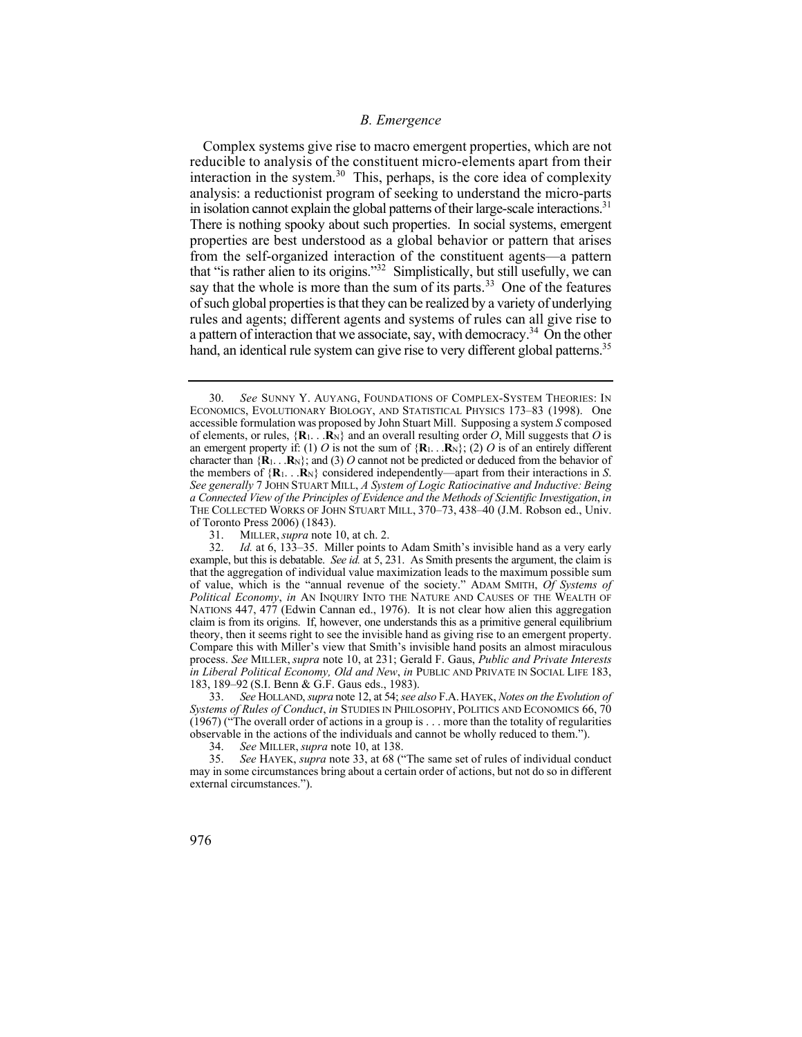### *B. Emergence*

Complex systems give rise to macro emergent properties, which are not reducible to analysis of the constituent micro-elements apart from their interaction in the system.[30] This, perhaps, is the core idea of complexity analysis: a reductionist program of seeking to understand the micro-parts in isolation cannot explain the global patterns of their large-scale interactions.[31] There is nothing spooky about such properties. In social systems, emergent properties are best understood as a global behavior or pattern that arises from the self-organized interaction of the constituent agents—a pattern that "is rather alien to its origins."[32] Simplistically, but still usefully, we can say that the whole is more than the sum of its parts.[33] One of the features of such global properties is that they can be realized by a variety of underlying rules and agents; different agents and systems of rules can all give rise to a pattern of interaction that we associate, say, with democracy.[34] On the other hand, an identical rule system can give rise to very different global patterns.[35]

---

30. *See* SUNNY Y. AUYANG, FOUNDATIONS OF COMPLEX-SYSTEM THEORIES: IN ECONOMICS, EVOLUTIONARY BIOLOGY, AND STATISTICAL PHYSICS 173–83 (1998). One accessible formulation was proposed by John Stuart Mill. Supposing a system *S* composed of elements, or rules, $\{\mathbf{R}_1 \ldots \mathbf{R}_N\}$ and an overall resulting order *O*, Mill suggests that *O* is an emergent property if: (1) *O* is not the sum of $\{\mathbf{R}_1 \ldots \mathbf{R}_N\}$; (2) *O* is of an entirely different character than $\{\mathbf{R}_1 \ldots \mathbf{R}_N\}$; and (3) *O* cannot not be predicted or deduced from the behavior of the members of $\{\mathbf{R}_1 \ldots \mathbf{R}_N\}$ considered independently—apart from their interactions in *S*. *See generally* 7 JOHN STUART MILL, *A System of Logic Ratiocinative and Inductive: Being a Connected View of the Principles of Evidence and the Methods of Scientific Investigation*, *in* THE COLLECTED WORKS OF JOHN STUART MILL, 370–73, 438–40 (J.M. Robson ed., Univ. of Toronto Press 2006) (1843).

31. MILLER, *supra* note 10, at ch. 2.

32. *Id.* at 6, 133–35. Miller points to Adam Smith's invisible hand as a very early example, but this is debatable. *See id.* at 5, 231. As Smith presents the argument, the claim is that the aggregation of individual value maximization leads to the maximum possible sum of value, which is the "annual revenue of the society." ADAM SMITH, *Of Systems of Political Economy*, *in* AN INQUIRY INTO THE NATURE AND CAUSES OF THE WEALTH OF NATIONS 447, 477 (Edwin Cannan ed., 1976). It is not clear how alien this aggregation claim is from its origins. If, however, one understands this as a primitive general equilibrium theory, then it seems right to see the invisible hand as giving rise to an emergent property. Compare this with Miller's view that Smith's invisible hand posits an almost miraculous process. *See* MILLER, *supra* note 10, at 231; Gerald F. Gaus, *Public and Private Interests in Liberal Political Economy, Old and New*, *in* PUBLIC AND PRIVATE IN SOCIAL LIFE 183, 183, 189–92 (S.I. Benn & G.F. Gaus eds., 1983).

33. *See* HOLLAND, *supra* note 12, at 54; *see also* F.A. HAYEK, *Notes on the Evolution of Systems of Rules of Conduct*, *in* STUDIES IN PHILOSOPHY, POLITICS AND ECONOMICS 66, 70 (1967) ("The overall order of actions in a group is . . . more than the totality of regularities observable in the actions of the individuals and cannot be wholly reduced to them.").

34. *See* MILLER, *supra* note 10, at 138.

35. *See* HAYEK, *supra* note 33, at 68 ("The same set of rules of individual conduct may in some circumstances bring about a certain order of actions, but not do so in different external circumstances.").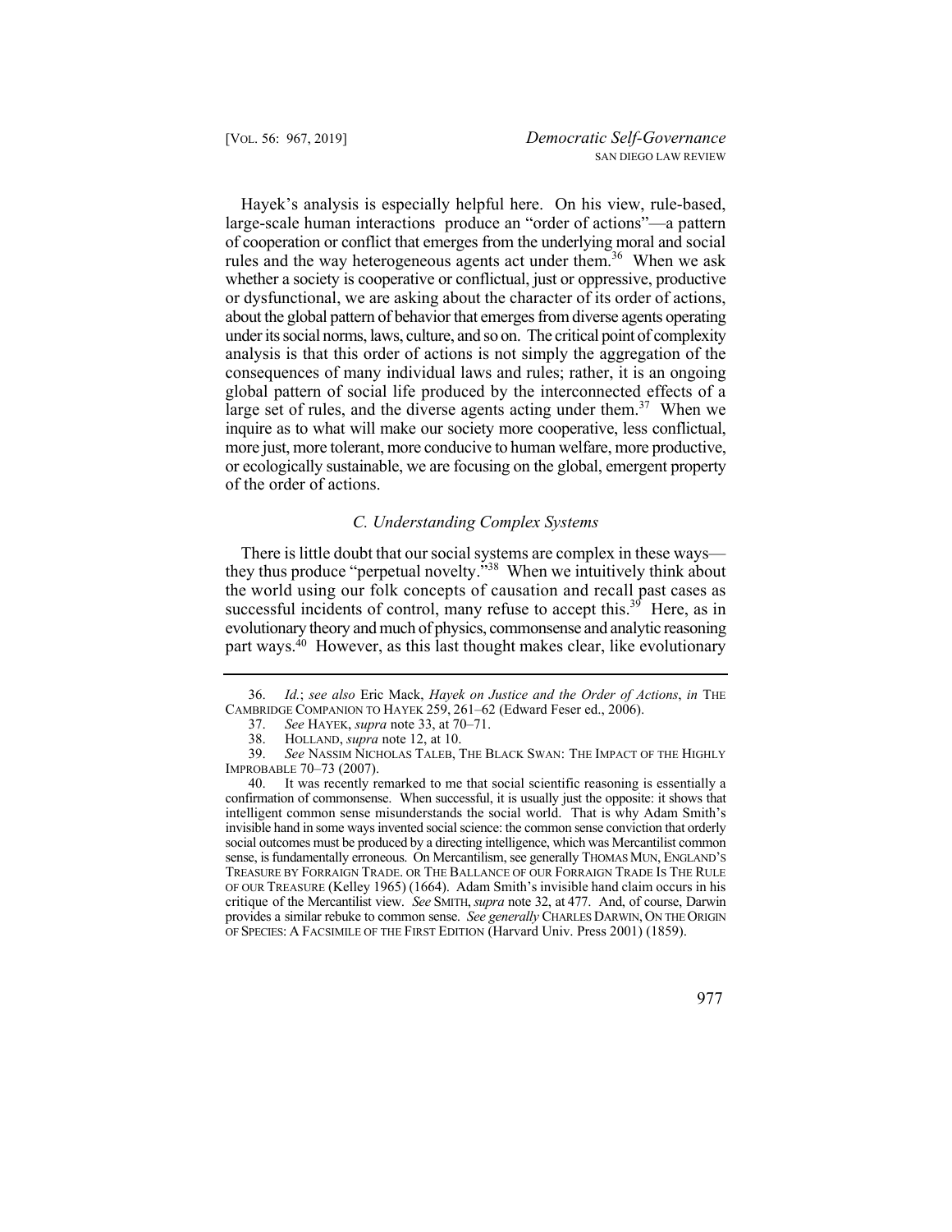Hayek's analysis is especially helpful here. On his view, rule-based, large-scale human interactions produce an "order of actions"—a pattern of cooperation or conflict that emerges from the underlying moral and social rules and the way heterogeneous agents act under them.[36] When we ask whether a society is cooperative or conflictual, just or oppressive, productive or dysfunctional, we are asking about the character of its order of actions, about the global pattern of behavior that emerges from diverse agents operating under its social norms, laws, culture, and so on. The critical point of complexity analysis is that this order of actions is not simply the aggregation of the consequences of many individual laws and rules; rather, it is an ongoing global pattern of social life produced by the interconnected effects of a large set of rules, and the diverse agents acting under them.[37] When we inquire as to what will make our society more cooperative, less conflictual, more just, more tolerant, more conducive to human welfare, more productive, or ecologically sustainable, we are focusing on the global, emergent property of the order of actions.

### *C. Understanding Complex Systems*

There is little doubt that our social systems are complex in these ways—they thus produce "perpetual novelty."[38] When we intuitively think about the world using our folk concepts of causation and recall past cases as successful incidents of control, many refuse to accept this.[39] Here, as in evolutionary theory and much of physics, commonsense and analytic reasoning part ways.[40] However, as this last thought makes clear, like evolutionary

---

36. *Id.*; *see also* Eric Mack, *Hayek on Justice and the Order of Actions*, *in* THE CAMBRIDGE COMPANION TO HAYEK 259, 261–62 (Edward Feser ed., 2006).

37. *See* HAYEK, *supra* note 33, at 70–71.

38. HOLLAND, *supra* note 12, at 10.

39. *See* NASSIM NICHOLAS TALEB, THE BLACK SWAN: THE IMPACT OF THE HIGHLY IMPROBABLE 70–73 (2007).

40. It was recently remarked to me that social scientific reasoning is essentially a confirmation of commonsense. When successful, it is usually just the opposite: it shows that intelligent common sense misunderstands the social world. That is why Adam Smith's invisible hand in some ways invented social science: the common sense conviction that orderly social outcomes must be produced by a directing intelligence, which was Mercantilist common sense, is fundamentally erroneous. On Mercantilism, see generally THOMAS MUN, ENGLAND'S TREASURE BY FORRAIGN TRADE. OR THE BALLANCE OF OUR FORRAIGN TRADE IS THE RULE OF OUR TREASURE (Kelley 1965) (1664). Adam Smith's invisible hand claim occurs in his critique of the Mercantilist view. *See* SMITH, *supra* note 32, at 477. And, of course, Darwin provides a similar rebuke to common sense. *See generally* CHARLES DARWIN, ON THE ORIGIN OF SPECIES: A FACSIMILE OF THE FIRST EDITION (Harvard Univ. Press 2001) (1859).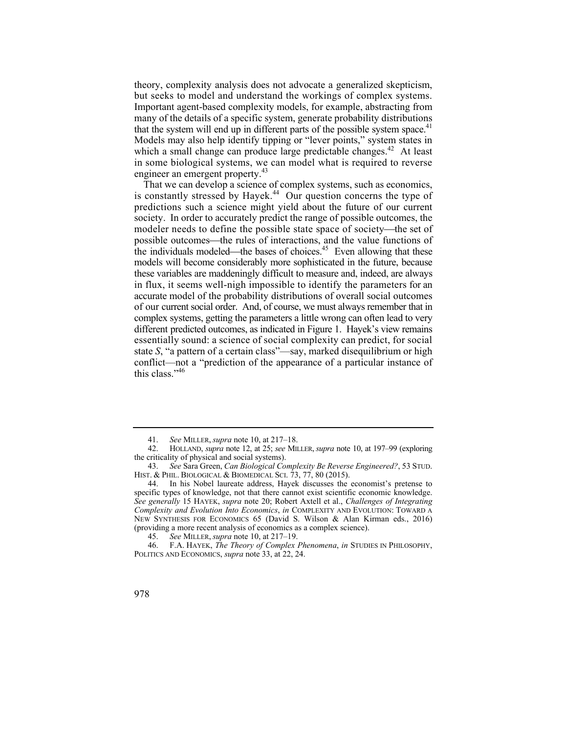theory, complexity analysis does not advocate a generalized skepticism, but seeks to model and understand the workings of complex systems. Important agent-based complexity models, for example, abstracting from many of the details of a specific system, generate probability distributions that the system will end up in different parts of the possible system space.[41] Models may also help identify tipping or "lever points," system states in which a small change can produce large predictable changes.[42] At least in some biological systems, we can model what is required to reverse engineer an emergent property.[43]

That we can develop a science of complex systems, such as economics, is constantly stressed by Hayek.[44] Our question concerns the type of predictions such a science might yield about the future of our current society. In order to accurately predict the range of possible outcomes, the modeler needs to define the possible state space of society—the set of possible outcomes—the rules of interactions, and the value functions of the individuals modeled—the bases of choices.[45] Even allowing that these models will become considerably more sophisticated in the future, because these variables are maddeningly difficult to measure and, indeed, are always in flux, it seems well-nigh impossible to identify the parameters for an accurate model of the probability distributions of overall social outcomes of our current social order. And, of course, we must always remember that in complex systems, getting the parameters a little wrong can often lead to very different predicted outcomes, as indicated in Figure 1. Hayek's view remains essentially sound: a science of social complexity can predict, for social state *S*, "a pattern of a certain class"—say, marked disequilibrium or high conflict—not a "prediction of the appearance of a particular instance of this class."[46]

---

41. *See* MILLER, *supra* note 10, at 217–18.

42. HOLLAND, *supra* note 12, at 25; *see* MILLER, *supra* note 10, at 197–99 (exploring the criticality of physical and social systems).

43. *See* Sara Green, *Can Biological Complexity Be Reverse Engineered?*, 53 STUD. HIST. & PHIL. BIOLOGICAL & BIOMEDICAL SCI. 73, 77, 80 (2015).

44. In his Nobel laureate address, Hayek discusses the economist's pretense to specific types of knowledge, not that there cannot exist scientific economic knowledge. *See generally* 15 HAYEK, *supra* note 20; Robert Axtell et al., *Challenges of Integrating Complexity and Evolution Into Economics*, *in* COMPLEXITY AND EVOLUTION: TOWARD A NEW SYNTHESIS FOR ECONOMICS 65 (David S. Wilson & Alan Kirman eds., 2016) (providing a more recent analysis of economics as a complex science).

45. *See* MILLER, *supra* note 10, at 217–19.

46. F.A. HAYEK, *The Theory of Complex Phenomena*, *in* STUDIES IN PHILOSOPHY, POLITICS AND ECONOMICS, *supra* note 33, at 22, 24.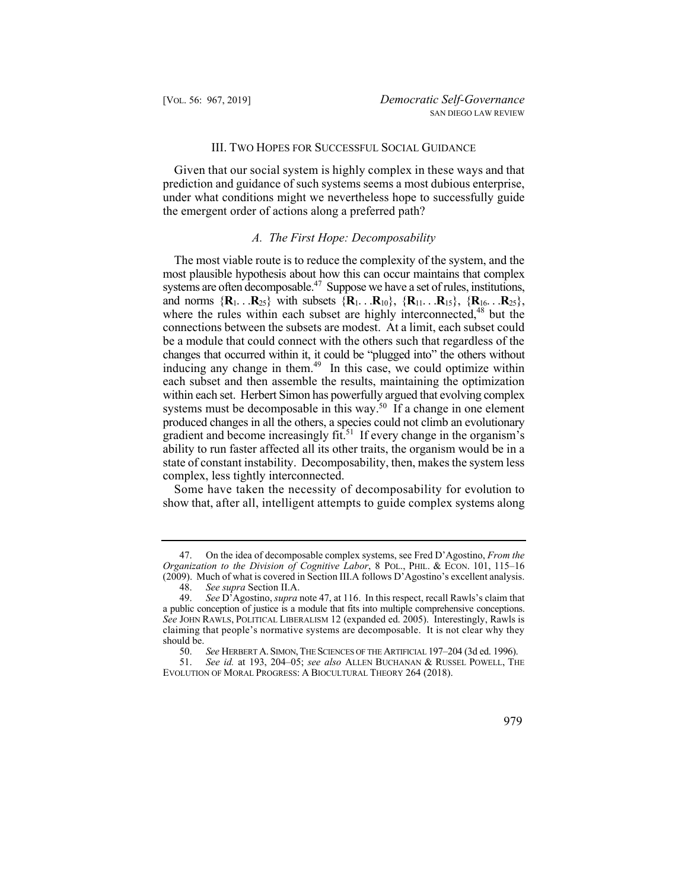## III. Two Hopes for Successful Social Guidance

Given that our social system is highly complex in these ways and that prediction and guidance of such systems seems a most dubious enterprise, under what conditions might we nevertheless hope to successfully guide the emergent order of actions along a preferred path?

### *A. The First Hope: Decomposability*

The most viable route is to reduce the complexity of the system, and the most plausible hypothesis about how this can occur maintains that complex systems are often decomposable.[47] Suppose we have a set of rules, institutions, and norms $\{\mathbf{R}_1 \ldots \mathbf{R}_{25}\}$ with subsets $\{\mathbf{R}_1 \ldots \mathbf{R}_{10}\}$, $\{\mathbf{R}_{11} \ldots \mathbf{R}_{15}\}$, $\{\mathbf{R}_{16} \ldots \mathbf{R}_{25}\}$, where the rules within each subset are highly interconnected,[48] but the connections between the subsets are modest. At a limit, each subset could be a module that could connect with the others such that regardless of the changes that occurred within it, it could be "plugged into" the others without inducing any change in them.[49] In this case, we could optimize within each subset and then assemble the results, maintaining the optimization within each set. Herbert Simon has powerfully argued that evolving complex systems must be decomposable in this way.[50] If a change in one element produced changes in all the others, a species could not climb an evolutionary gradient and become increasingly fit.[51] If every change in the organism's ability to run faster affected all its other traits, the organism would be in a state of constant instability. Decomposability, then, makes the system less complex, less tightly interconnected.

Some have taken the necessity of decomposability for evolution to show that, after all, intelligent attempts to guide complex systems along

---

47. On the idea of decomposable complex systems, see Fred D'Agostino, *From the Organization to the Division of Cognitive Labor*, 8 POL., PHIL. & ECON. 101, 115–16 (2009). Much of what is covered in Section III.A follows D'Agostino's excellent analysis.

48. *See supra* Section II.A.

49. *See* D'Agostino, *supra* note 47, at 116. In this respect, recall Rawls's claim that a public conception of justice is a module that fits into multiple comprehensive conceptions. *See* JOHN RAWLS, POLITICAL LIBERALISM 12 (expanded ed. 2005). Interestingly, Rawls is claiming that people's normative systems are decomposable. It is not clear why they should be.

50. *See* HERBERT A. SIMON, THE SCIENCES OF THE ARTIFICIAL 197–204 (3d ed. 1996).

51. *See id.* at 193, 204–05; *see also* ALLEN BUCHANAN & RUSSEL POWELL, THE EVOLUTION OF MORAL PROGRESS: A BIOCULTURAL THEORY 264 (2018).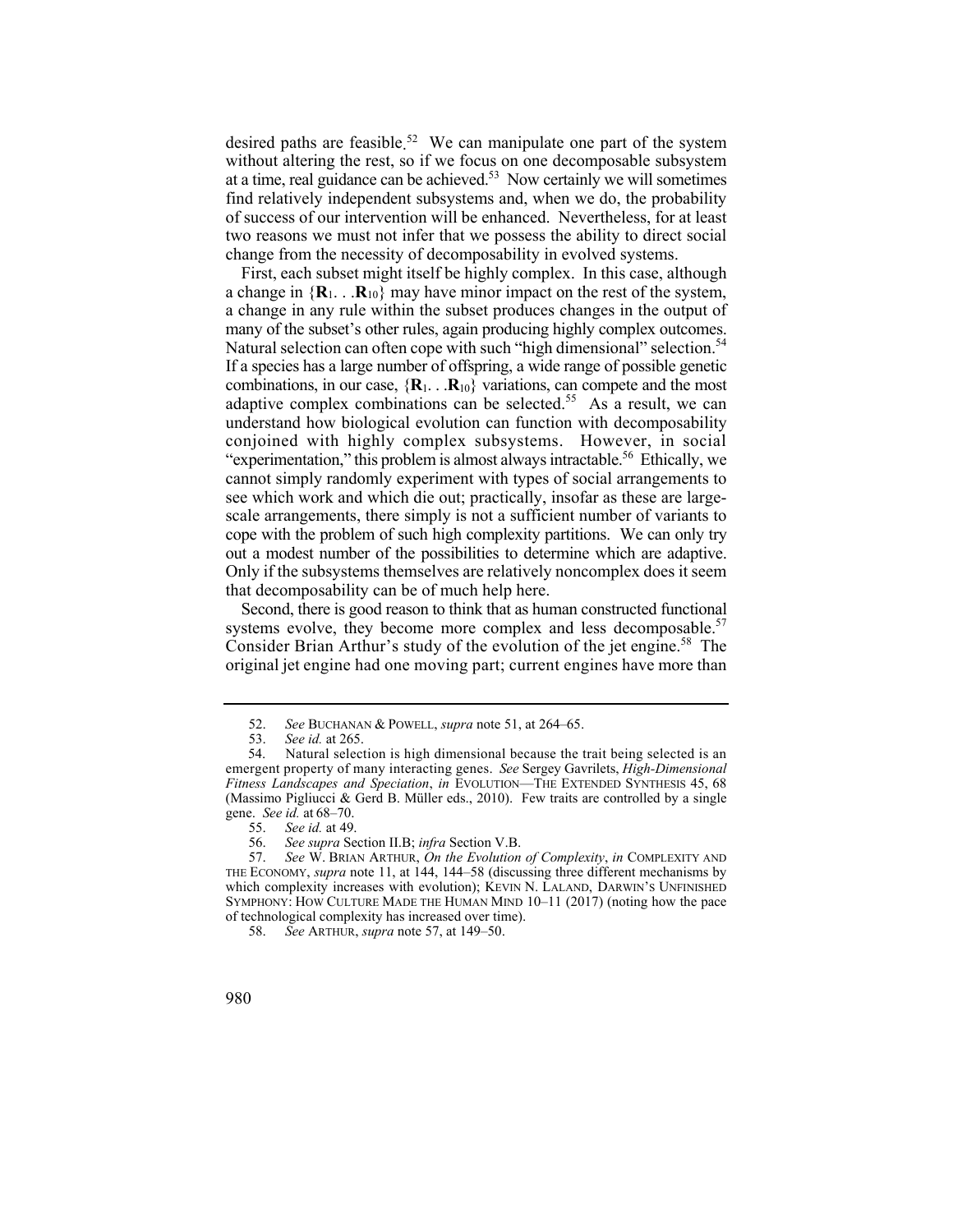desired paths are feasible.[52] We can manipulate one part of the system without altering the rest, so if we focus on one decomposable subsystem at a time, real guidance can be achieved.[53] Now certainly we will sometimes find relatively independent subsystems and, when we do, the probability of success of our intervention will be enhanced. Nevertheless, for at least two reasons we must not infer that we possess the ability to direct social change from the necessity of decomposability in evolved systems.

First, each subset might itself be highly complex. In this case, although a change in $\{\mathbf{R}_1 \ldots \mathbf{R}_{10}\}$ may have minor impact on the rest of the system, a change in any rule within the subset produces changes in the output of many of the subset's other rules, again producing highly complex outcomes. Natural selection can often cope with such "high dimensional" selection.[54] If a species has a large number of offspring, a wide range of possible genetic combinations, in our case, $\{\mathbf{R}_1 \ldots \mathbf{R}_{10}\}$ variations, can compete and the most adaptive complex combinations can be selected.[55] As a result, we can understand how biological evolution can function with decomposability conjoined with highly complex subsystems. However, in social "experimentation," this problem is almost always intractable.[56] Ethically, we cannot simply randomly experiment with types of social arrangements to see which work and which die out; practically, insofar as these are large-scale arrangements, there simply is not a sufficient number of variants to cope with the problem of such high complexity partitions. We can only try out a modest number of the possibilities to determine which are adaptive. Only if the subsystems themselves are relatively noncomplex does it seem that decomposability can be of much help here.

Second, there is good reason to think that as human constructed functional systems evolve, they become more complex and less decomposable.[57] Consider Brian Arthur's study of the evolution of the jet engine.[58] The original jet engine had one moving part; current engines have more than

---

52. *See* BUCHANAN & POWELL, *supra* note 51, at 264–65.

53. *See id.* at 265.

54. Natural selection is high dimensional because the trait being selected is an emergent property of many interacting genes. *See* Sergey Gavrilets, *High-Dimensional Fitness Landscapes and Speciation*, *in* EVOLUTION—THE EXTENDED SYNTHESIS 45, 68 (Massimo Pigliucci & Gerd B. Müller eds., 2010). Few traits are controlled by a single gene. *See id.* at 68–70.

55. *See id.* at 49.

56. *See supra* Section II.B; *infra* Section V.B.

57. *See* W. BRIAN ARTHUR, *On the Evolution of Complexity*, *in* COMPLEXITY AND THE ECONOMY, *supra* note 11, at 144, 144–58 (discussing three different mechanisms by which complexity increases with evolution); KEVIN N. LALAND, DARWIN'S UNFINISHED SYMPHONY: HOW CULTURE MADE THE HUMAN MIND 10–11 (2017) (noting how the pace of technological complexity has increased over time).

58. *See* ARTHUR, *supra* note 57, at 149–50.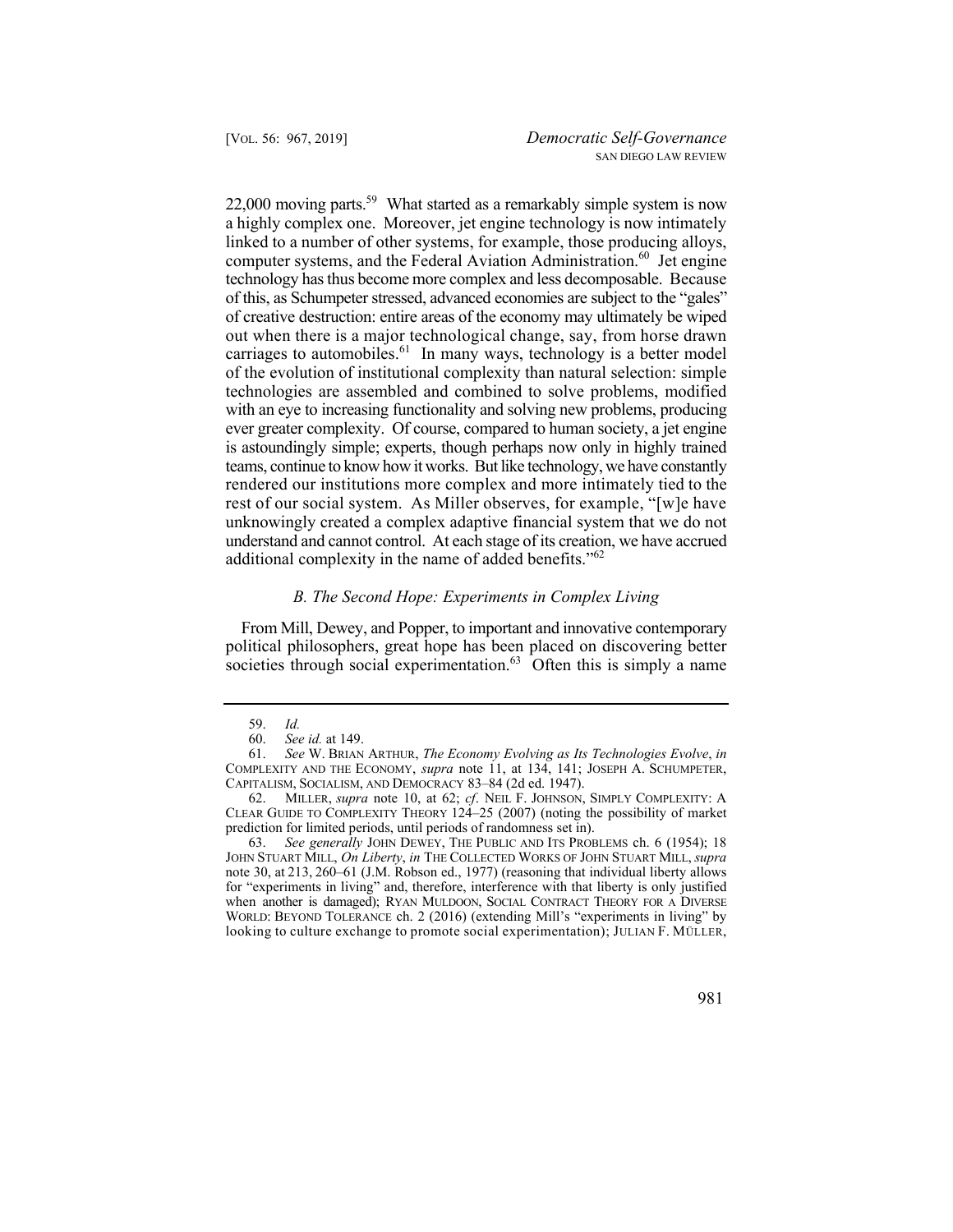22,000 moving parts.[59] What started as a remarkably simple system is now a highly complex one. Moreover, jet engine technology is now intimately linked to a number of other systems, for example, those producing alloys, computer systems, and the Federal Aviation Administration.[60] Jet engine technology has thus become more complex and less decomposable. Because of this, as Schumpeter stressed, advanced economies are subject to the "gales" of creative destruction: entire areas of the economy may ultimately be wiped out when there is a major technological change, say, from horse drawn carriages to automobiles.[61] In many ways, technology is a better model of the evolution of institutional complexity than natural selection: simple technologies are assembled and combined to solve problems, modified with an eye to increasing functionality and solving new problems, producing ever greater complexity. Of course, compared to human society, a jet engine is astoundingly simple; experts, though perhaps now only in highly trained teams, continue to know how it works. But like technology, we have constantly rendered our institutions more complex and more intimately tied to the rest of our social system. As Miller observes, for example, "[w]e have unknowingly created a complex adaptive financial system that we do not understand and cannot control. At each stage of its creation, we have accrued additional complexity in the name of added benefits."[62]

### *B. The Second Hope: Experiments in Complex Living*

From Mill, Dewey, and Popper, to important and innovative contemporary political philosophers, great hope has been placed on discovering better societies through social experimentation.[63] Often this is simply a name

---

59. *Id.*

60. *See id.* at 149.

61. *See* W. BRIAN ARTHUR, *The Economy Evolving as Its Technologies Evolve*, *in* COMPLEXITY AND THE ECONOMY, *supra* note 11, at 134, 141; JOSEPH A. SCHUMPETER, CAPITALISM, SOCIALISM, AND DEMOCRACY 83–84 (2d ed. 1947).

62. MILLER, *supra* note 10, at 62; *cf*. NEIL F. JOHNSON, SIMPLY COMPLEXITY: A CLEAR GUIDE TO COMPLEXITY THEORY 124–25 (2007) (noting the possibility of market prediction for limited periods, until periods of randomness set in).

63. *See generally* JOHN DEWEY, THE PUBLIC AND ITS PROBLEMS ch. 6 (1954); 18 JOHN STUART MILL, *On Liberty*, *in* THE COLLECTED WORKS OF JOHN STUART MILL, *supra* note 30, at 213, 260–61 (J.M. Robson ed., 1977) (reasoning that individual liberty allows for "experiments in living" and, therefore, interference with that liberty is only justified when another is damaged); RYAN MULDOON, SOCIAL CONTRACT THEORY FOR A DIVERSE WORLD: BEYOND TOLERANCE ch. 2 (2016) (extending Mill's "experiments in living" by looking to culture exchange to promote social experimentation); JULIAN F. MÜLLER,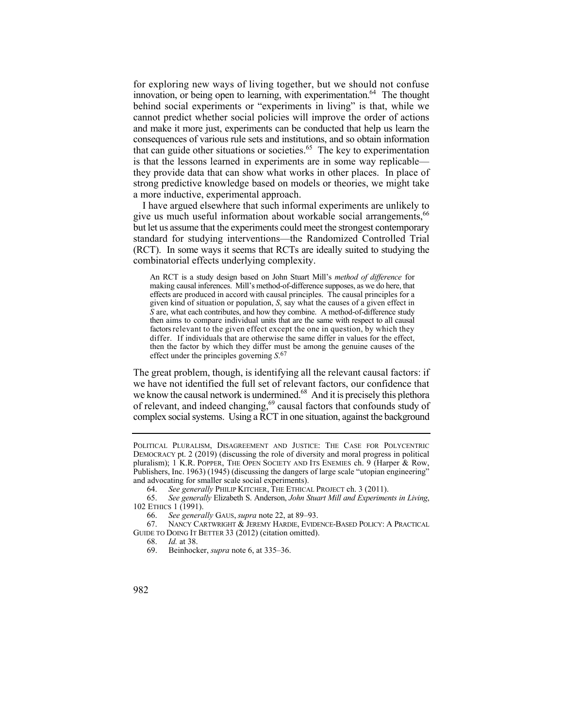for exploring new ways of living together, but we should not confuse innovation, or being open to learning, with experimentation.[64] The thought behind social experiments or "experiments in living" is that, while we cannot predict whether social policies will improve the order of actions and make it more just, experiments can be conducted that help us learn the consequences of various rule sets and institutions, and so obtain information that can guide other situations or societies.[65] The key to experimentation is that the lessons learned in experiments are in some way replicable—they provide data that can show what works in other places. In place of strong predictive knowledge based on models or theories, we might take a more inductive, experimental approach.

I have argued elsewhere that such informal experiments are unlikely to give us much useful information about workable social arrangements,[66] but let us assume that the experiments could meet the strongest contemporary standard for studying interventions—the Randomized Controlled Trial (RCT). In some ways it seems that RCTs are ideally suited to studying the combinatorial effects underlying complexity.

> An RCT is a study design based on John Stuart Mill's *method of difference* for making causal inferences. Mill's method-of-difference supposes, as we do here, that effects are produced in accord with causal principles. The causal principles for a given kind of situation or population, *S*, say what the causes of a given effect in *S* are, what each contributes, and how they combine. A method-of-difference study then aims to compare individual units that are the same with respect to all causal factors relevant to the given effect except the one in question, by which they differ. If individuals that are otherwise the same differ in values for the effect, then the factor by which they differ must be among the genuine causes of the effect under the principles governing *S*.[67]

The great problem, though, is identifying all the relevant causal factors: if we have not identified the full set of relevant factors, our confidence that we know the causal network is undermined.[68] And it is precisely this plethora of relevant, and indeed changing,[69] causal factors that confounds study of complex social systems. Using a RCT in one situation, against the background

---

POLITICAL PLURALISM, DISAGREEMENT AND JUSTICE: THE CASE FOR POLYCENTRIC DEMOCRACY pt. 2 (2019) (discussing the role of diversity and moral progress in political pluralism); 1 K.R. POPPER, THE OPEN SOCIETY AND ITS ENEMIES ch. 9 (Harper & Row, Publishers, Inc. 1963) (1945) (discussing the dangers of large scale "utopian engineering" and advocating for smaller scale social experiments).

64. *See generally* PHILIP KITCHER, THE ETHICAL PROJECT ch. 3 (2011).

65. *See generally* Elizabeth S. Anderson, *John Stuart Mill and Experiments in Living*, 102 ETHICS 1 (1991).

66. *See generally* GAUS, *supra* note 22, at 89–93.

67. NANCY CARTWRIGHT & JEREMY HARDIE, EVIDENCE-BASED POLICY: A PRACTICAL GUIDE TO DOING IT BETTER 33 (2012) (citation omitted).

68. *Id.* at 38.

69. Beinhocker, *supra* note 6, at 335–36.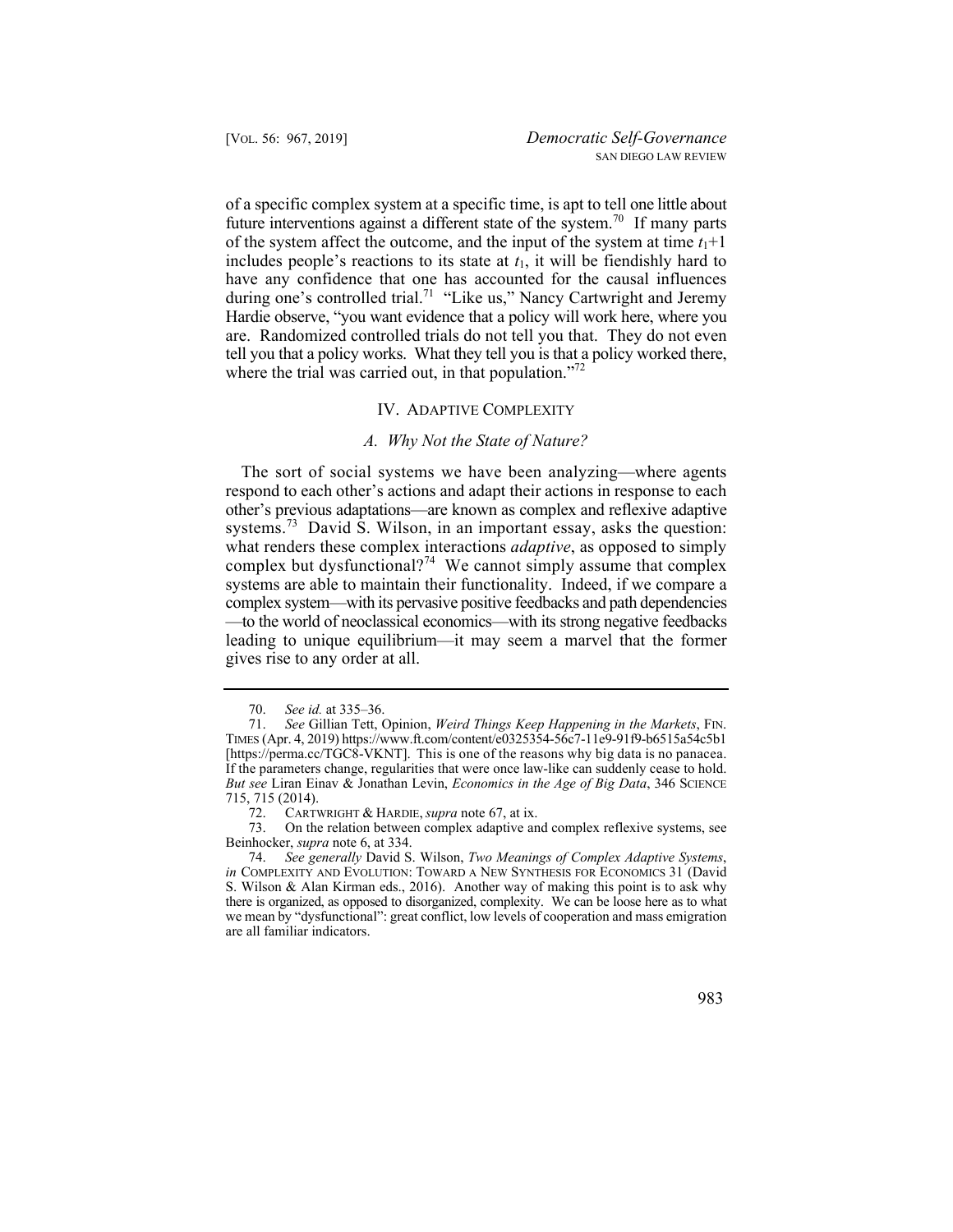of a specific complex system at a specific time, is apt to tell one little about future interventions against a different state of the system.[70] If many parts of the system affect the outcome, and the input of the system at time $t_1$+1 includes people's reactions to its state at $t_1$, it will be fiendishly hard to have any confidence that one has accounted for the causal influences during one's controlled trial.[71] "Like us," Nancy Cartwright and Jeremy Hardie observe, "you want evidence that a policy will work here, where you are. Randomized controlled trials do not tell you that. They do not even tell you that a policy works. What they tell you is that a policy worked there, where the trial was carried out, in that population."[72]

## IV. ADAPTIVE COMPLEXITY

### *A. Why Not the State of Nature?*

The sort of social systems we have been analyzing—where agents respond to each other's actions and adapt their actions in response to each other's previous adaptations—are known as complex and reflexive adaptive systems.[73] David S. Wilson, in an important essay, asks the question: what renders these complex interactions *adaptive*, as opposed to simply complex but dysfunctional?[74] We cannot simply assume that complex systems are able to maintain their functionality. Indeed, if we compare a complex system—with its pervasive positive feedbacks and path dependencies—to the world of neoclassical economics—with its strong negative feedbacks leading to unique equilibrium—it may seem a marvel that the former gives rise to any order at all.

---

70. *See id.* at 335–36.

71. *See* Gillian Tett, Opinion, *Weird Things Keep Happening in the Markets*, FIN. TIMES (Apr. 4, 2019) https://www.ft.com/content/e0325354-56c7-11e9-91f9-b6515a54c5b1 [https://perma.cc/TGC8-VKNT]. This is one of the reasons why big data is no panacea. If the parameters change, regularities that were once law-like can suddenly cease to hold. *But see* Liran Einav & Jonathan Levin, *Economics in the Age of Big Data*, 346 SCIENCE 715, 715 (2014).

72. CARTWRIGHT & HARDIE, *supra* note 67, at ix.

73. On the relation between complex adaptive and complex reflexive systems, see Beinhocker, *supra* note 6, at 334.

74. *See generally* David S. Wilson, *Two Meanings of Complex Adaptive Systems*, *in* COMPLEXITY AND EVOLUTION: TOWARD A NEW SYNTHESIS FOR ECONOMICS 31 (David S. Wilson & Alan Kirman eds., 2016). Another way of making this point is to ask why there is organized, as opposed to disorganized, complexity. We can be loose here as to what we mean by "dysfunctional": great conflict, low levels of cooperation and mass emigration are all familiar indicators.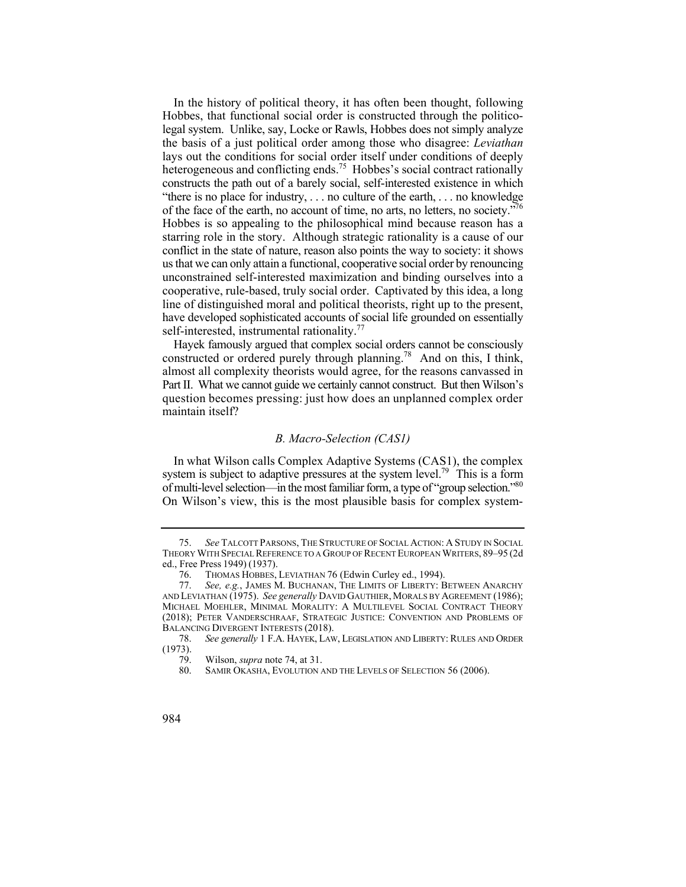In the history of political theory, it has often been thought, following Hobbes, that functional social order is constructed through the politico-legal system. Unlike, say, Locke or Rawls, Hobbes does not simply analyze the basis of a just political order among those who disagree: *Leviathan* lays out the conditions for social order itself under conditions of deeply heterogeneous and conflicting ends.[75] Hobbes's social contract rationally constructs the path out of a barely social, self-interested existence in which "there is no place for industry, . . . no culture of the earth, . . . no knowledge of the face of the earth, no account of time, no arts, no letters, no society."[76] Hobbes is so appealing to the philosophical mind because reason has a starring role in the story. Although strategic rationality is a cause of our conflict in the state of nature, reason also points the way to society: it shows us that we can only attain a functional, cooperative social order by renouncing unconstrained self-interested maximization and binding ourselves into a cooperative, rule-based, truly social order. Captivated by this idea, a long line of distinguished moral and political theorists, right up to the present, have developed sophisticated accounts of social life grounded on essentially self-interested, instrumental rationality.[77]

Hayek famously argued that complex social orders cannot be consciously constructed or ordered purely through planning.[78] And on this, I think, almost all complexity theorists would agree, for the reasons canvassed in Part II. What we cannot guide we certainly cannot construct. But then Wilson's question becomes pressing: just how does an unplanned complex order maintain itself?

### *B. Macro-Selection (CAS1)*

In what Wilson calls Complex Adaptive Systems (CAS1), the complex system is subject to adaptive pressures at the system level.[79] This is a form of multi-level selection—in the most familiar form, a type of "group selection."[80] On Wilson's view, this is the most plausible basis for complex system-

---

75. *See* TALCOTT PARSONS, THE STRUCTURE OF SOCIAL ACTION: A STUDY IN SOCIAL THEORY WITH SPECIAL REFERENCE TO A GROUP OF RECENT EUROPEAN WRITERS, 89–95 (2d ed., Free Press 1949) (1937).

76. THOMAS HOBBES, LEVIATHAN 76 (Edwin Curley ed., 1994).

77. *See, e.g.*, JAMES M. BUCHANAN, THE LIMITS OF LIBERTY: BETWEEN ANARCHY AND LEVIATHAN (1975). *See generally* DAVID GAUTHIER, MORALS BY AGREEMENT (1986); MICHAEL MOEHLER, MINIMAL MORALITY: A MULTILEVEL SOCIAL CONTRACT THEORY (2018); PETER VANDERSCHRAAF, STRATEGIC JUSTICE: CONVENTION AND PROBLEMS OF BALANCING DIVERGENT INTERESTS (2018).

78. *See generally* 1 F.A. HAYEK, LAW, LEGISLATION AND LIBERTY: RULES AND ORDER (1973).

79. Wilson, *supra* note 74, at 31.

80. SAMIR OKASHA, EVOLUTION AND THE LEVELS OF SELECTION 56 (2006).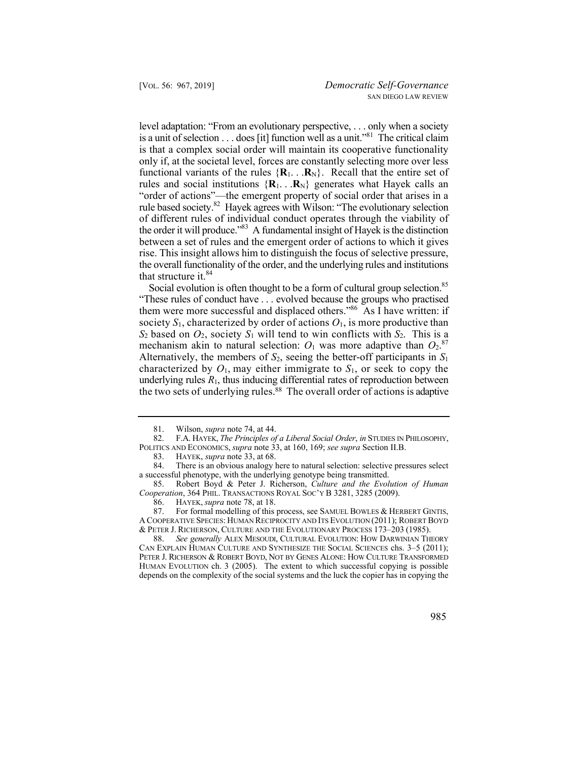level adaptation: "From an evolutionary perspective, . . . only when a society is a unit of selection . . . does [it] function well as a unit."[81] The critical claim is that a complex social order will maintain its cooperative functionality only if, at the societal level, forces are constantly selecting more over less functional variants of the rules $\{\mathbf{R}_1 \ldots \mathbf{R}_N\}$. Recall that the entire set of rules and social institutions $\{\mathbf{R}_1 \ldots \mathbf{R}_N\}$ generates what Hayek calls an "order of actions"—the emergent property of social order that arises in a rule based society.[82] Hayek agrees with Wilson: "The evolutionary selection of different rules of individual conduct operates through the viability of the order it will produce."[83] A fundamental insight of Hayek is the distinction between a set of rules and the emergent order of actions to which it gives rise. This insight allows him to distinguish the focus of selective pressure, the overall functionality of the order, and the underlying rules and institutions that structure it.[84]

Social evolution is often thought to be a form of cultural group selection.[85] "These rules of conduct have . . . evolved because the groups who practised them were more successful and displaced others."[86] As I have written: if society $S_1$, characterized by order of actions $O_1$, is more productive than $S_2$ based on $O_2$, society $S_1$ will tend to win conflicts with $S_2$. This is a mechanism akin to natural selection: $O_1$ was more adaptive than $O_2$.[87] Alternatively, the members of $S_2$, seeing the better-off participants in $S_1$ characterized by $O_1$, may either immigrate to $S_1$, or seek to copy the underlying rules $R_1$, thus inducing differential rates of reproduction between the two sets of underlying rules.[88] The overall order of actions is adaptive

---

81. Wilson, *supra* note 74, at 44.

82. F.A. HAYEK, *The Principles of a Liberal Social Order*, *in* STUDIES IN PHILOSOPHY, POLITICS AND ECONOMICS, *supra* note 33, at 160, 169; *see supra* Section II.B.

83. HAYEK, *supra* note 33, at 68.

84. There is an obvious analogy here to natural selection: selective pressures select a successful phenotype, with the underlying genotype being transmitted.

85. Robert Boyd & Peter J. Richerson, *Culture and the Evolution of Human Cooperation*, 364 PHIL. TRANSACTIONS ROYAL SOC'Y B 3281, 3285 (2009).

86. HAYEK, *supra* note 78, at 18.

87. For formal modelling of this process, see SAMUEL BOWLES & HERBERT GINTIS, A COOPERATIVE SPECIES: HUMAN RECIPROCITY AND ITS EVOLUTION (2011); ROBERT BOYD & PETER J. RICHERSON, CULTURE AND THE EVOLUTIONARY PROCESS 173–203 (1985).

88. *See generally* ALEX MESOUDI, CULTURAL EVOLUTION: HOW DARWINIAN THEORY CAN EXPLAIN HUMAN CULTURE AND SYNTHESIZE THE SOCIAL SCIENCES chs. 3–5 (2011); PETER J. RICHERSON & ROBERT BOYD, NOT BY GENES ALONE: HOW CULTURE TRANSFORMED HUMAN EVOLUTION ch. 3 (2005). The extent to which successful copying is possible depends on the complexity of the social systems and the luck the copier has in copying the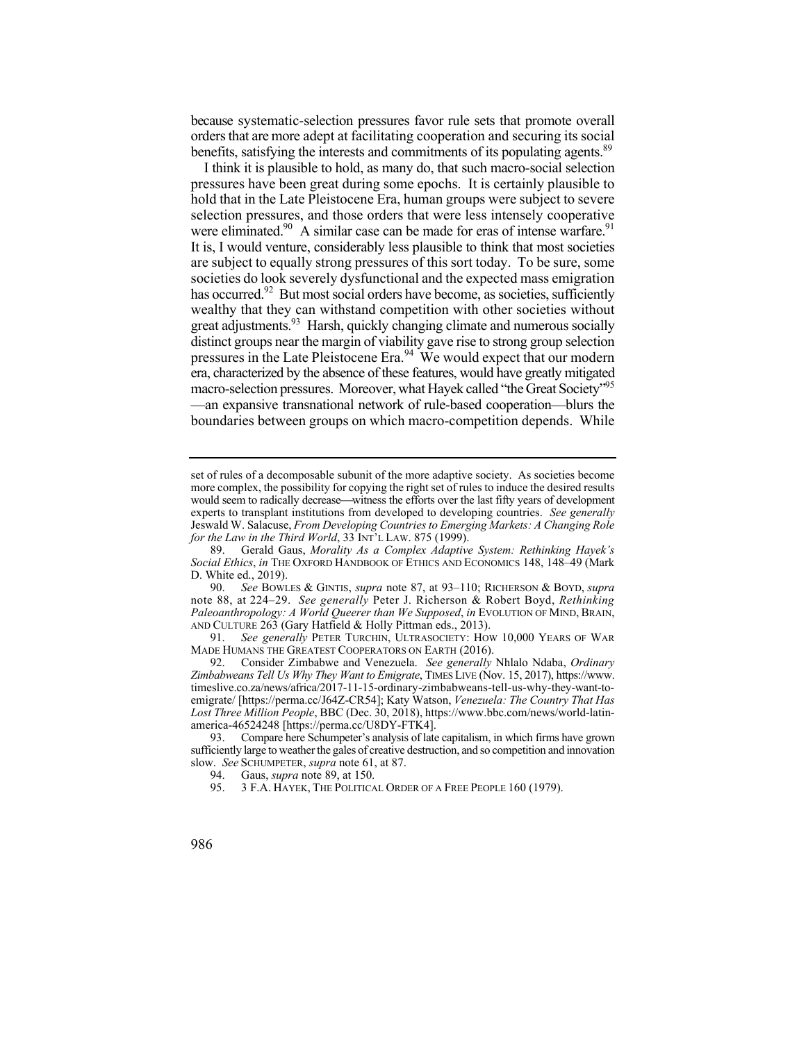because systematic-selection pressures favor rule sets that promote overall orders that are more adept at facilitating cooperation and securing its social benefits, satisfying the interests and commitments of its populating agents.[89]

I think it is plausible to hold, as many do, that such macro-social selection pressures have been great during some epochs. It is certainly plausible to hold that in the Late Pleistocene Era, human groups were subject to severe selection pressures, and those orders that were less intensely cooperative were eliminated.[90] A similar case can be made for eras of intense warfare.[91] It is, I would venture, considerably less plausible to think that most societies are subject to equally strong pressures of this sort today. To be sure, some societies do look severely dysfunctional and the expected mass emigration has occurred.[92] But most social orders have become, as societies, sufficiently wealthy that they can withstand competition with other societies without great adjustments.[93] Harsh, quickly changing climate and numerous socially distinct groups near the margin of viability gave rise to strong group selection pressures in the Late Pleistocene Era.[94] We would expect that our modern era, characterized by the absence of these features, would have greatly mitigated macro-selection pressures. Moreover, what Hayek called "the Great Society"[95]—an expansive transnational network of rule-based cooperation—blurs the boundaries between groups on which macro-competition depends. While

---

set of rules of a decomposable subunit of the more adaptive society. As societies become more complex, the possibility for copying the right set of rules to induce the desired results would seem to radically decrease—witness the efforts over the last fifty years of development experts to transplant institutions from developed to developing countries. *See generally* Jeswald W. Salacuse, *From Developing Countries to Emerging Markets: A Changing Role for the Law in the Third World*, 33 INT'L LAW. 875 (1999).

89. Gerald Gaus, *Morality As a Complex Adaptive System: Rethinking Hayek's Social Ethics*, *in* THE OXFORD HANDBOOK OF ETHICS AND ECONOMICS 148, 148–49 (Mark D. White ed., 2019).

90. *See* BOWLES & GINTIS, *supra* note 87, at 93–110; RICHERSON & BOYD, *supra* note 88, at 224–29. *See generally* Peter J. Richerson & Robert Boyd, *Rethinking Paleoanthropology: A World Queerer than We Supposed*, *in* EVOLUTION OF MIND, BRAIN, AND CULTURE 263 (Gary Hatfield & Holly Pittman eds., 2013).

91. *See generally* PETER TURCHIN, ULTRASOCIETY: HOW 10,000 YEARS OF WAR MADE HUMANS THE GREATEST COOPERATORS ON EARTH (2016).

92. Consider Zimbabwe and Venezuela. *See generally* Nhlalo Ndaba, *Ordinary Zimbabweans Tell Us Why They Want to Emigrate*, TIMES LIVE (Nov. 15, 2017), https://www.timeslive.co.za/news/africa/2017-11-15-ordinary-zimbabweans-tell-us-why-they-want-to-emigrate/ [https://perma.cc/J64Z-CR54]; Katy Watson, *Venezuela: The Country That Has Lost Three Million People*, BBC (Dec. 30, 2018), https://www.bbc.com/news/world-latin-america-46524248 [https://perma.cc/U8DY-FTK4].

93. Compare here Schumpeter's analysis of late capitalism, in which firms have grown sufficiently large to weather the gales of creative destruction, and so competition and innovation slow. *See* SCHUMPETER, *supra* note 61, at 87.

94. Gaus, *supra* note 89, at 150.

95. 3 F.A. HAYEK, THE POLITICAL ORDER OF A FREE PEOPLE 160 (1979).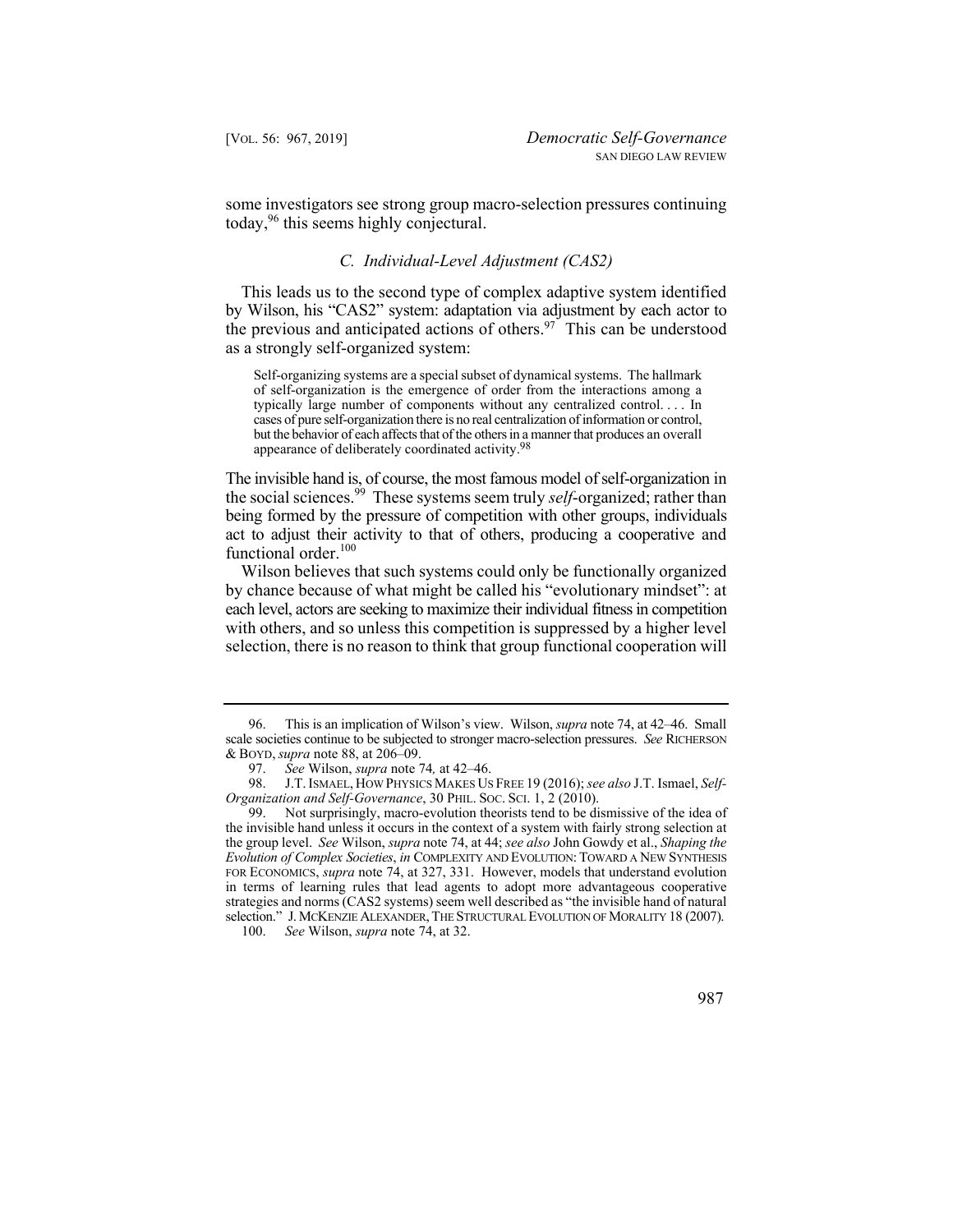some investigators see strong group macro-selection pressures continuing today,[96] this seems highly conjectural.

### *C. Individual-Level Adjustment (CAS2)*

This leads us to the second type of complex adaptive system identified by Wilson, his "CAS2" system: adaptation via adjustment by each actor to the previous and anticipated actions of others.[97] This can be understood as a strongly self-organized system:

> Self-organizing systems are a special subset of dynamical systems. The hallmark of self-organization is the emergence of order from the interactions among a typically large number of components without any centralized control. . . . In cases of pure self-organization there is no real centralization of information or control, but the behavior of each affects that of the others in a manner that produces an overall appearance of deliberately coordinated activity.[98]

The invisible hand is, of course, the most famous model of self-organization in the social sciences.[99] These systems seem truly *self*-organized; rather than being formed by the pressure of competition with other groups, individuals act to adjust their activity to that of others, producing a cooperative and functional order.[100]

Wilson believes that such systems could only be functionally organized by chance because of what might be called his "evolutionary mindset": at each level, actors are seeking to maximize their individual fitness in competition with others, and so unless this competition is suppressed by a higher level selection, there is no reason to think that group functional cooperation will

---

96. This is an implication of Wilson's view. Wilson, *supra* note 74, at 42–46. Small scale societies continue to be subjected to stronger macro-selection pressures. *See* RICHERSON & BOYD, *supra* note 88, at 206–09.

97. *See* Wilson, *supra* note 74*,* at 42–46.

98. J.T. ISMAEL, HOW PHYSICS MAKES US FREE 19 (2016); *see also* J.T. Ismael, *Self-Organization and Self-Governance*, 30 PHIL. SOC. SCI. 1, 2 (2010).

99. Not surprisingly, macro-evolution theorists tend to be dismissive of the idea of the invisible hand unless it occurs in the context of a system with fairly strong selection at the group level. *See* Wilson, *supra* note 74, at 44; *see also* John Gowdy et al., *Shaping the Evolution of Complex Societies*, *in* COMPLEXITY AND EVOLUTION: TOWARD A NEW SYNTHESIS FOR ECONOMICS, *supra* note 74, at 327, 331. However, models that understand evolution in terms of learning rules that lead agents to adopt more advantageous cooperative strategies and norms (CAS2 systems) seem well described as "the invisible hand of natural selection." J. MCKENZIE ALEXANDER, THE STRUCTURAL EVOLUTION OF MORALITY 18 (2007).

100. *See* Wilson, *supra* note 74, at 32.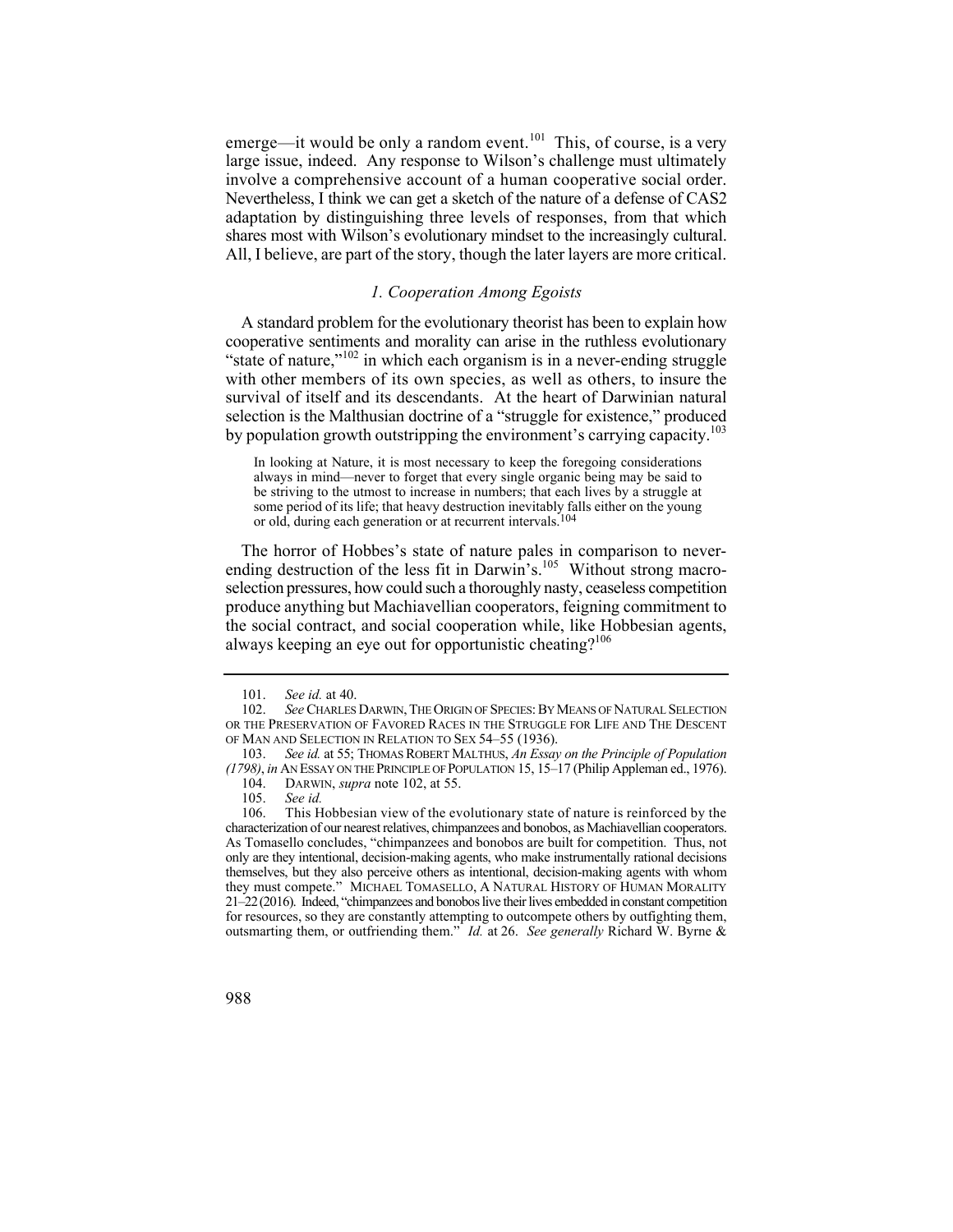emerge—it would be only a random event.[101] This, of course, is a very large issue, indeed. Any response to Wilson's challenge must ultimately involve a comprehensive account of a human cooperative social order. Nevertheless, I think we can get a sketch of the nature of a defense of CAS2 adaptation by distinguishing three levels of responses, from that which shares most with Wilson's evolutionary mindset to the increasingly cultural. All, I believe, are part of the story, though the later layers are more critical.

### *1. Cooperation Among Egoists*

A standard problem for the evolutionary theorist has been to explain how cooperative sentiments and morality can arise in the ruthless evolutionary "state of nature,"[102] in which each organism is in a never-ending struggle with other members of its own species, as well as others, to insure the survival of itself and its descendants. At the heart of Darwinian natural selection is the Malthusian doctrine of a "struggle for existence," produced by population growth outstripping the environment's carrying capacity.[103]

> In looking at Nature, it is most necessary to keep the foregoing considerations always in mind—never to forget that every single organic being may be said to be striving to the utmost to increase in numbers; that each lives by a struggle at some period of its life; that heavy destruction inevitably falls either on the young or old, during each generation or at recurrent intervals.[104]

The horror of Hobbes's state of nature pales in comparison to never-ending destruction of the less fit in Darwin's.[105] Without strong macro-selection pressures, how could such a thoroughly nasty, ceaseless competition produce anything but Machiavellian cooperators, feigning commitment to the social contract, and social cooperation while, like Hobbesian agents, always keeping an eye out for opportunistic cheating?[106]

---

101. *See id.* at 40.

102. *See* CHARLES DARWIN, THE ORIGIN OF SPECIES: BY MEANS OF NATURAL SELECTION OR THE PRESERVATION OF FAVORED RACES IN THE STRUGGLE FOR LIFE AND THE DESCENT OF MAN AND SELECTION IN RELATION TO SEX 54–55 (1936).

103. *See id.* at 55; THOMAS ROBERT MALTHUS, *An Essay on the Principle of Population (1798)*, *in* AN ESSAY ON THE PRINCIPLE OF POPULATION 15, 15–17 (Philip Appleman ed., 1976).

104. DARWIN, *supra* note 102, at 55.

105. *See id.*

106. This Hobbesian view of the evolutionary state of nature is reinforced by the characterization of our nearest relatives, chimpanzees and bonobos, as Machiavellian cooperators. As Tomasello concludes, "chimpanzees and bonobos are built for competition. Thus, not only are they intentional, decision-making agents, who make instrumentally rational decisions themselves, but they also perceive others as intentional, decision-making agents with whom they must compete." MICHAEL TOMASELLO, A NATURAL HISTORY OF HUMAN MORALITY 21–22 (2016). Indeed, "chimpanzees and bonobos live their lives embedded in constant competition for resources, so they are constantly attempting to outcompete others by outfighting them, outsmarting them, or outfriending them." *Id.* at 26. *See generally* Richard W. Byrne &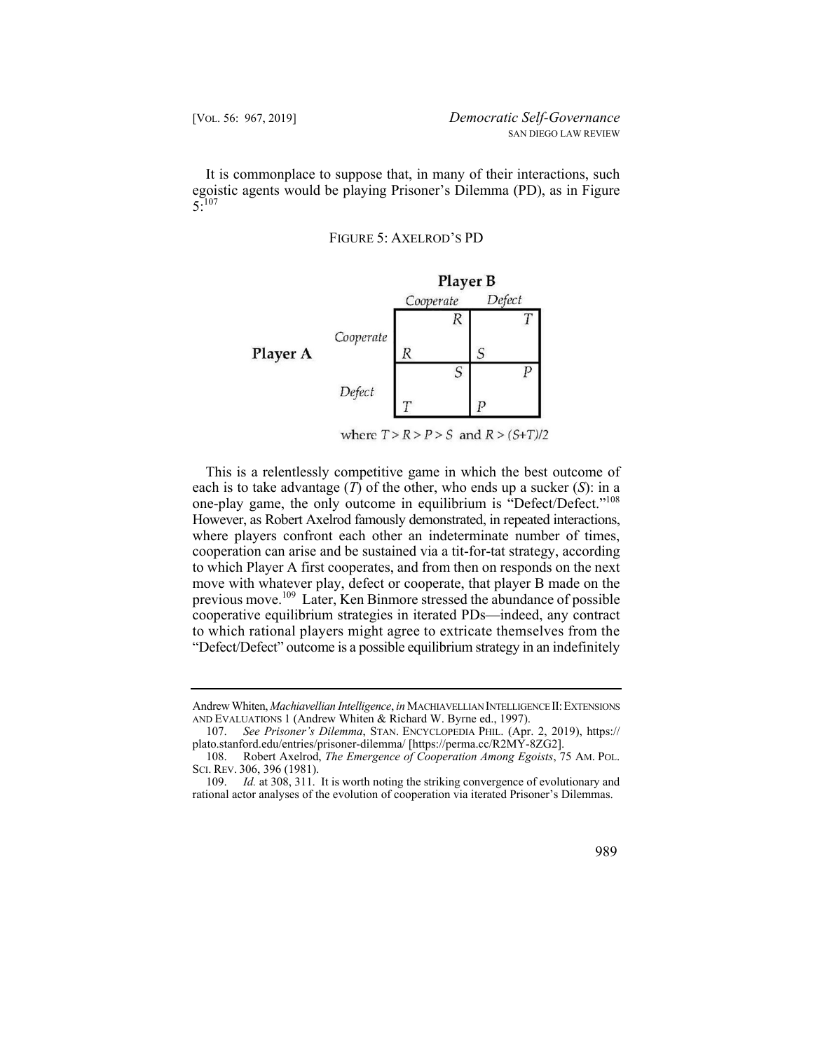It is commonplace to suppose that, in many of their interactions, such egoistic agents would be playing Prisoner's Dilemma (PD), as in Figure 5:[107]

FIGURE 5: AXELROD'S PD

| | | **Player B** | |
|---|---|---|---|
| | | *Cooperate* | *Defect* |
| **Player A** | *Cooperate* | $R$, $R$ | $S$, $T$ |
| | *Defect* | $T$, $S$ | $P$, $P$ |

where $T > R > P > S$ and $R > (S+T)/2$

This is a relentlessly competitive game in which the best outcome of each is to take advantage ($T$) of the other, who ends up a sucker ($S$): in a one-play game, the only outcome in equilibrium is "Defect/Defect."[108] However, as Robert Axelrod famously demonstrated, in repeated interactions, where players confront each other an indeterminate number of times, cooperation can arise and be sustained via a tit-for-tat strategy, according to which Player A first cooperates, and from then on responds on the next move with whatever play, defect or cooperate, that player B made on the previous move.[109] Later, Ken Binmore stressed the abundance of possible cooperative equilibrium strategies in iterated PDs—indeed, any contract to which rational players might agree to extricate themselves from the "Defect/Defect" outcome is a possible equilibrium strategy in an indefinitely

---

Andrew Whiten, *Machiavellian Intelligence*, *in* MACHIAVELLIAN INTELLIGENCE II: EXTENSIONS AND EVALUATIONS 1 (Andrew Whiten & Richard W. Byrne ed., 1997).

107. *See Prisoner's Dilemma*, STAN. ENCYCLOPEDIA PHIL. (Apr. 2, 2019), https://plato.stanford.edu/entries/prisoner-dilemma/ [https://perma.cc/R2MY-8ZG2].

108. Robert Axelrod, *The Emergence of Cooperation Among Egoists*, 75 AM. POL. SCI. REV. 306, 396 (1981).

109. *Id.* at 308, 311. It is worth noting the striking convergence of evolutionary and rational actor analyses of the evolution of cooperation via iterated Prisoner's Dilemmas.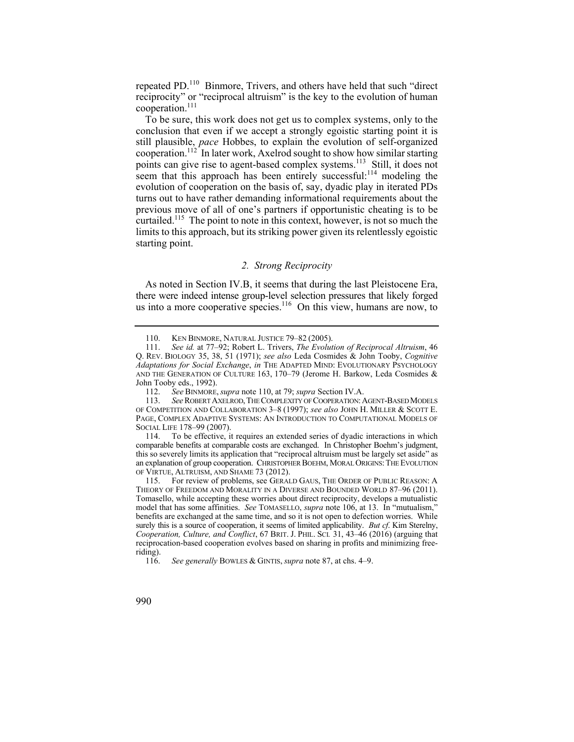repeated PD.[110] Binmore, Trivers, and others have held that such "direct reciprocity" or "reciprocal altruism" is the key to the evolution of human cooperation.[111]

To be sure, this work does not get us to complex systems, only to the conclusion that even if we accept a strongly egoistic starting point it is still plausible, *pace* Hobbes, to explain the evolution of self-organized cooperation.[112] In later work, Axelrod sought to show how similar starting points can give rise to agent-based complex systems.[113] Still, it does not seem that this approach has been entirely successful:[114] modeling the evolution of cooperation on the basis of, say, dyadic play in iterated PDs turns out to have rather demanding informational requirements about the previous move of all of one's partners if opportunistic cheating is to be curtailed.[115] The point to note in this context, however, is not so much the limits to this approach, but its striking power given its relentlessly egoistic starting point.

### *2. Strong Reciprocity*

As noted in Section IV.B, it seems that during the last Pleistocene Era, there were indeed intense group-level selection pressures that likely forged us into a more cooperative species.[116] On this view, humans are now, to

---

110. KEN BINMORE, NATURAL JUSTICE 79–82 (2005).

111. *See id.* at 77–92; Robert L. Trivers, *The Evolution of Reciprocal Altruism*, 46 Q. REV. BIOLOGY 35, 38, 51 (1971); *see also* Leda Cosmides & John Tooby, *Cognitive Adaptations for Social Exchange*, *in* THE ADAPTED MIND: EVOLUTIONARY PSYCHOLOGY AND THE GENERATION OF CULTURE 163, 170–79 (Jerome H. Barkow, Leda Cosmides & John Tooby eds., 1992).

112. *See* BINMORE, *supra* note 110, at 79; *supra* Section IV.A.

113. *See* ROBERT AXELROD, THE COMPLEXITY OF COOPERATION: AGENT-BASED MODELS OF COMPETITION AND COLLABORATION 3–8 (1997); *see also* JOHN H. MILLER & SCOTT E. PAGE, COMPLEX ADAPTIVE SYSTEMS: AN INTRODUCTION TO COMPUTATIONAL MODELS OF SOCIAL LIFE 178–99 (2007).

114. To be effective, it requires an extended series of dyadic interactions in which comparable benefits at comparable costs are exchanged. In Christopher Boehm's judgment, this so severely limits its application that "reciprocal altruism must be largely set aside" as an explanation of group cooperation. CHRISTOPHER BOEHM, MORAL ORIGINS: THE EVOLUTION OF VIRTUE, ALTRUISM, AND SHAME 73 (2012).

115. For review of problems, see GERALD GAUS, THE ORDER OF PUBLIC REASON: A THEORY OF FREEDOM AND MORALITY IN A DIVERSE AND BOUNDED WORLD 87–96 (2011). Tomasello, while accepting these worries about direct reciprocity, develops a mutualistic model that has some affinities. *See* TOMASELLO, *supra* note 106, at 13. In "mutualism," benefits are exchanged at the same time, and so it is not open to defection worries. While surely this is a source of cooperation, it seems of limited applicability. *But cf.* Kim Sterelny, *Cooperation, Culture, and Conflict*, 67 BRIT. J. PHIL. SCI. 31, 43–46 (2016) (arguing that reciprocation-based cooperation evolves based on sharing in profits and minimizing free-riding).

116. *See generally* BOWLES & GINTIS, *supra* note 87, at chs. 4–9.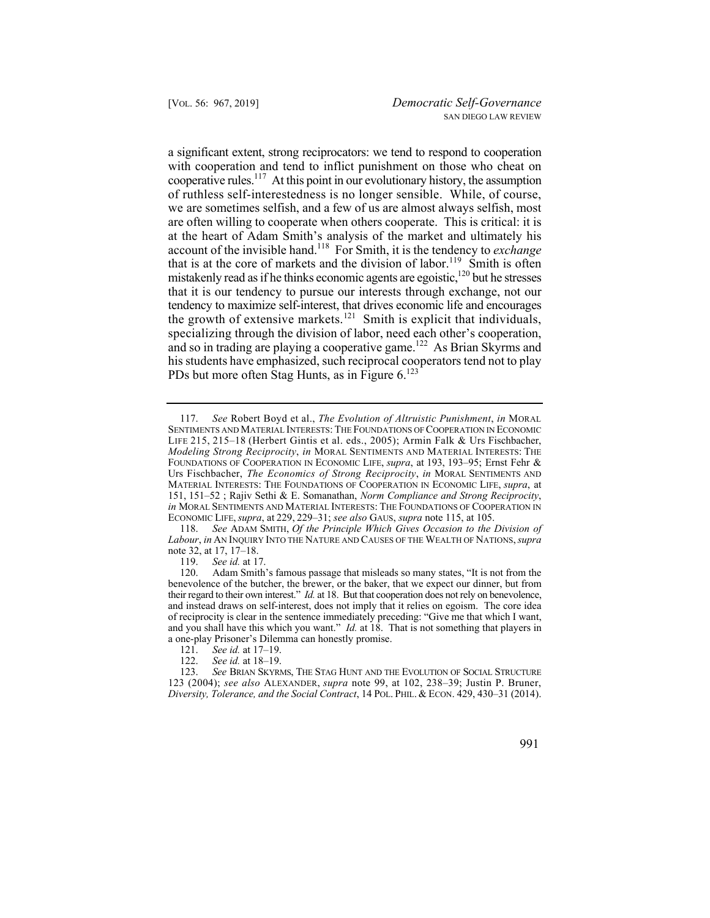a significant extent, strong reciprocators: we tend to respond to cooperation with cooperation and tend to inflict punishment on those who cheat on cooperative rules.[117] At this point in our evolutionary history, the assumption of ruthless self-interestedness is no longer sensible. While, of course, we are sometimes selfish, and a few of us are almost always selfish, most are often willing to cooperate when others cooperate. This is critical: it is at the heart of Adam Smith's analysis of the market and ultimately his account of the invisible hand.[118] For Smith, it is the tendency to *exchange* that is at the core of markets and the division of labor.[119] Smith is often mistakenly read as if he thinks economic agents are egoistic,[120] but he stresses that it is our tendency to pursue our interests through exchange, not our tendency to maximize self-interest, that drives economic life and encourages the growth of extensive markets.[121] Smith is explicit that individuals, specializing through the division of labor, need each other's cooperation, and so in trading are playing a cooperative game.[122] As Brian Skyrms and his students have emphasized, such reciprocal cooperators tend not to play PDs but more often Stag Hunts, as in Figure 6.[123]

---

117. *See* Robert Boyd et al., *The Evolution of Altruistic Punishment*, *in* MORAL SENTIMENTS AND MATERIAL INTERESTS: THE FOUNDATIONS OF COOPERATION IN ECONOMIC LIFE 215, 215–18 (Herbert Gintis et al. eds., 2005); Armin Falk & Urs Fischbacher, *Modeling Strong Reciprocity*, *in* MORAL SENTIMENTS AND MATERIAL INTERESTS: THE FOUNDATIONS OF COOPERATION IN ECONOMIC LIFE, *supra*, at 193, 193–95; Ernst Fehr & Urs Fischbacher, *The Economics of Strong Reciprocity*, *in* MORAL SENTIMENTS AND MATERIAL INTERESTS: THE FOUNDATIONS OF COOPERATION IN ECONOMIC LIFE, *supra*, at 151, 151–52 ; Rajiv Sethi & E. Somanathan, *Norm Compliance and Strong Reciprocity*, *in* MORAL SENTIMENTS AND MATERIAL INTERESTS: THE FOUNDATIONS OF COOPERATION IN ECONOMIC LIFE, *supra*, at 229, 229–31; *see also* GAUS, *supra* note 115, at 105.

118. *See* ADAM SMITH, *Of the Principle Which Gives Occasion to the Division of Labour*, *in* AN INQUIRY INTO THE NATURE AND CAUSES OF THE WEALTH OF NATIONS, *supra* note 32, at 17, 17–18.

119. *See id.* at 17.

120. Adam Smith's famous passage that misleads so many states, "It is not from the benevolence of the butcher, the brewer, or the baker, that we expect our dinner, but from their regard to their own interest." *Id.* at 18. But that cooperation does not rely on benevolence, and instead draws on self-interest, does not imply that it relies on egoism. The core idea of reciprocity is clear in the sentence immediately preceding: "Give me that which I want, and you shall have this which you want." *Id.* at 18. That is not something that players in a one-play Prisoner's Dilemma can honestly promise.

121. *See id.* at 17–19.

122. *See id.* at 18–19.

123. *See* BRIAN SKYRMS, THE STAG HUNT AND THE EVOLUTION OF SOCIAL STRUCTURE 123 (2004); *see also* ALEXANDER, *supra* note 99, at 102, 238–39; Justin P. Bruner, *Diversity, Tolerance, and the Social Contract*, 14 POL. PHIL. & ECON. 429, 430–31 (2014).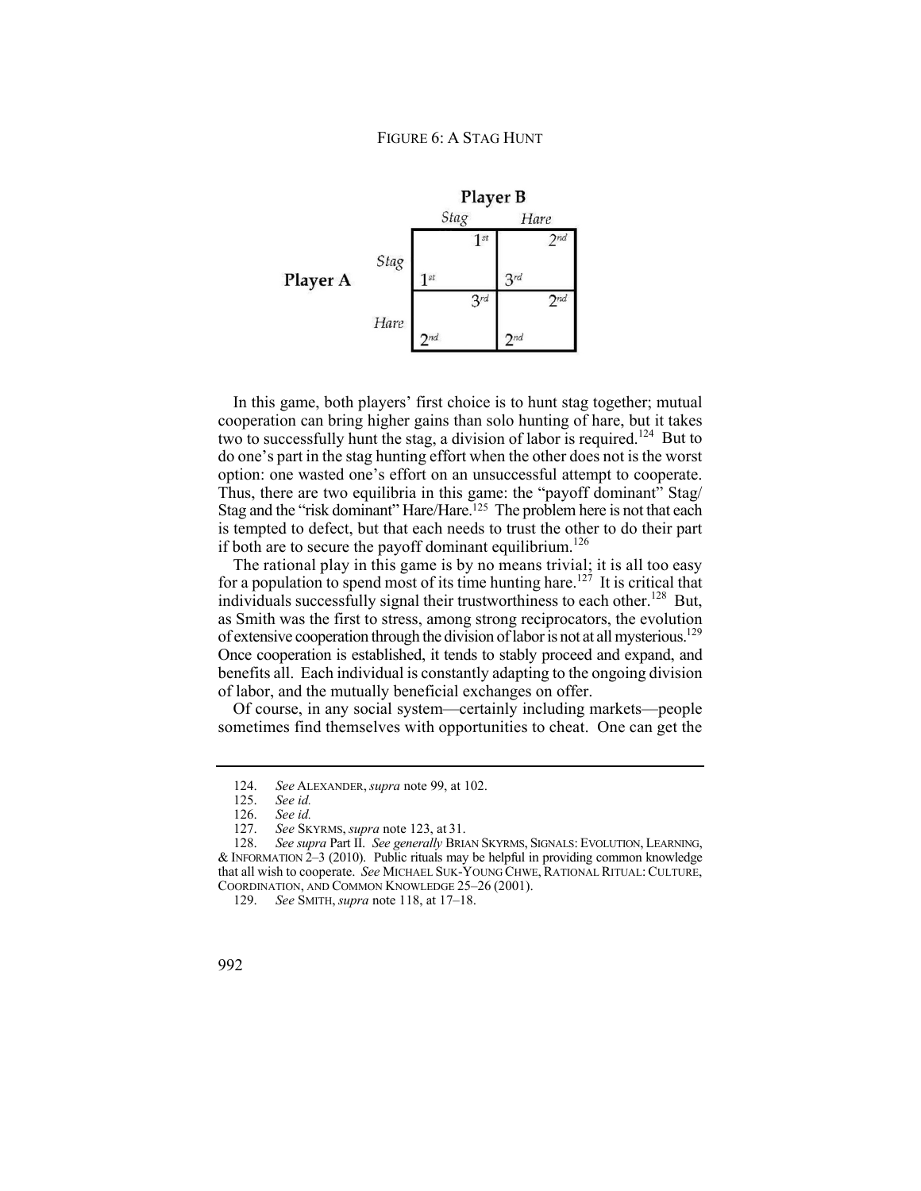FIGURE 6: A STAG HUNT

| | | Player B | |
|---|---|---|---|
| | | *Stag* | *Hare* |
| **Player A** | *Stag* | A: 1st, B: 1st | A: 3rd, B: 2nd |
| | *Hare* | A: 2nd, B: 3rd | A: 2nd, B: 2nd |

In this game, both players' first choice is to hunt stag together; mutual cooperation can bring higher gains than solo hunting of hare, but it takes two to successfully hunt the stag, a division of labor is required.[124] But to do one's part in the stag hunting effort when the other does not is the worst option: one wasted one's effort on an unsuccessful attempt to cooperate. Thus, there are two equilibria in this game: the "payoff dominant" Stag/Stag and the "risk dominant" Hare/Hare.[125] The problem here is not that each is tempted to defect, but that each needs to trust the other to do their part if both are to secure the payoff dominant equilibrium.[126]

The rational play in this game is by no means trivial; it is all too easy for a population to spend most of its time hunting hare.[127] It is critical that individuals successfully signal their trustworthiness to each other.[128] But, as Smith was the first to stress, among strong reciprocators, the evolution of extensive cooperation through the division of labor is not at all mysterious.[129] Once cooperation is established, it tends to stably proceed and expand, and benefits all. Each individual is constantly adapting to the ongoing division of labor, and the mutually beneficial exchanges on offer.

Of course, in any social system—certainly including markets—people sometimes find themselves with opportunities to cheat. One can get the

---

124. *See* ALEXANDER, *supra* note 99, at 102.

125. *See id.*

126. *See id.*

127. *See* SKYRMS, *supra* note 123, at 31.

128. *See supra* Part II. *See generally* BRIAN SKYRMS, SIGNALS: EVOLUTION, LEARNING, & INFORMATION 2–3 (2010). Public rituals may be helpful in providing common knowledge that all wish to cooperate. *See* MICHAEL SUK-YOUNG CHWE, RATIONAL RITUAL: CULTURE, COORDINATION, AND COMMON KNOWLEDGE 25–26 (2001).

129. *See* SMITH, *supra* note 118, at 17–18.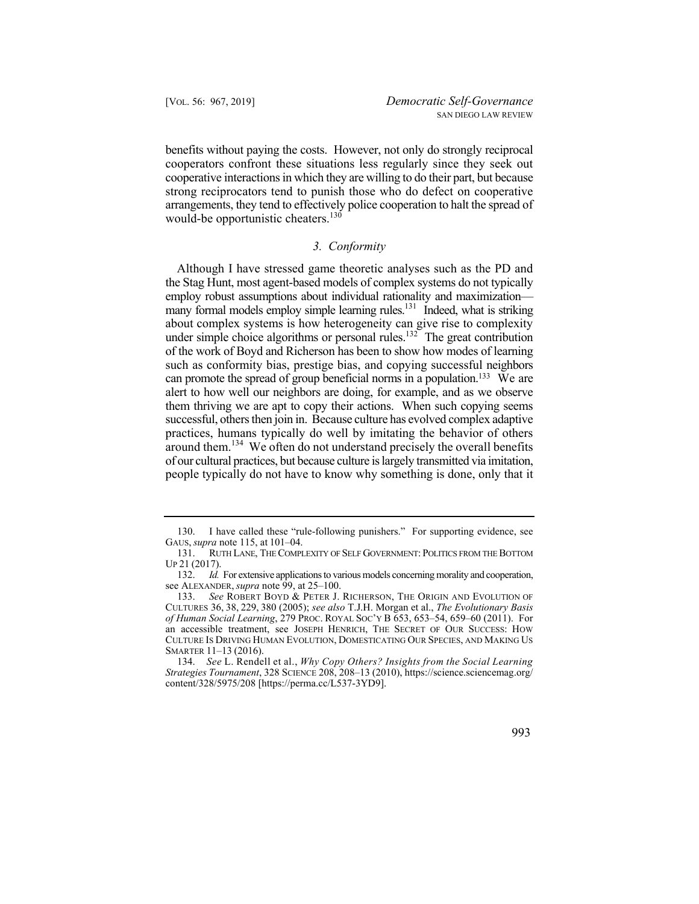benefits without paying the costs. However, not only do strongly reciprocal cooperators confront these situations less regularly since they seek out cooperative interactions in which they are willing to do their part, but because strong reciprocators tend to punish those who do defect on cooperative arrangements, they tend to effectively police cooperation to halt the spread of would-be opportunistic cheaters.[130]

### *3. Conformity*

Although I have stressed game theoretic analyses such as the PD and the Stag Hunt, most agent-based models of complex systems do not typically employ robust assumptions about individual rationality and maximization—many formal models employ simple learning rules.[131] Indeed, what is striking about complex systems is how heterogeneity can give rise to complexity under simple choice algorithms or personal rules.[132] The great contribution of the work of Boyd and Richerson has been to show how modes of learning such as conformity bias, prestige bias, and copying successful neighbors can promote the spread of group beneficial norms in a population.[133] We are alert to how well our neighbors are doing, for example, and as we observe them thriving we are apt to copy their actions. When such copying seems successful, others then join in. Because culture has evolved complex adaptive practices, humans typically do well by imitating the behavior of others around them.[134] We often do not understand precisely the overall benefits of our cultural practices, but because culture is largely transmitted via imitation, people typically do not have to know why something is done, only that it

---

130. I have called these "rule-following punishers." For supporting evidence, see GAUS, *supra* note 115, at 101–04.

131. RUTH LANE, THE COMPLEXITY OF SELF GOVERNMENT: POLITICS FROM THE BOTTOM UP 21 (2017).

132. *Id.* For extensive applications to various models concerning morality and cooperation, see ALEXANDER, *supra* note 99, at 25–100.

133. *See* ROBERT BOYD & PETER J. RICHERSON, THE ORIGIN AND EVOLUTION OF CULTURES 36, 38, 229, 380 (2005); *see also* T.J.H. Morgan et al., *The Evolutionary Basis of Human Social Learning*, 279 PROC. ROYAL SOC'Y B 653, 653–54, 659–60 (2011). For an accessible treatment, see JOSEPH HENRICH, THE SECRET OF OUR SUCCESS: HOW CULTURE IS DRIVING HUMAN EVOLUTION, DOMESTICATING OUR SPECIES, AND MAKING US SMARTER 11–13 (2016).

134. *See* L. Rendell et al., *Why Copy Others? Insights from the Social Learning Strategies Tournament*, 328 SCIENCE 208, 208–13 (2010), https://science.sciencemag.org/content/328/5975/208 [https://perma.cc/L537-3YD9].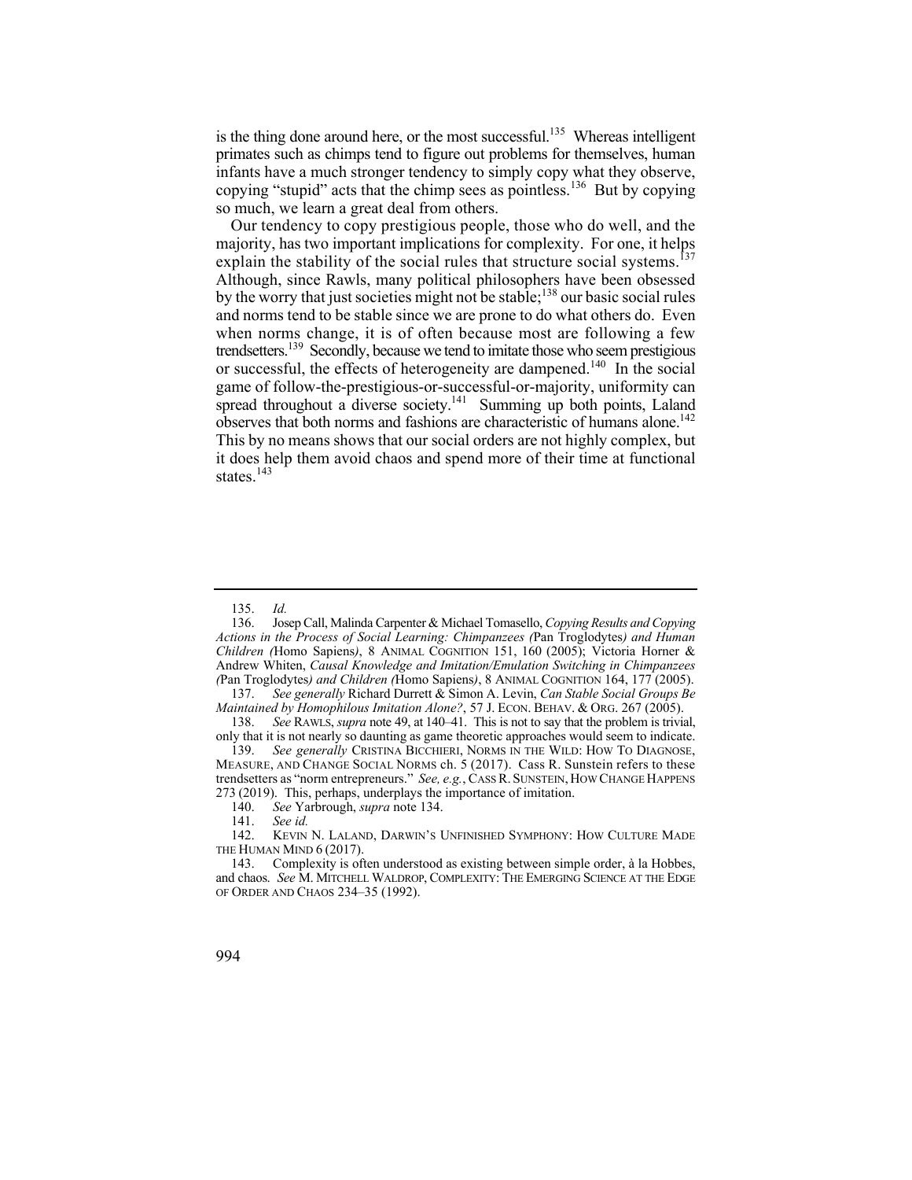is the thing done around here, or the most successful.[135] Whereas intelligent primates such as chimps tend to figure out problems for themselves, human infants have a much stronger tendency to simply copy what they observe, copying "stupid" acts that the chimp sees as pointless.[136] But by copying so much, we learn a great deal from others.

Our tendency to copy prestigious people, those who do well, and the majority, has two important implications for complexity. For one, it helps explain the stability of the social rules that structure social systems.[137] Although, since Rawls, many political philosophers have been obsessed by the worry that just societies might not be stable;[138] our basic social rules and norms tend to be stable since we are prone to do what others do. Even when norms change, it is of often because most are following a few trendsetters.[139] Secondly, because we tend to imitate those who seem prestigious or successful, the effects of heterogeneity are dampened.[140] In the social game of follow-the-prestigious-or-successful-or-majority, uniformity can spread throughout a diverse society.[141] Summing up both points, Laland observes that both norms and fashions are characteristic of humans alone.[142] This by no means shows that our social orders are not highly complex, but it does help them avoid chaos and spend more of their time at functional states.[143]

---

135. *Id.*

136. Josep Call, Malinda Carpenter & Michael Tomasello, *Copying Results and Copying Actions in the Process of Social Learning: Chimpanzees (*Pan Troglodytes*) and Human Children (*Homo Sapiens*)*, 8 ANIMAL COGNITION 151, 160 (2005); Victoria Horner & Andrew Whiten, *Causal Knowledge and Imitation/Emulation Switching in Chimpanzees (*Pan Troglodytes*) and Children (*Homo Sapiens*)*, 8 ANIMAL COGNITION 164, 177 (2005).

137. *See generally* Richard Durrett & Simon A. Levin, *Can Stable Social Groups Be Maintained by Homophilous Imitation Alone?*, 57 J. ECON. BEHAV. & ORG. 267 (2005).

138. *See* RAWLS, *supra* note 49, at 140–41. This is not to say that the problem is trivial, only that it is not nearly so daunting as game theoretic approaches would seem to indicate.

139. *See generally* CRISTINA BICCHIERI, NORMS IN THE WILD: HOW TO DIAGNOSE, MEASURE, AND CHANGE SOCIAL NORMS ch. 5 (2017). Cass R. Sunstein refers to these trendsetters as "norm entrepreneurs." *See, e.g.*, CASS R. SUNSTEIN, HOW CHANGE HAPPENS 273 (2019). This, perhaps, underplays the importance of imitation.

140. *See* Yarbrough, *supra* note 134.

141. *See id.*

142. KEVIN N. LALAND, DARWIN'S UNFINISHED SYMPHONY: HOW CULTURE MADE THE HUMAN MIND 6 (2017).

143. Complexity is often understood as existing between simple order, à la Hobbes, and chaos. *See* M. MITCHELL WALDROP, COMPLEXITY: THE EMERGING SCIENCE AT THE EDGE OF ORDER AND CHAOS 234–35 (1992).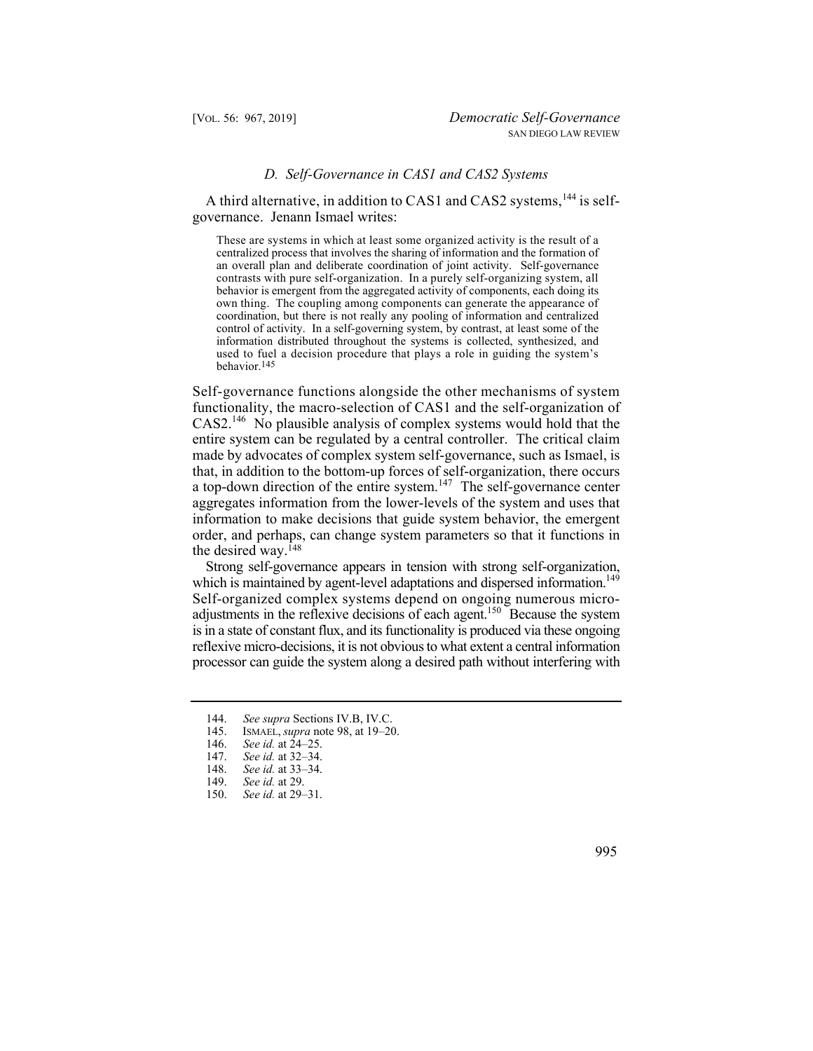### *D. Self-Governance in CAS1 and CAS2 Systems*

A third alternative, in addition to CAS1 and CAS2 systems,[144] is self-governance. Jenann Ismael writes:

> These are systems in which at least some organized activity is the result of a centralized process that involves the sharing of information and the formation of an overall plan and deliberate coordination of joint activity. Self-governance contrasts with pure self-organization. In a purely self-organizing system, all behavior is emergent from the aggregated activity of components, each doing its own thing. The coupling among components can generate the appearance of coordination, but there is not really any pooling of information and centralized control of activity. In a self-governing system, by contrast, at least some of the information distributed throughout the systems is collected, synthesized, and used to fuel a decision procedure that plays a role in guiding the system's behavior.[145]

Self-governance functions alongside the other mechanisms of system functionality, the macro-selection of CAS1 and the self-organization of CAS2.[146] No plausible analysis of complex systems would hold that the entire system can be regulated by a central controller. The critical claim made by advocates of complex system self-governance, such as Ismael, is that, in addition to the bottom-up forces of self-organization, there occurs a top-down direction of the entire system.[147] The self-governance center aggregates information from the lower-levels of the system and uses that information to make decisions that guide system behavior, the emergent order, and perhaps, can change system parameters so that it functions in the desired way.[148]

Strong self-governance appears in tension with strong self-organization, which is maintained by agent-level adaptations and dispersed information.[149] Self-organized complex systems depend on ongoing numerous micro-adjustments in the reflexive decisions of each agent.[150] Because the system is in a state of constant flux, and its functionality is produced via these ongoing reflexive micro-decisions, it is not obvious to what extent a central information processor can guide the system along a desired path without interfering with

---

144. *See supra* Sections IV.B, IV.C.
145. ISMAEL, *supra* note 98, at 19–20.
146. *See id.* at 24–25.
147. *See id.* at 32–34.
148. *See id.* at 33–34.
149. *See id.* at 29.
150. *See id.* at 29–31.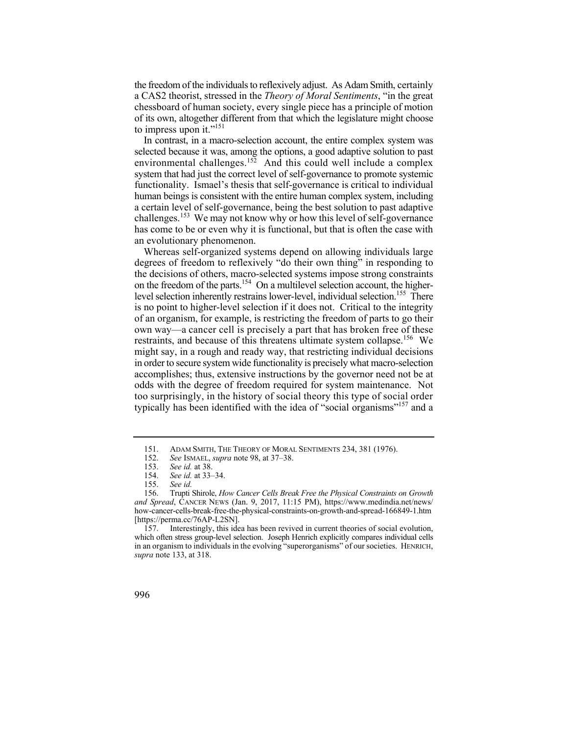the freedom of the individuals to reflexively adjust. As Adam Smith, certainly a CAS2 theorist, stressed in the *Theory of Moral Sentiments*, "in the great chessboard of human society, every single piece has a principle of motion of its own, altogether different from that which the legislature might choose to impress upon it."[151]

In contrast, in a macro-selection account, the entire complex system was selected because it was, among the options, a good adaptive solution to past environmental challenges.[152] And this could well include a complex system that had just the correct level of self-governance to promote systemic functionality. Ismael's thesis that self-governance is critical to individual human beings is consistent with the entire human complex system, including a certain level of self-governance, being the best solution to past adaptive challenges.[153] We may not know why or how this level of self-governance has come to be or even why it is functional, but that is often the case with an evolutionary phenomenon.

Whereas self-organized systems depend on allowing individuals large degrees of freedom to reflexively "do their own thing" in responding to the decisions of others, macro-selected systems impose strong constraints on the freedom of the parts.[154] On a multilevel selection account, the higher-level selection inherently restrains lower-level, individual selection.[155] There is no point to higher-level selection if it does not. Critical to the integrity of an organism, for example, is restricting the freedom of parts to go their own way—a cancer cell is precisely a part that has broken free of these restraints, and because of this threatens ultimate system collapse.[156] We might say, in a rough and ready way, that restricting individual decisions in order to secure system wide functionality is precisely what macro-selection accomplishes; thus, extensive instructions by the governor need not be at odds with the degree of freedom required for system maintenance. Not too surprisingly, in the history of social theory this type of social order typically has been identified with the idea of "social organisms"[157] and a

---

151. ADAM SMITH, THE THEORY OF MORAL SENTIMENTS 234, 381 (1976).

152. *See* ISMAEL, *supra* note 98, at 37–38.

153. *See id.* at 38.

154. *See id.* at 33–34.

155. *See id.*

156. Trupti Shirole, *How Cancer Cells Break Free the Physical Constraints on Growth and Spread*, CANCER NEWS (Jan. 9, 2017, 11:15 PM), https://www.medindia.net/news/how-cancer-cells-break-free-the-physical-constraints-on-growth-and-spread-166849-1.htm [https://perma.cc/76AP-L2SN].

157. Interestingly, this idea has been revived in current theories of social evolution, which often stress group-level selection. Joseph Henrich explicitly compares individual cells in an organism to individuals in the evolving "superorganisms" of our societies. HENRICH, *supra* note 133, at 318.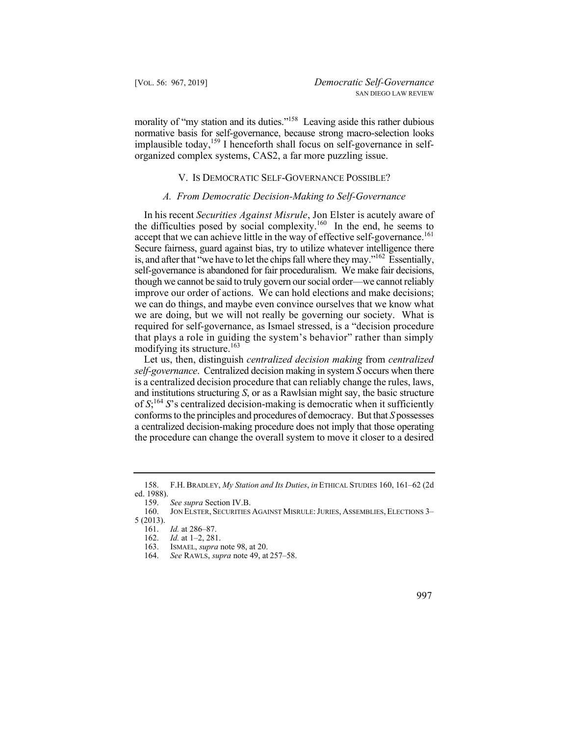morality of "my station and its duties."[158] Leaving aside this rather dubious normative basis for self-governance, because strong macro-selection looks implausible today,[159] I henceforth shall focus on self-governance in self-organized complex systems, CAS2, a far more puzzling issue.

## V. Is Democratic Self-Governance Possible?

### *A. From Democratic Decision-Making to Self-Governance*

In his recent *Securities Against Misrule*, Jon Elster is acutely aware of the difficulties posed by social complexity.[160] In the end, he seems to accept that we can achieve little in the way of effective self-governance.[161] Secure fairness, guard against bias, try to utilize whatever intelligence there is, and after that "we have to let the chips fall where they may."[162] Essentially, self-governance is abandoned for fair proceduralism. We make fair decisions, though we cannot be said to truly govern our social order—we cannot reliably improve our order of actions. We can hold elections and make decisions; we can do things, and maybe even convince ourselves that we know what we are doing, but we will not really be governing our society. What is required for self-governance, as Ismael stressed, is a "decision procedure that plays a role in guiding the system's behavior" rather than simply modifying its structure.[163]

Let us, then, distinguish *centralized decision making* from *centralized self-governance*. Centralized decision making in system *S* occurs when there is a centralized decision procedure that can reliably change the rules, laws, and institutions structuring *S*, or as a Rawlsian might say, the basic structure of *S*;[164] *S*'s centralized decision-making is democratic when it sufficiently conforms to the principles and procedures of democracy. But that *S* possesses a centralized decision-making procedure does not imply that those operating the procedure can change the overall system to move it closer to a desired

---

158. F.H. Bradley, *My Station and Its Duties*, *in* Ethical Studies 160, 161–62 (2d ed. 1988).

159. *See supra* Section IV.B.

160. Jon Elster, Securities Against Misrule: Juries, Assemblies, Elections 3–5 (2013).

161. *Id.* at 286–87.

162. *Id.* at 1–2, 281.

163. Ismael, *supra* note 98, at 20.

164. *See* Rawls, *supra* note 49, at 257–58.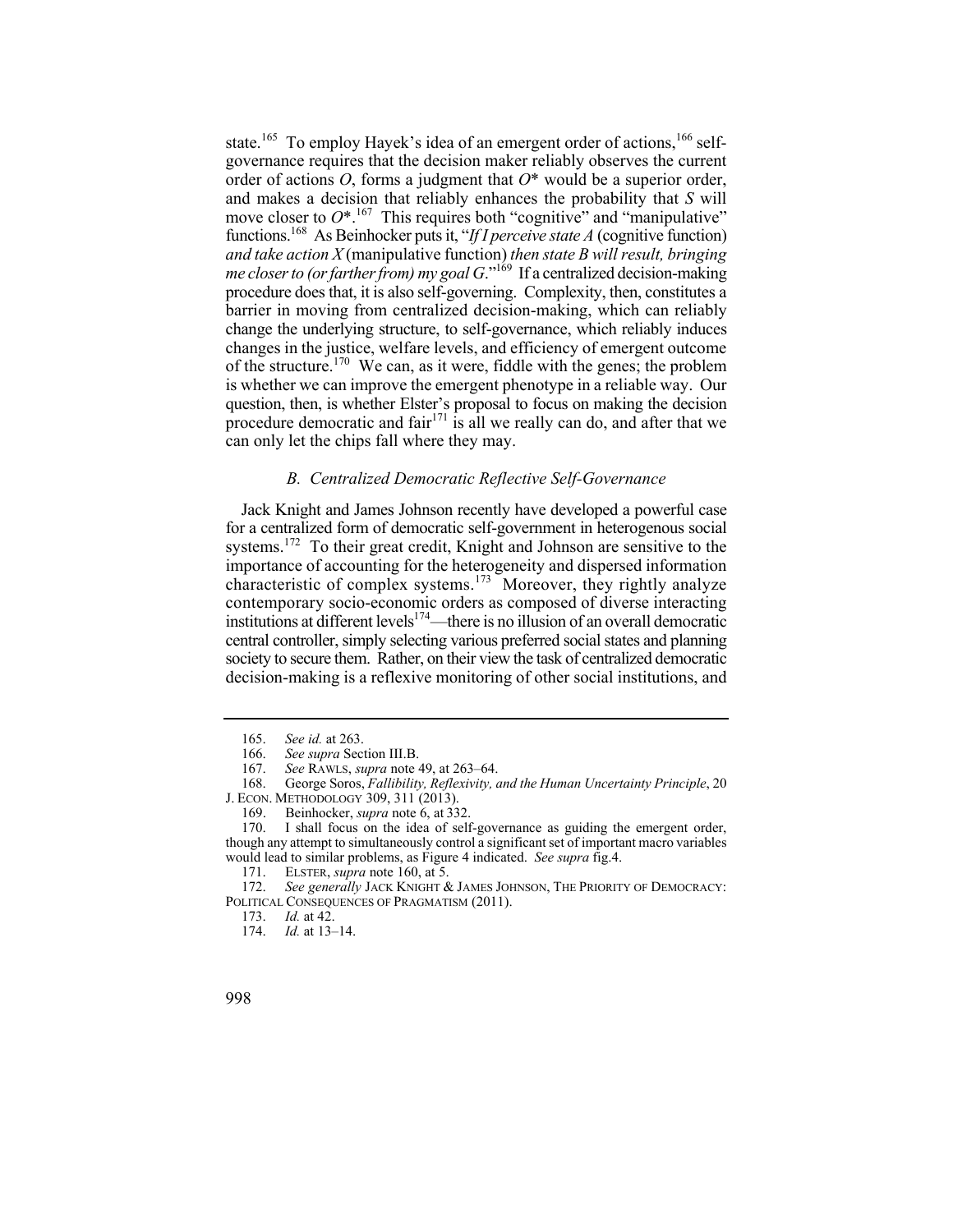state.[165] To employ Hayek's idea of an emergent order of actions,[166] self-governance requires that the decision maker reliably observes the current order of actions $O$, forms a judgment that $O^*$ would be a superior order, and makes a decision that reliably enhances the probability that $S$ will move closer to $O^*$.[167] This requires both "cognitive" and "manipulative" functions.[168] As Beinhocker puts it, "*If I perceive state A* (cognitive function) *and take action X* (manipulative function) *then state B will result, bringing me closer to (or farther from) my goal G*."[169] If a centralized decision-making procedure does that, it is also self-governing. Complexity, then, constitutes a barrier in moving from centralized decision-making, which can reliably change the underlying structure, to self-governance, which reliably induces changes in the justice, welfare levels, and efficiency of emergent outcome of the structure.[170] We can, as it were, fiddle with the genes; the problem is whether we can improve the emergent phenotype in a reliable way. Our question, then, is whether Elster's proposal to focus on making the decision procedure democratic and fair[171] is all we really can do, and after that we can only let the chips fall where they may.

### *B. Centralized Democratic Reflective Self-Governance*

Jack Knight and James Johnson recently have developed a powerful case for a centralized form of democratic self-government in heterogenous social systems.[172] To their great credit, Knight and Johnson are sensitive to the importance of accounting for the heterogeneity and dispersed information characteristic of complex systems.[173] Moreover, they rightly analyze contemporary socio-economic orders as composed of diverse interacting institutions at different levels[174]—there is no illusion of an overall democratic central controller, simply selecting various preferred social states and planning society to secure them. Rather, on their view the task of centralized democratic decision-making is a reflexive monitoring of other social institutions, and

---

165. *See id.* at 263.

166. *See supra* Section III.B.

167. *See* RAWLS, *supra* note 49, at 263–64.

168. George Soros, *Fallibility, Reflexivity, and the Human Uncertainty Principle*, 20 J. ECON. METHODOLOGY 309, 311 (2013).

169. Beinhocker, *supra* note 6, at 332.

170. I shall focus on the idea of self-governance as guiding the emergent order, though any attempt to simultaneously control a significant set of important macro variables would lead to similar problems, as Figure 4 indicated. *See supra* fig.4.

171. ELSTER, *supra* note 160, at 5.

172. *See generally* JACK KNIGHT & JAMES JOHNSON, THE PRIORITY OF DEMOCRACY: POLITICAL CONSEQUENCES OF PRAGMATISM (2011).

173. *Id.* at 42.

174. *Id.* at 13–14.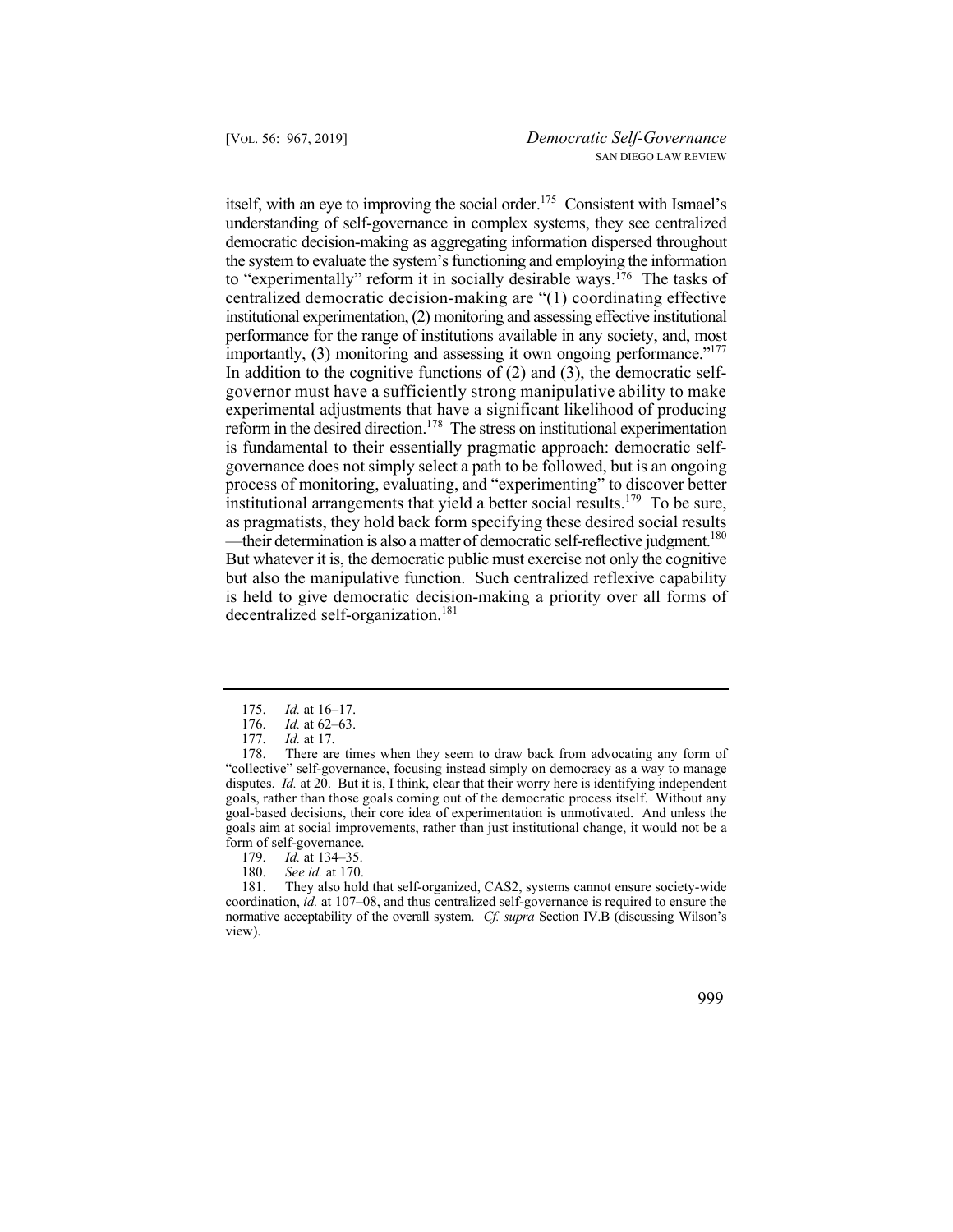itself, with an eye to improving the social order.[175] Consistent with Ismael's understanding of self-governance in complex systems, they see centralized democratic decision-making as aggregating information dispersed throughout the system to evaluate the system's functioning and employing the information to "experimentally" reform it in socially desirable ways.[176] The tasks of centralized democratic decision-making are "(1) coordinating effective institutional experimentation, (2) monitoring and assessing effective institutional performance for the range of institutions available in any society, and, most importantly, (3) monitoring and assessing it own ongoing performance."[177] In addition to the cognitive functions of (2) and (3), the democratic self-governor must have a sufficiently strong manipulative ability to make experimental adjustments that have a significant likelihood of producing reform in the desired direction.[178] The stress on institutional experimentation is fundamental to their essentially pragmatic approach: democratic self-governance does not simply select a path to be followed, but is an ongoing process of monitoring, evaluating, and "experimenting" to discover better institutional arrangements that yield a better social results.[179] To be sure, as pragmatists, they hold back form specifying these desired social results —their determination is also a matter of democratic self-reflective judgment.[180] But whatever it is, the democratic public must exercise not only the cognitive but also the manipulative function. Such centralized reflexive capability is held to give democratic decision-making a priority over all forms of decentralized self-organization.[181]

---

175. *Id.* at 16–17.

176. *Id.* at 62–63.

177. *Id.* at 17.

178. There are times when they seem to draw back from advocating any form of "collective" self-governance, focusing instead simply on democracy as a way to manage disputes. *Id.* at 20. But it is, I think, clear that their worry here is identifying independent goals, rather than those goals coming out of the democratic process itself. Without any goal-based decisions, their core idea of experimentation is unmotivated. And unless the goals aim at social improvements, rather than just institutional change, it would not be a form of self-governance.

179. *Id.* at 134–35.

180. *See id.* at 170.

181. They also hold that self-organized, CAS2, systems cannot ensure society-wide coordination, *id.* at 107–08, and thus centralized self-governance is required to ensure the normative acceptability of the overall system. *Cf. supra* Section IV.B (discussing Wilson's view).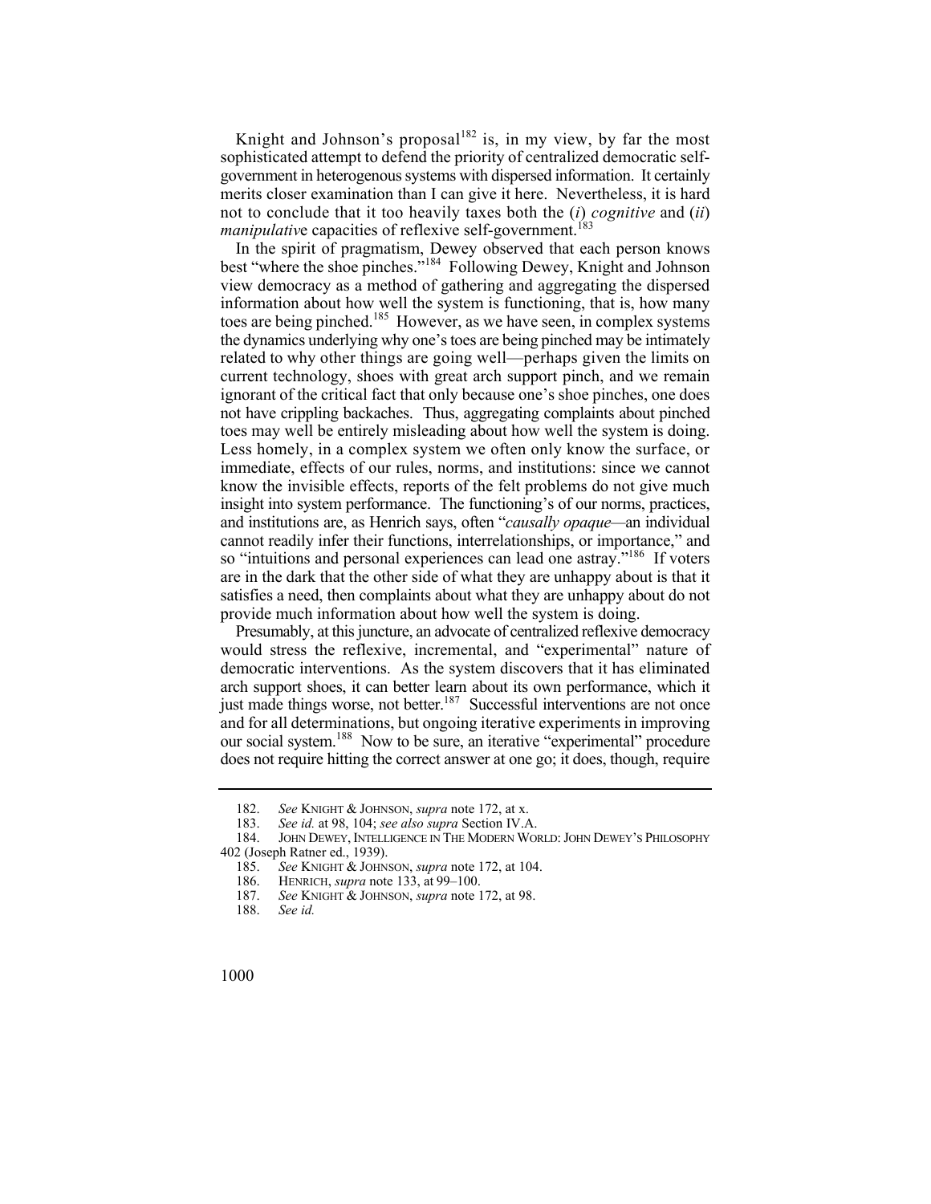Knight and Johnson's proposal[182] is, in my view, by far the most sophisticated attempt to defend the priority of centralized democratic self-government in heterogenous systems with dispersed information. It certainly merits closer examination than I can give it here. Nevertheless, it is hard not to conclude that it too heavily taxes both the (*i*) *cognitive* and (*ii*) *manipulative* capacities of reflexive self-government.[183]

In the spirit of pragmatism, Dewey observed that each person knows best "where the shoe pinches."[184] Following Dewey, Knight and Johnson view democracy as a method of gathering and aggregating the dispersed information about how well the system is functioning, that is, how many toes are being pinched.[185] However, as we have seen, in complex systems the dynamics underlying why one's toes are being pinched may be intimately related to why other things are going well—perhaps given the limits on current technology, shoes with great arch support pinch, and we remain ignorant of the critical fact that only because one's shoe pinches, one does not have crippling backaches. Thus, aggregating complaints about pinched toes may well be entirely misleading about how well the system is doing. Less homely, in a complex system we often only know the surface, or immediate, effects of our rules, norms, and institutions: since we cannot know the invisible effects, reports of the felt problems do not give much insight into system performance. The functioning's of our norms, practices, and institutions are, as Henrich says, often "*causally opaque*—an individual cannot readily infer their functions, interrelationships, or importance," and so "intuitions and personal experiences can lead one astray."[186] If voters are in the dark that the other side of what they are unhappy about is that it satisfies a need, then complaints about what they are unhappy about do not provide much information about how well the system is doing.

Presumably, at this juncture, an advocate of centralized reflexive democracy would stress the reflexive, incremental, and "experimental" nature of democratic interventions. As the system discovers that it has eliminated arch support shoes, it can better learn about its own performance, which it just made things worse, not better.[187] Successful interventions are not once and for all determinations, but ongoing iterative experiments in improving our social system.[188] Now to be sure, an iterative "experimental" procedure does not require hitting the correct answer at one go; it does, though, require

---

182. *See* KNIGHT & JOHNSON, *supra* note 172, at x.

183. *See id.* at 98, 104; *see also supra* Section IV.A.

184. JOHN DEWEY, INTELLIGENCE IN THE MODERN WORLD: JOHN DEWEY'S PHILOSOPHY 402 (Joseph Ratner ed., 1939).

185. *See* KNIGHT & JOHNSON, *supra* note 172, at 104.

186. HENRICH, *supra* note 133, at 99–100.

187. *See* KNIGHT & JOHNSON, *supra* note 172, at 98.

188. *See id.*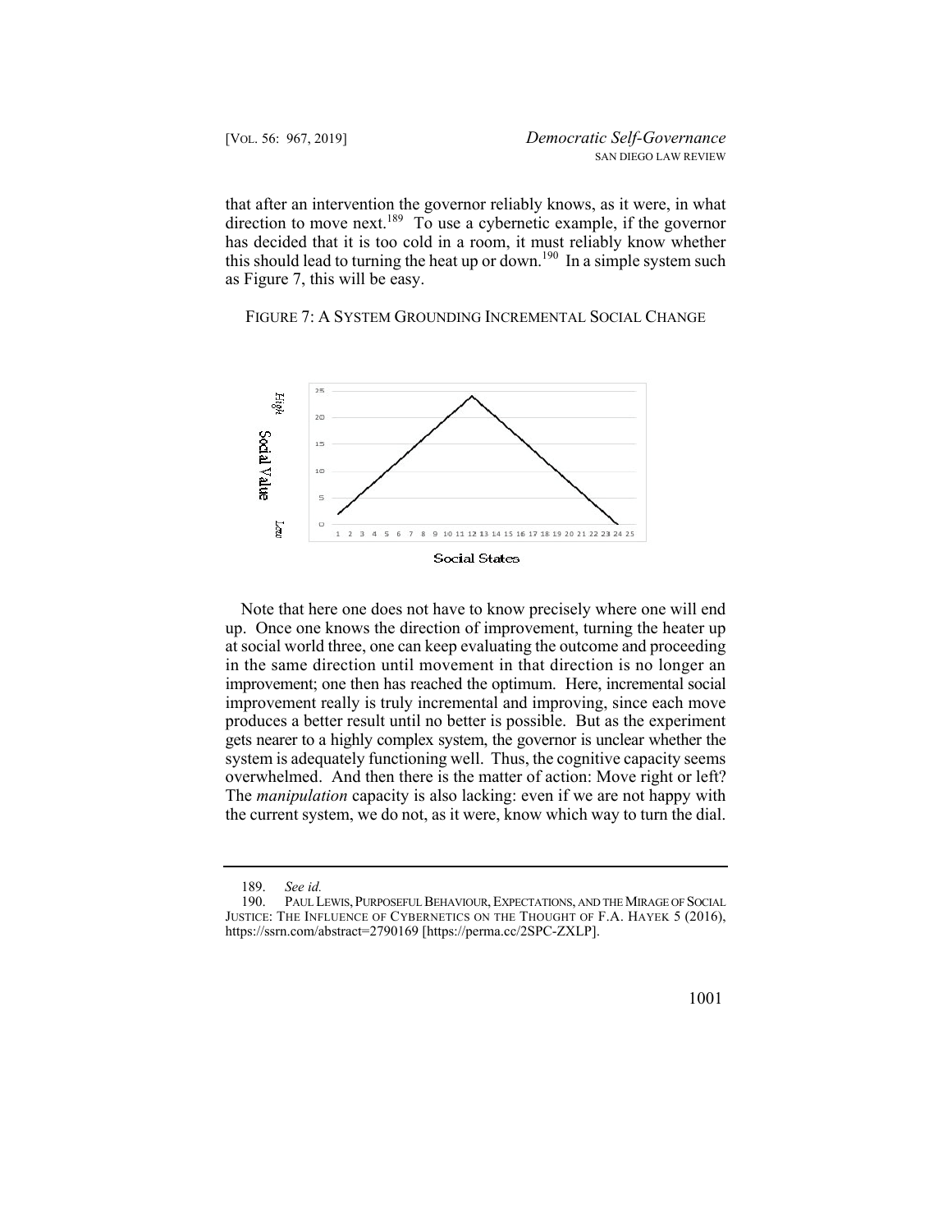that after an intervention the governor reliably knows, as it were, in what direction to move next.[189] To use a cybernetic example, if the governor has decided that it is too cold in a room, it must reliably know whether this should lead to turning the heat up or down.[190] In a simple system such as Figure 7, this will be easy.

FIGURE 7: A SYSTEM GROUNDING INCREMENTAL SOCIAL CHANGE

Note that here one does not have to know precisely where one will end up. Once one knows the direction of improvement, turning the heater up at social world three, one can keep evaluating the outcome and proceeding in the same direction until movement in that direction is no longer an improvement; one then has reached the optimum. Here, incremental social improvement really is truly incremental and improving, since each move produces a better result until no better is possible. But as the experiment gets nearer to a highly complex system, the governor is unclear whether the system is adequately functioning well. Thus, the cognitive capacity seems overwhelmed. And then there is the matter of action: Move right or left? The *manipulation* capacity is also lacking: even if we are not happy with the current system, we do not, as it were, know which way to turn the dial.

---

189. *See id.*

190. PAUL LEWIS, PURPOSEFUL BEHAVIOUR, EXPECTATIONS, AND THE MIRAGE OF SOCIAL JUSTICE: THE INFLUENCE OF CYBERNETICS ON THE THOUGHT OF F.A. HAYEK 5 (2016), https://ssrn.com/abstract=2790169 [https://perma.cc/2SPC-ZXLP].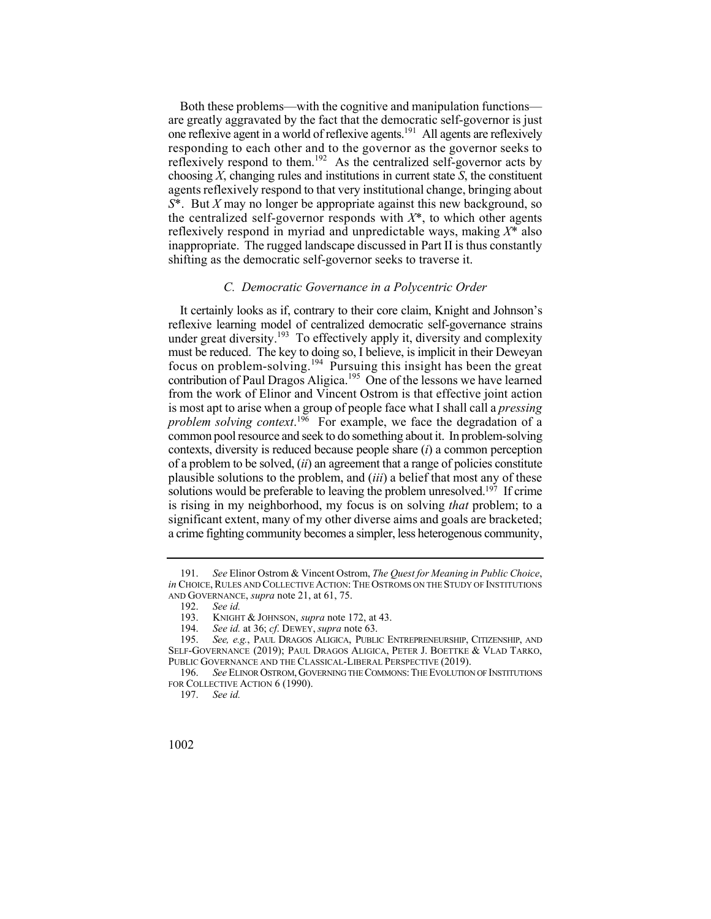Both these problems—with the cognitive and manipulation functions—are greatly aggravated by the fact that the democratic self-governor is just one reflexive agent in a world of reflexive agents.[191] All agents are reflexively responding to each other and to the governor as the governor seeks to reflexively respond to them.[192] As the centralized self-governor acts by choosing $X$, changing rules and institutions in current state $S$, the constituent agents reflexively respond to that very institutional change, bringing about $S^*$. But $X$ may no longer be appropriate against this new background, so the centralized self-governor responds with $X^*$, to which other agents reflexively respond in myriad and unpredictable ways, making $X^*$ also inappropriate. The rugged landscape discussed in Part II is thus constantly shifting as the democratic self-governor seeks to traverse it.

### *C. Democratic Governance in a Polycentric Order*

It certainly looks as if, contrary to their core claim, Knight and Johnson's reflexive learning model of centralized democratic self-governance strains under great diversity.[193] To effectively apply it, diversity and complexity must be reduced. The key to doing so, I believe, is implicit in their Deweyan focus on problem-solving.[194] Pursuing this insight has been the great contribution of Paul Dragos Aligica.[195] One of the lessons we have learned from the work of Elinor and Vincent Ostrom is that effective joint action is most apt to arise when a group of people face what I shall call a *pressing problem solving context*.[196] For example, we face the degradation of a common pool resource and seek to do something about it. In problem-solving contexts, diversity is reduced because people share (*i*) a common perception of a problem to be solved, (*ii*) an agreement that a range of policies constitute plausible solutions to the problem, and (*iii*) a belief that most any of these solutions would be preferable to leaving the problem unresolved.[197] If crime is rising in my neighborhood, my focus is on solving *that* problem; to a significant extent, many of my other diverse aims and goals are bracketed; a crime fighting community becomes a simpler, less heterogenous community,

---

191. *See* Elinor Ostrom & Vincent Ostrom, *The Quest for Meaning in Public Choice*, *in* CHOICE, RULES AND COLLECTIVE ACTION: THE OSTROMS ON THE STUDY OF INSTITUTIONS AND GOVERNANCE, *supra* note 21, at 61, 75.

192. *See id.*

193. KNIGHT & JOHNSON, *supra* note 172, at 43.

194. *See id.* at 36; *cf.* DEWEY, *supra* note 63.

195. *See, e.g.*, PAUL DRAGOS ALIGICA, PUBLIC ENTREPRENEURSHIP, CITIZENSHIP, AND SELF-GOVERNANCE (2019); PAUL DRAGOS ALIGICA, PETER J. BOETTKE & VLAD TARKO, PUBLIC GOVERNANCE AND THE CLASSICAL-LIBERAL PERSPECTIVE (2019).

196. *See* ELINOR OSTROM, GOVERNING THE COMMONS: THE EVOLUTION OF INSTITUTIONS FOR COLLECTIVE ACTION 6 (1990).

197. *See id.*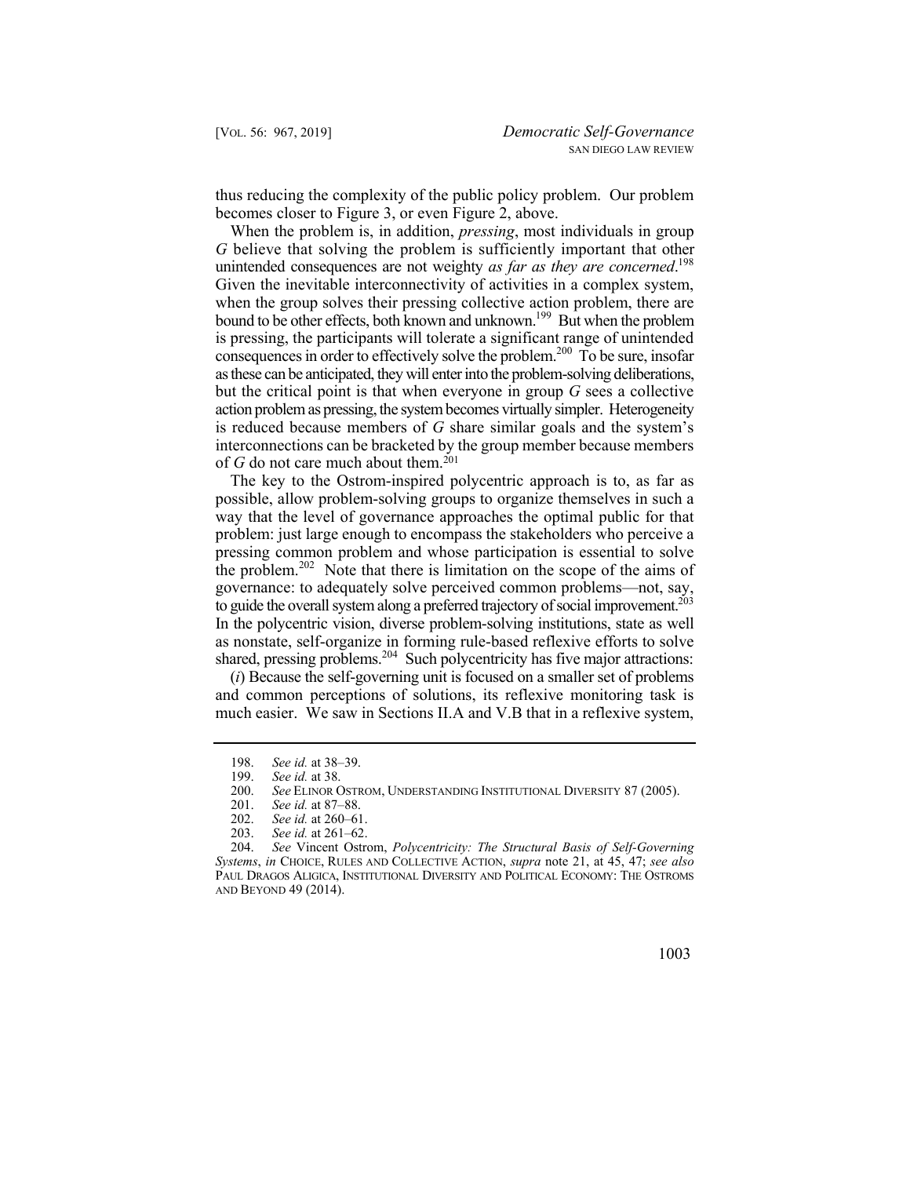thus reducing the complexity of the public policy problem. Our problem becomes closer to Figure 3, or even Figure 2, above.

When the problem is, in addition, *pressing*, most individuals in group *G* believe that solving the problem is sufficiently important that other unintended consequences are not weighty *as far as they are concerned*.[198] Given the inevitable interconnectivity of activities in a complex system, when the group solves their pressing collective action problem, there are bound to be other effects, both known and unknown.[199] But when the problem is pressing, the participants will tolerate a significant range of unintended consequences in order to effectively solve the problem.[200] To be sure, insofar as these can be anticipated, they will enter into the problem-solving deliberations, but the critical point is that when everyone in group *G* sees a collective action problem as pressing, the system becomes virtually simpler. Heterogeneity is reduced because members of *G* share similar goals and the system's interconnections can be bracketed by the group member because members of *G* do not care much about them.[201]

The key to the Ostrom-inspired polycentric approach is to, as far as possible, allow problem-solving groups to organize themselves in such a way that the level of governance approaches the optimal public for that problem: just large enough to encompass the stakeholders who perceive a pressing common problem and whose participation is essential to solve the problem.[202] Note that there is limitation on the scope of the aims of governance: to adequately solve perceived common problems—not, say, to guide the overall system along a preferred trajectory of social improvement.[203] In the polycentric vision, diverse problem-solving institutions, state as well as nonstate, self-organize in forming rule-based reflexive efforts to solve shared, pressing problems.[204] Such polycentricity has five major attractions:

(*i*) Because the self-governing unit is focused on a smaller set of problems and common perceptions of solutions, its reflexive monitoring task is much easier. We saw in Sections II.A and V.B that in a reflexive system,

---

198. *See id.* at 38–39.

199. *See id.* at 38.

200. *See* ELINOR OSTROM, UNDERSTANDING INSTITUTIONAL DIVERSITY 87 (2005).

201. *See id.* at 87–88.

202. *See id.* at 260–61.

203. *See id.* at 261–62.

204. *See* Vincent Ostrom, *Polycentricity: The Structural Basis of Self-Governing Systems*, *in* CHOICE, RULES AND COLLECTIVE ACTION, *supra* note 21, at 45, 47; *see also* PAUL DRAGOS ALIGICA, INSTITUTIONAL DIVERSITY AND POLITICAL ECONOMY: THE OSTROMS AND BEYOND 49 (2014).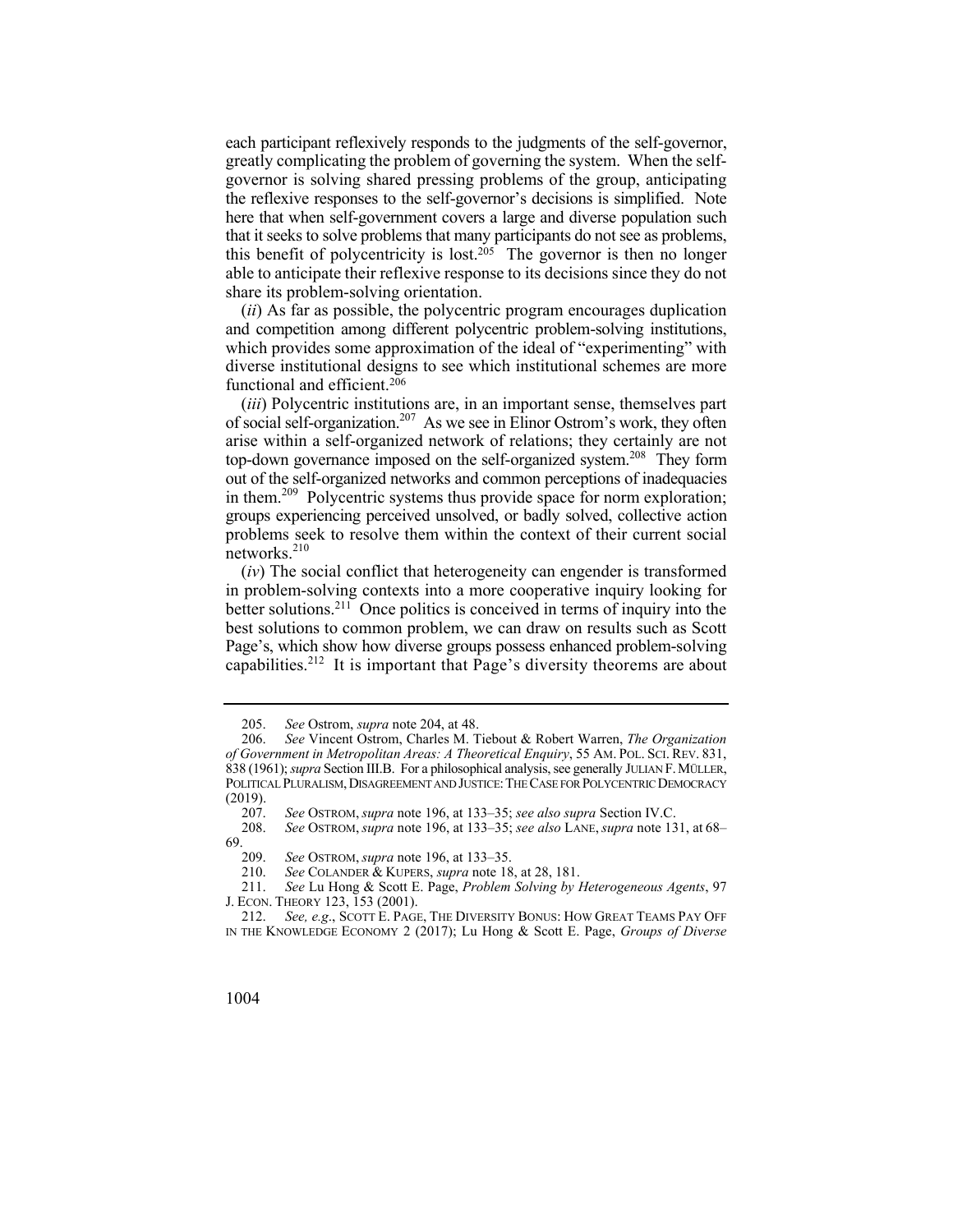each participant reflexively responds to the judgments of the self-governor, greatly complicating the problem of governing the system. When the self-governor is solving shared pressing problems of the group, anticipating the reflexive responses to the self-governor's decisions is simplified. Note here that when self-government covers a large and diverse population such that it seeks to solve problems that many participants do not see as problems, this benefit of polycentricity is lost.[205] The governor is then no longer able to anticipate their reflexive response to its decisions since they do not share its problem-solving orientation.

(*ii*) As far as possible, the polycentric program encourages duplication and competition among different polycentric problem-solving institutions, which provides some approximation of the ideal of "experimenting" with diverse institutional designs to see which institutional schemes are more functional and efficient.[206]

(*iii*) Polycentric institutions are, in an important sense, themselves part of social self-organization.[207] As we see in Elinor Ostrom's work, they often arise within a self-organized network of relations; they certainly are not top-down governance imposed on the self-organized system.[208] They form out of the self-organized networks and common perceptions of inadequacies in them.[209] Polycentric systems thus provide space for norm exploration; groups experiencing perceived unsolved, or badly solved, collective action problems seek to resolve them within the context of their current social networks.[210]

(*iv*) The social conflict that heterogeneity can engender is transformed in problem-solving contexts into a more cooperative inquiry looking for better solutions.[211] Once politics is conceived in terms of inquiry into the best solutions to common problem, we can draw on results such as Scott Page's, which show how diverse groups possess enhanced problem-solving capabilities.[212] It is important that Page's diversity theorems are about

---

205. *See* Ostrom, *supra* note 204, at 48.

206. *See* Vincent Ostrom, Charles M. Tiebout & Robert Warren, *The Organization of Government in Metropolitan Areas: A Theoretical Enquiry*, 55 AM. POL. SCI. REV. 831, 838 (1961); *supra* Section III.B. For a philosophical analysis, see generally JULIAN F. MÜLLER, POLITICAL PLURALISM, DISAGREEMENT AND JUSTICE: THE CASE FOR POLYCENTRIC DEMOCRACY (2019).

207. *See* OSTROM, *supra* note 196, at 133–35; *see also supra* Section IV.C.

208. *See* OSTROM, *supra* note 196, at 133–35; *see also* LANE, *supra* note 131, at 68–69.

209. *See* OSTROM, *supra* note 196, at 133–35.

210. *See* COLANDER & KUPERS, *supra* note 18, at 28, 181.

211. *See* Lu Hong & Scott E. Page, *Problem Solving by Heterogeneous Agents*, 97 J. ECON. THEORY 123, 153 (2001).

212. *See, e.g.*, SCOTT E. PAGE, THE DIVERSITY BONUS: HOW GREAT TEAMS PAY OFF IN THE KNOWLEDGE ECONOMY 2 (2017); Lu Hong & Scott E. Page, *Groups of Diverse*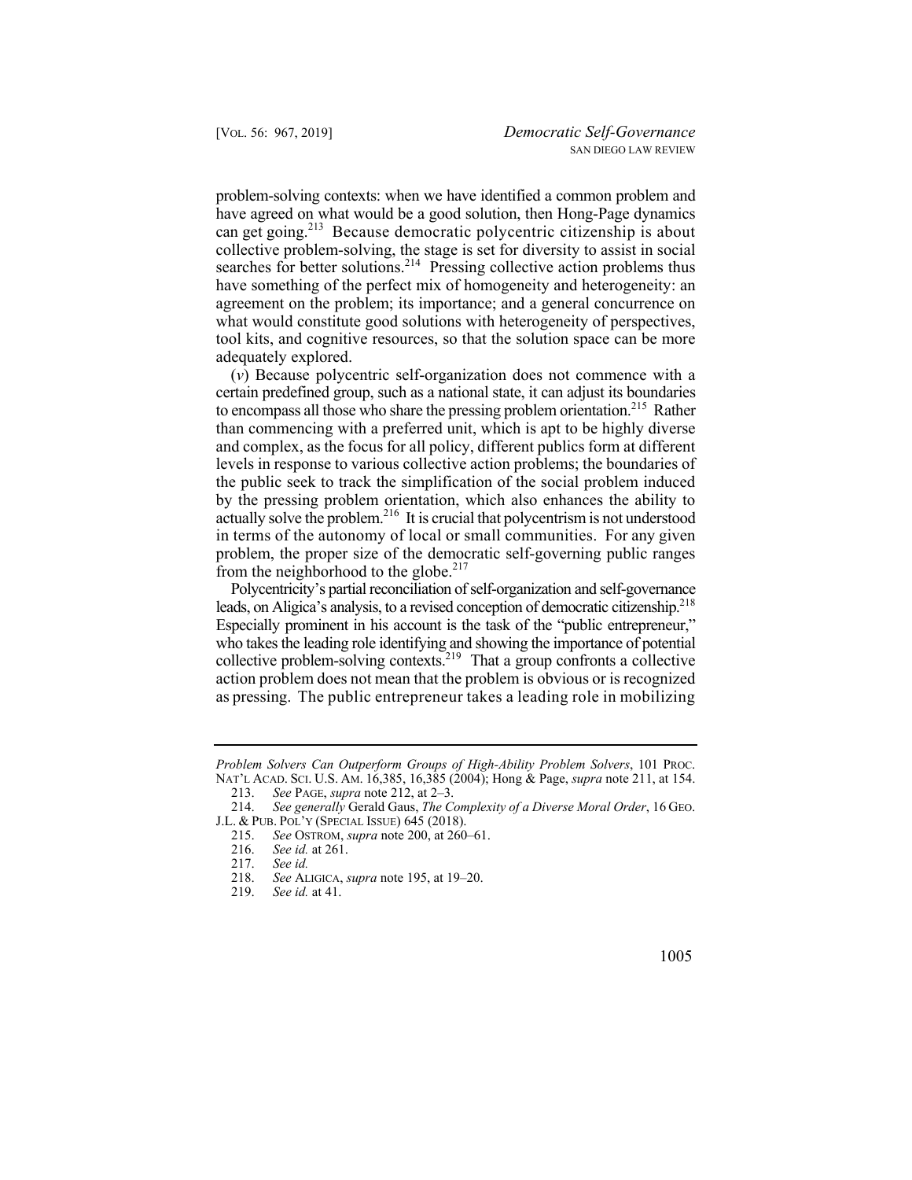problem-solving contexts: when we have identified a common problem and have agreed on what would be a good solution, then Hong-Page dynamics can get going.[213] Because democratic polycentric citizenship is about collective problem-solving, the stage is set for diversity to assist in social searches for better solutions.[214] Pressing collective action problems thus have something of the perfect mix of homogeneity and heterogeneity: an agreement on the problem; its importance; and a general concurrence on what would constitute good solutions with heterogeneity of perspectives, tool kits, and cognitive resources, so that the solution space can be more adequately explored.

(*v*) Because polycentric self-organization does not commence with a certain predefined group, such as a national state, it can adjust its boundaries to encompass all those who share the pressing problem orientation.[215] Rather than commencing with a preferred unit, which is apt to be highly diverse and complex, as the focus for all policy, different publics form at different levels in response to various collective action problems; the boundaries of the public seek to track the simplification of the social problem induced by the pressing problem orientation, which also enhances the ability to actually solve the problem.[216] It is crucial that polycentrism is not understood in terms of the autonomy of local or small communities. For any given problem, the proper size of the democratic self-governing public ranges from the neighborhood to the globe.[217]

Polycentricity's partial reconciliation of self-organization and self-governance leads, on Aligica's analysis, to a revised conception of democratic citizenship.[218] Especially prominent in his account is the task of the "public entrepreneur," who takes the leading role identifying and showing the importance of potential collective problem-solving contexts.[219] That a group confronts a collective action problem does not mean that the problem is obvious or is recognized as pressing. The public entrepreneur takes a leading role in mobilizing

---

*Problem Solvers Can Outperform Groups of High-Ability Problem Solvers*, 101 PROC. NAT'L ACAD. SCI. U.S. AM. 16,385, 16,385 (2004); Hong & Page, *supra* note 211, at 154.

213. *See* PAGE, *supra* note 212, at 2–3.

214. *See generally* Gerald Gaus, *The Complexity of a Diverse Moral Order*, 16 GEO. J.L. & PUB. POL'Y (SPECIAL ISSUE) 645 (2018).

215. *See* OSTROM, *supra* note 200, at 260–61.

216. *See id.* at 261.

217. *See id.*

218. *See* ALIGICA, *supra* note 195, at 19–20.

219. *See id.* at 41.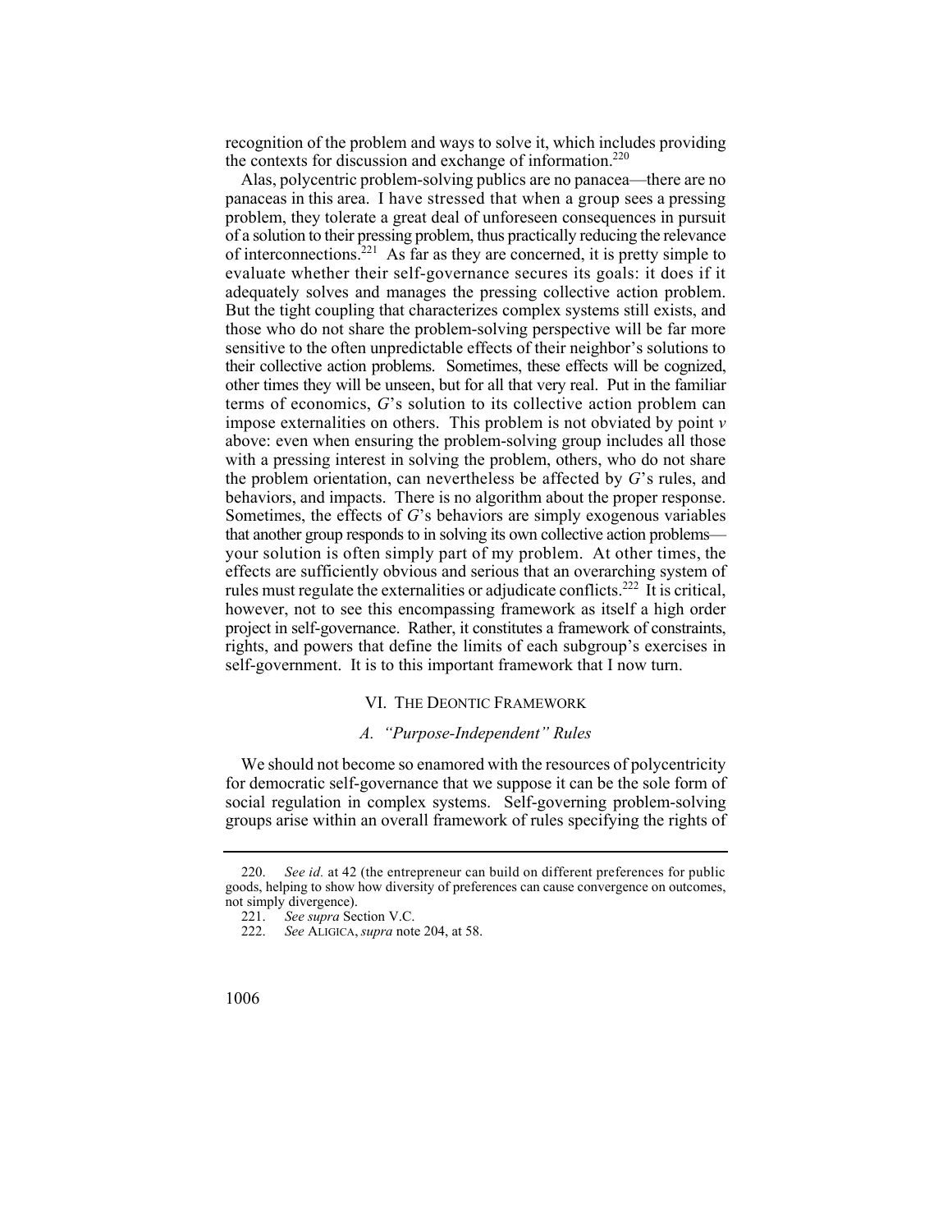recognition of the problem and ways to solve it, which includes providing the contexts for discussion and exchange of information.[220]

Alas, polycentric problem-solving publics are no panacea—there are no panaceas in this area. I have stressed that when a group sees a pressing problem, they tolerate a great deal of unforeseen consequences in pursuit of a solution to their pressing problem, thus practically reducing the relevance of interconnections.[221] As far as they are concerned, it is pretty simple to evaluate whether their self-governance secures its goals: it does if it adequately solves and manages the pressing collective action problem. But the tight coupling that characterizes complex systems still exists, and those who do not share the problem-solving perspective will be far more sensitive to the often unpredictable effects of their neighbor's solutions to their collective action problems. Sometimes, these effects will be cognized, other times they will be unseen, but for all that very real. Put in the familiar terms of economics, *G*'s solution to its collective action problem can impose externalities on others. This problem is not obviated by point *v* above: even when ensuring the problem-solving group includes all those with a pressing interest in solving the problem, others, who do not share the problem orientation, can nevertheless be affected by *G*'s rules, and behaviors, and impacts. There is no algorithm about the proper response. Sometimes, the effects of *G*'s behaviors are simply exogenous variables that another group responds to in solving its own collective action problems—your solution is often simply part of my problem. At other times, the effects are sufficiently obvious and serious that an overarching system of rules must regulate the externalities or adjudicate conflicts.[222] It is critical, however, not to see this encompassing framework as itself a high order project in self-governance. Rather, it constitutes a framework of constraints, rights, and powers that define the limits of each subgroup's exercises in self-government. It is to this important framework that I now turn.

## VI. THE DEONTIC FRAMEWORK

### *A. "Purpose-Independent" Rules*

We should not become so enamored with the resources of polycentricity for democratic self-governance that we suppose it can be the sole form of social regulation in complex systems. Self-governing problem-solving groups arise within an overall framework of rules specifying the rights of

---

220. *See id.* at 42 (the entrepreneur can build on different preferences for public goods, helping to show how diversity of preferences can cause convergence on outcomes, not simply divergence).

221. *See supra* Section V.C.

222. *See* ALIGICA, *supra* note 204, at 58.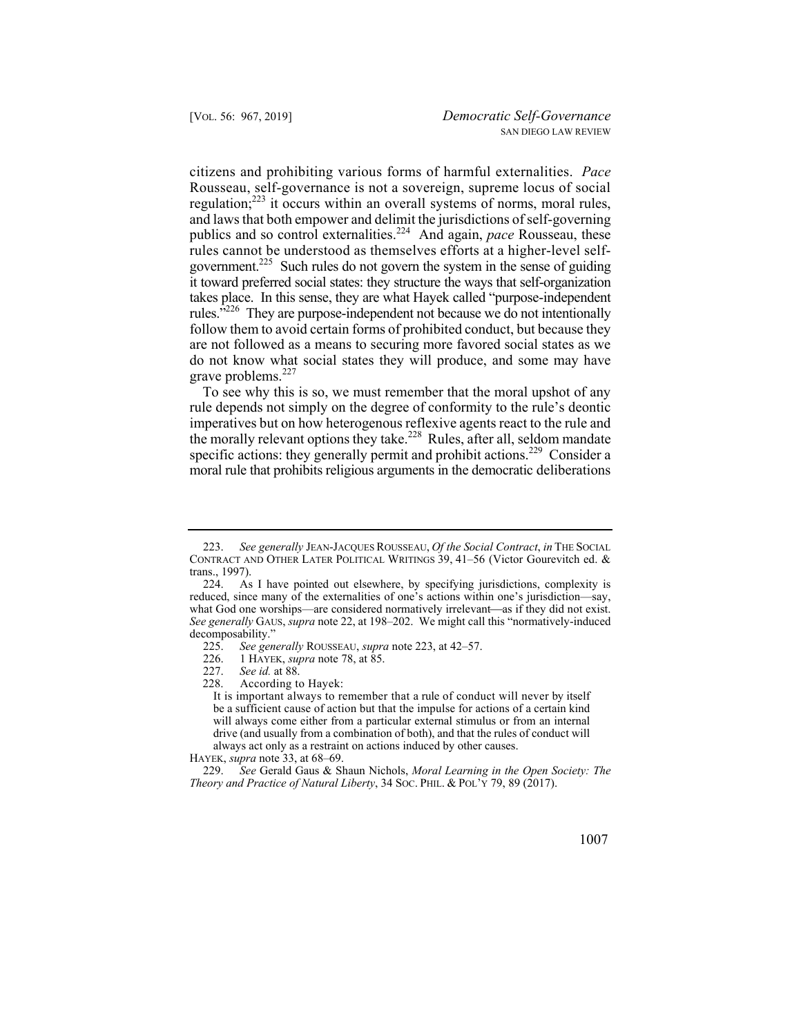citizens and prohibiting various forms of harmful externalities. *Pace* Rousseau, self-governance is not a sovereign, supreme locus of social regulation;[223] it occurs within an overall systems of norms, moral rules, and laws that both empower and delimit the jurisdictions of self-governing publics and so control externalities.[224] And again, *pace* Rousseau, these rules cannot be understood as themselves efforts at a higher-level self-government.[225] Such rules do not govern the system in the sense of guiding it toward preferred social states: they structure the ways that self-organization takes place. In this sense, they are what Hayek called "purpose-independent rules."[226] They are purpose-independent not because we do not intentionally follow them to avoid certain forms of prohibited conduct, but because they are not followed as a means to securing more favored social states as we do not know what social states they will produce, and some may have grave problems.[227]

To see why this is so, we must remember that the moral upshot of any rule depends not simply on the degree of conformity to the rule's deontic imperatives but on how heterogenous reflexive agents react to the rule and the morally relevant options they take.[228] Rules, after all, seldom mandate specific actions: they generally permit and prohibit actions.[229] Consider a moral rule that prohibits religious arguments in the democratic deliberations

---

223. *See generally* JEAN-JACQUES ROUSSEAU, *Of the Social Contract*, *in* THE SOCIAL CONTRACT AND OTHER LATER POLITICAL WRITINGS 39, 41–56 (Victor Gourevitch ed. & trans., 1997).

224. As I have pointed out elsewhere, by specifying jurisdictions, complexity is reduced, since many of the externalities of one's actions within one's jurisdiction—say, what God one worships—are considered normatively irrelevant—as if they did not exist. *See generally* GAUS, *supra* note 22, at 198–202. We might call this "normatively-induced decomposability."

225. *See generally* ROUSSEAU, *supra* note 223, at 42–57.

226. 1 HAYEK, *supra* note 78, at 85.

227. *See id.* at 88.

228. According to Hayek:

> It is important always to remember that a rule of conduct will never by itself be a sufficient cause of action but that the impulse for actions of a certain kind will always come either from a particular external stimulus or from an internal drive (and usually from a combination of both), and that the rules of conduct will always act only as a restraint on actions induced by other causes.

HAYEK, *supra* note 33, at 68–69.

229. *See* Gerald Gaus & Shaun Nichols, *Moral Learning in the Open Society: The Theory and Practice of Natural Liberty*, 34 SOC. PHIL. & POL'Y 79, 89 (2017).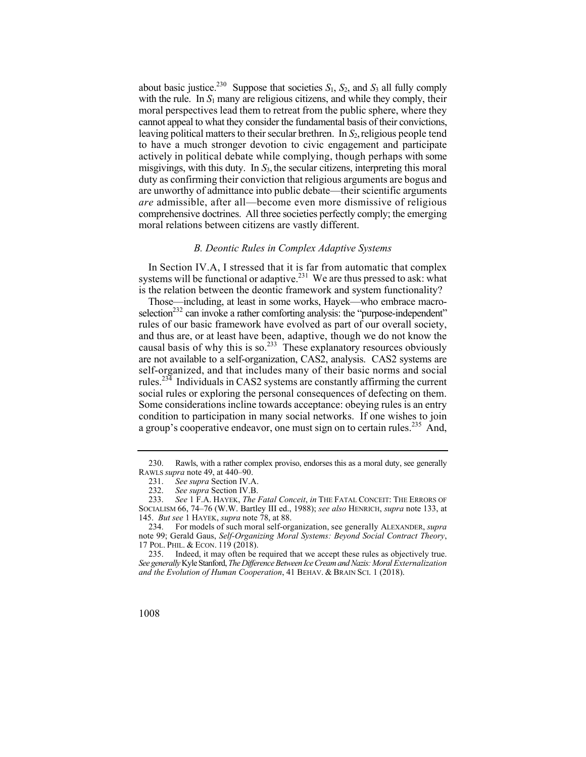about basic justice.[230] Suppose that societies $S_1$, $S_2$, and $S_3$ all fully comply with the rule. In $S_1$ many are religious citizens, and while they comply, their moral perspectives lead them to retreat from the public sphere, where they cannot appeal to what they consider the fundamental basis of their convictions, leaving political matters to their secular brethren. In $S_2$, religious people tend to have a much stronger devotion to civic engagement and participate actively in political debate while complying, though perhaps with some misgivings, with this duty. In $S_3$, the secular citizens, interpreting this moral duty as confirming their conviction that religious arguments are bogus and are unworthy of admittance into public debate—their scientific arguments *are* admissible, after all—become even more dismissive of religious comprehensive doctrines. All three societies perfectly comply; the emerging moral relations between citizens are vastly different.

### *B. Deontic Rules in Complex Adaptive Systems*

In Section IV.A, I stressed that it is far from automatic that complex systems will be functional or adaptive.[231] We are thus pressed to ask: what is the relation between the deontic framework and system functionality?

Those—including, at least in some works, Hayek—who embrace macro-selection[232] can invoke a rather comforting analysis: the "purpose-independent" rules of our basic framework have evolved as part of our overall society, and thus are, or at least have been, adaptive, though we do not know the causal basis of why this is so.[233] These explanatory resources obviously are not available to a self-organization, CAS2, analysis. CAS2 systems are self-organized, and that includes many of their basic norms and social rules.[234] Individuals in CAS2 systems are constantly affirming the current social rules or exploring the personal consequences of defecting on them. Some considerations incline towards acceptance: obeying rules is an entry condition to participation in many social networks. If one wishes to join a group's cooperative endeavor, one must sign on to certain rules.[235] And,

---

230. Rawls, with a rather complex proviso, endorses this as a moral duty, see generally RAWLS *supra* note 49, at 440–90.

231. *See supra* Section IV.A.

232. *See supra* Section IV.B.

233. *See* 1 F.A. HAYEK, *The Fatal Conceit*, *in* THE FATAL CONCEIT: THE ERRORS OF SOCIALISM 66, 74–76 (W.W. Bartley III ed., 1988); *see also* HENRICH, *supra* note 133, at 145. *But see* 1 HAYEK, *supra* note 78, at 88.

234. For models of such moral self-organization, see generally ALEXANDER, *supra* note 99; Gerald Gaus, *Self-Organizing Moral Systems: Beyond Social Contract Theory*, 17 POL. PHIL. & ECON. 119 (2018).

235. Indeed, it may often be required that we accept these rules as objectively true. *See generally* Kyle Stanford, *The Difference Between Ice Cream and Nazis: Moral Externalization and the Evolution of Human Cooperation*, 41 BEHAV. & BRAIN SCI. 1 (2018).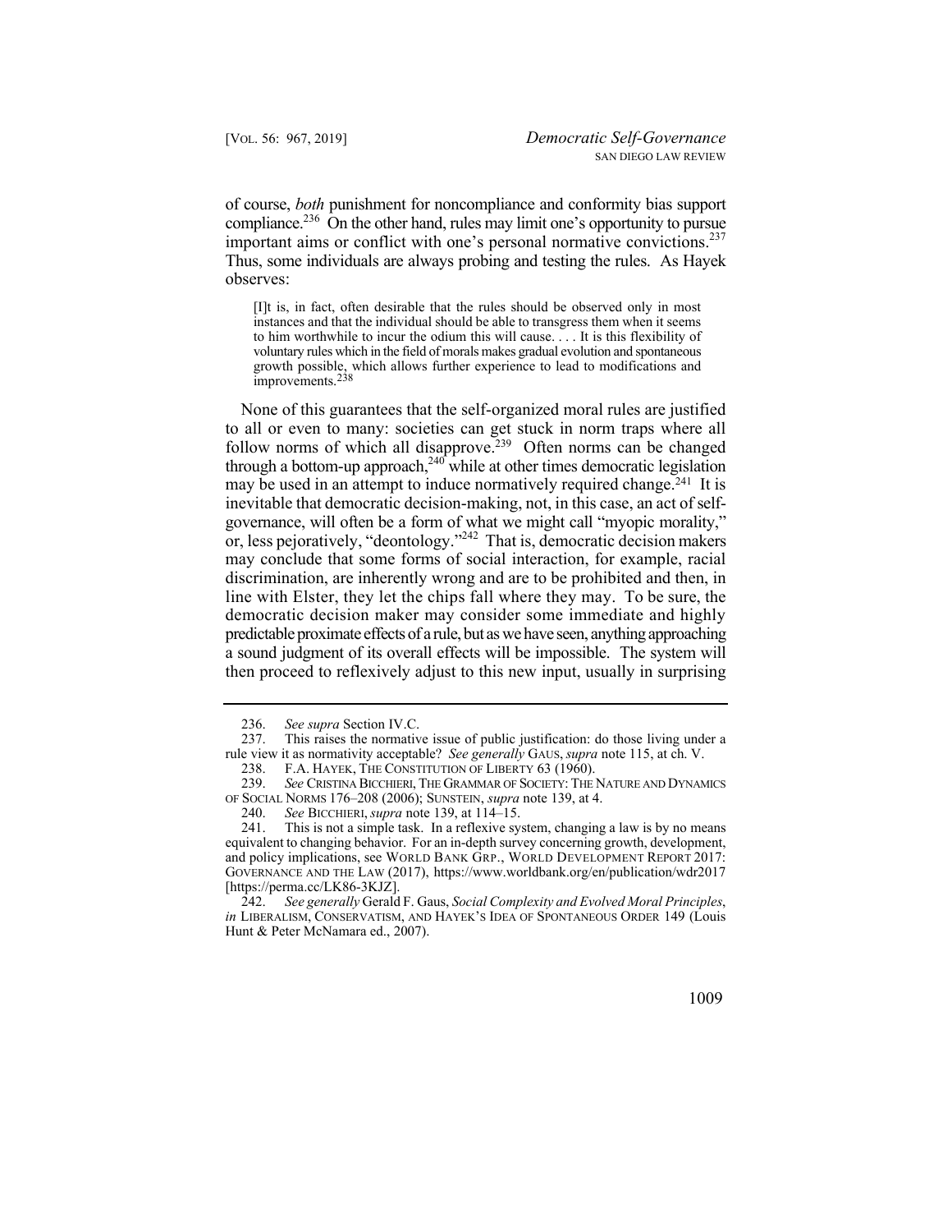of course, *both* punishment for noncompliance and conformity bias support compliance.[236] On the other hand, rules may limit one's opportunity to pursue important aims or conflict with one's personal normative convictions.[237] Thus, some individuals are always probing and testing the rules. As Hayek observes:

> [I]t is, in fact, often desirable that the rules should be observed only in most instances and that the individual should be able to transgress them when it seems to him worthwhile to incur the odium this will cause. . . . It is this flexibility of voluntary rules which in the field of morals makes gradual evolution and spontaneous growth possible, which allows further experience to lead to modifications and improvements.[238]

None of this guarantees that the self-organized moral rules are justified to all or even to many: societies can get stuck in norm traps where all follow norms of which all disapprove.[239] Often norms can be changed through a bottom-up approach,[240] while at other times democratic legislation may be used in an attempt to induce normatively required change.[241] It is inevitable that democratic decision-making, not, in this case, an act of self-governance, will often be a form of what we might call "myopic morality," or, less pejoratively, "deontology."[242] That is, democratic decision makers may conclude that some forms of social interaction, for example, racial discrimination, are inherently wrong and are to be prohibited and then, in line with Elster, they let the chips fall where they may. To be sure, the democratic decision maker may consider some immediate and highly predictable proximate effects of a rule, but as we have seen, anything approaching a sound judgment of its overall effects will be impossible. The system will then proceed to reflexively adjust to this new input, usually in surprising

---

236. *See supra* Section IV.C.

237. This raises the normative issue of public justification: do those living under a rule view it as normativity acceptable? *See generally* GAUS, *supra* note 115, at ch. V.

238. F.A. HAYEK, THE CONSTITUTION OF LIBERTY 63 (1960).

239. *See* CRISTINA BICCHIERI, THE GRAMMAR OF SOCIETY: THE NATURE AND DYNAMICS OF SOCIAL NORMS 176–208 (2006); SUNSTEIN, *supra* note 139, at 4.

240. *See* BICCHIERI, *supra* note 139, at 114–15.

241. This is not a simple task. In a reflexive system, changing a law is by no means equivalent to changing behavior. For an in-depth survey concerning growth, development, and policy implications, see WORLD BANK GRP., WORLD DEVELOPMENT REPORT 2017: GOVERNANCE AND THE LAW (2017), https://www.worldbank.org/en/publication/wdr2017 [https://perma.cc/LK86-3KJZ].

242. *See generally* Gerald F. Gaus, *Social Complexity and Evolved Moral Principles*, *in* LIBERALISM, CONSERVATISM, AND HAYEK'S IDEA OF SPONTANEOUS ORDER 149 (Louis Hunt & Peter McNamara ed., 2007).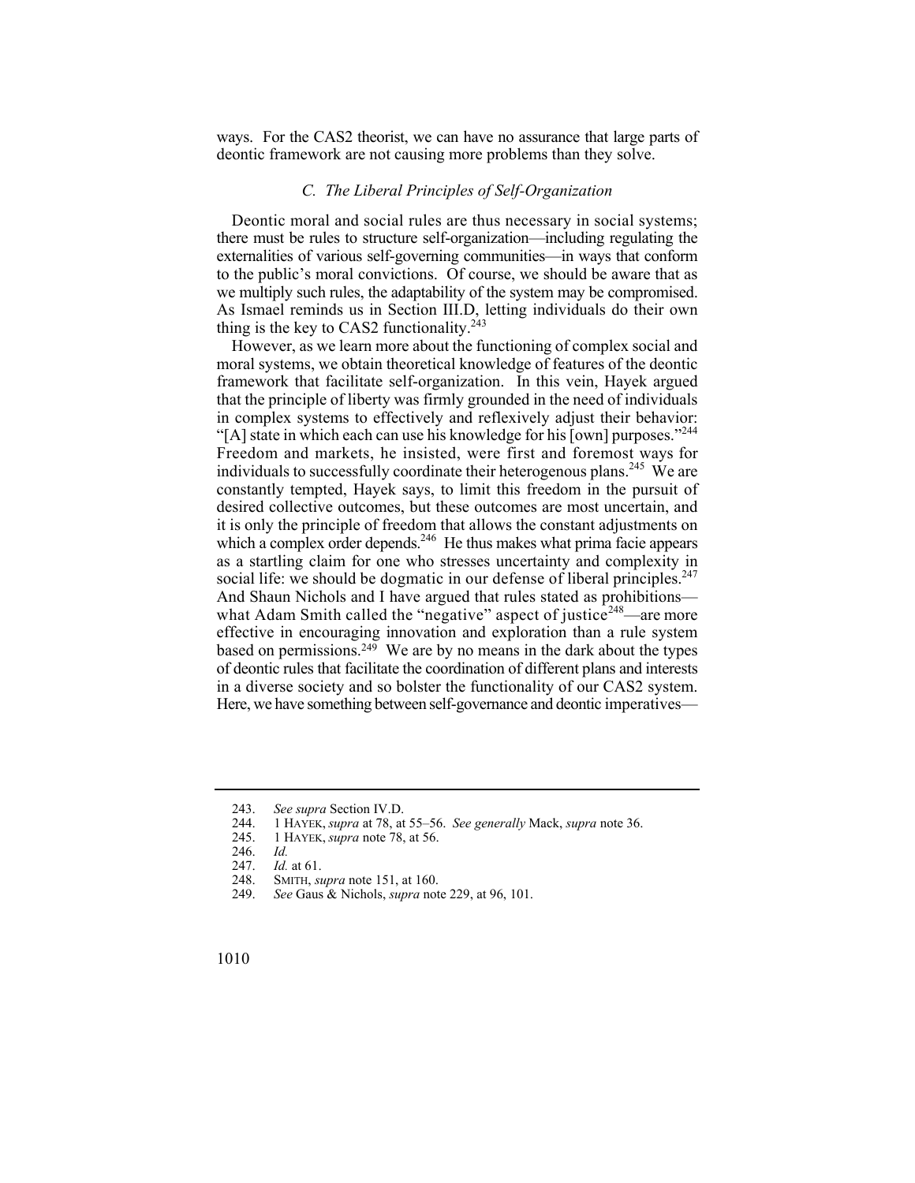ways. For the CAS2 theorist, we can have no assurance that large parts of deontic framework are not causing more problems than they solve.

### *C. The Liberal Principles of Self-Organization*

Deontic moral and social rules are thus necessary in social systems; there must be rules to structure self-organization—including regulating the externalities of various self-governing communities—in ways that conform to the public's moral convictions. Of course, we should be aware that as we multiply such rules, the adaptability of the system may be compromised. As Ismael reminds us in Section III.D, letting individuals do their own thing is the key to CAS2 functionality.[243]

However, as we learn more about the functioning of complex social and moral systems, we obtain theoretical knowledge of features of the deontic framework that facilitate self-organization. In this vein, Hayek argued that the principle of liberty was firmly grounded in the need of individuals in complex systems to effectively and reflexively adjust their behavior: "[A] state in which each can use his knowledge for his [own] purposes."[244] Freedom and markets, he insisted, were first and foremost ways for individuals to successfully coordinate their heterogenous plans.[245] We are constantly tempted, Hayek says, to limit this freedom in the pursuit of desired collective outcomes, but these outcomes are most uncertain, and it is only the principle of freedom that allows the constant adjustments on which a complex order depends.[246] He thus makes what prima facie appears as a startling claim for one who stresses uncertainty and complexity in social life: we should be dogmatic in our defense of liberal principles.[247] And Shaun Nichols and I have argued that rules stated as prohibitions—what Adam Smith called the "negative" aspect of justice[248]—are more effective in encouraging innovation and exploration than a rule system based on permissions.[249] We are by no means in the dark about the types of deontic rules that facilitate the coordination of different plans and interests in a diverse society and so bolster the functionality of our CAS2 system. Here, we have something between self-governance and deontic imperatives—

---

243. *See supra* Section IV.D.

244. 1 HAYEK, *supra* at 78, at 55–56. *See generally* Mack, *supra* note 36.

245. 1 HAYEK, *supra* note 78, at 56.

246. *Id.*

247. *Id.* at 61.

248. SMITH, *supra* note 151, at 160.

249. *See* Gaus & Nichols, *supra* note 229, at 96, 101.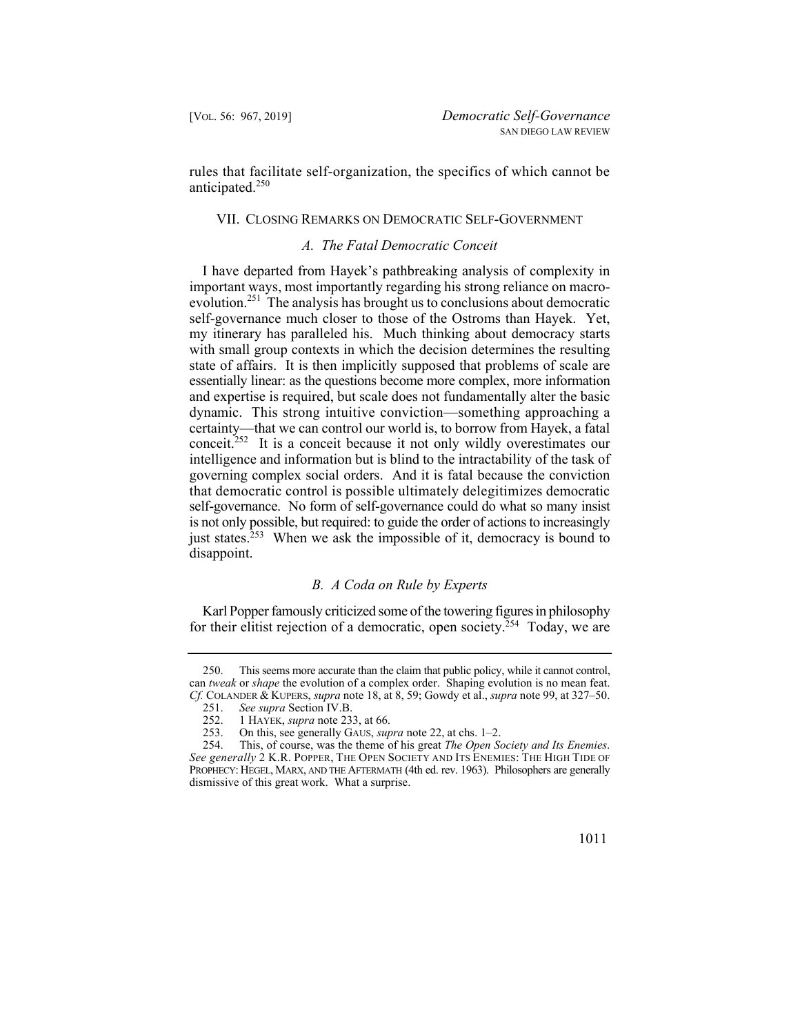rules that facilitate self-organization, the specifics of which cannot be anticipated.[250]

## VII. Closing Remarks on Democratic Self-Government

### *A. The Fatal Democratic Conceit*

I have departed from Hayek's pathbreaking analysis of complexity in important ways, most importantly regarding his strong reliance on macro-evolution.[251] The analysis has brought us to conclusions about democratic self-governance much closer to those of the Ostroms than Hayek. Yet, my itinerary has paralleled his. Much thinking about democracy starts with small group contexts in which the decision determines the resulting state of affairs. It is then implicitly supposed that problems of scale are essentially linear: as the questions become more complex, more information and expertise is required, but scale does not fundamentally alter the basic dynamic. This strong intuitive conviction—something approaching a certainty—that we can control our world is, to borrow from Hayek, a fatal conceit.[252] It is a conceit because it not only wildly overestimates our intelligence and information but is blind to the intractability of the task of governing complex social orders. And it is fatal because the conviction that democratic control is possible ultimately delegitimizes democratic self-governance. No form of self-governance could do what so many insist is not only possible, but required: to guide the order of actions to increasingly just states.[253] When we ask the impossible of it, democracy is bound to disappoint.

### *B. A Coda on Rule by Experts*

Karl Popper famously criticized some of the towering figures in philosophy for their elitist rejection of a democratic, open society.[254] Today, we are

---

250. This seems more accurate than the claim that public policy, while it cannot control, can *tweak* or *shape* the evolution of a complex order. Shaping evolution is no mean feat. *Cf.* COLANDER & KUPERS, *supra* note 18, at 8, 59; Gowdy et al., *supra* note 99, at 327–50.

251. *See supra* Section IV.B.

252. 1 HAYEK, *supra* note 233, at 66.

253. On this, see generally GAUS, *supra* note 22, at chs. 1–2.

254. This, of course, was the theme of his great *The Open Society and Its Enemies*. *See generally* 2 K.R. POPPER, THE OPEN SOCIETY AND ITS ENEMIES: THE HIGH TIDE OF PROPHECY: HEGEL, MARX, AND THE AFTERMATH (4th ed. rev. 1963). Philosophers are generally dismissive of this great work. What a surprise.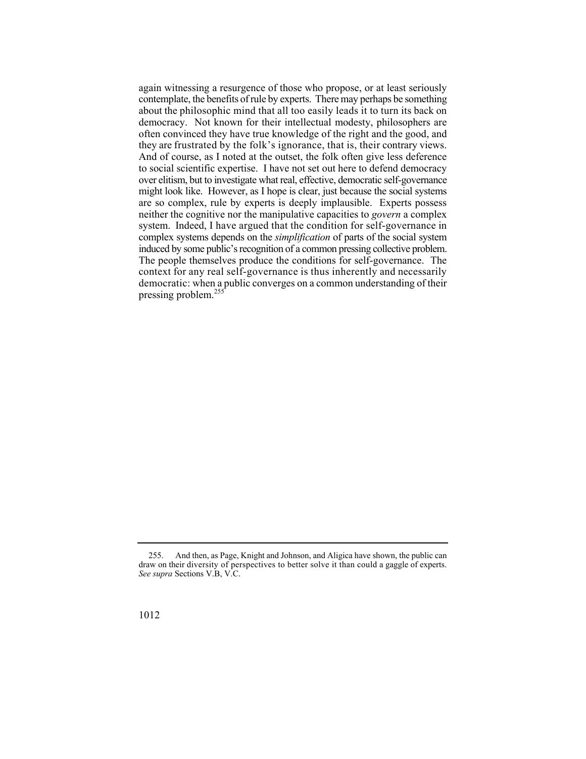again witnessing a resurgence of those who propose, or at least seriously contemplate, the benefits of rule by experts. There may perhaps be something about the philosophic mind that all too easily leads it to turn its back on democracy. Not known for their intellectual modesty, philosophers are often convinced they have true knowledge of the right and the good, and they are frustrated by the folk's ignorance, that is, their contrary views. And of course, as I noted at the outset, the folk often give less deference to social scientific expertise. I have not set out here to defend democracy over elitism, but to investigate what real, effective, democratic self-governance might look like. However, as I hope is clear, just because the social systems are so complex, rule by experts is deeply implausible. Experts possess neither the cognitive nor the manipulative capacities to *govern* a complex system. Indeed, I have argued that the condition for self-governance in complex systems depends on the *simplification* of parts of the social system induced by some public's recognition of a common pressing collective problem. The people themselves produce the conditions for self-governance. The context for any real self-governance is thus inherently and necessarily democratic: when a public converges on a common understanding of their pressing problem.[255]

255. And then, as Page, Knight and Johnson, and Aligica have shown, the public can draw on their diversity of perspectives to better solve it than could a gaggle of experts. *See supra* Sections V.B, V.C.